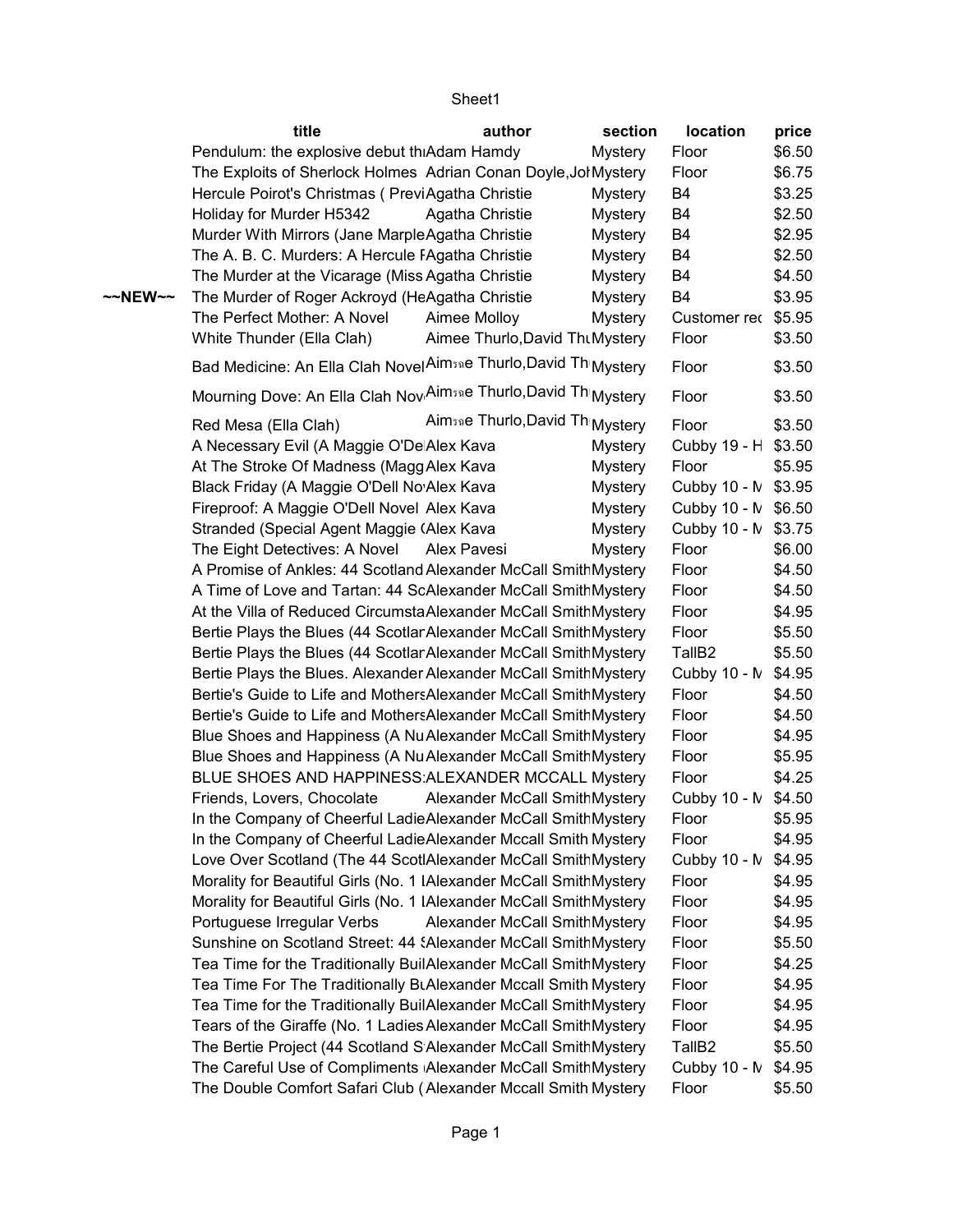Sheet1

| | title | author | section | location | price |
|---|---|---|---|---|---|
| | Pendulum: the explosive debut th | Adam Hamdy | Mystery | Floor | $6.50 |
| | The Exploits of Sherlock Holmes | Adrian Conan Doyle,Jo | Mystery | Floor | $6.75 |
| | Hercule Poirot's Christmas ( Previ | Agatha Christie | Mystery | B4 | $3.25 |
| | Holiday for Murder H5342 | Agatha Christie | Mystery | B4 | $2.50 |
| | Murder With Mirrors (Jane Marple | Agatha Christie | Mystery | B4 | $2.95 |
| | The A. B. C. Murders: A Hercule F | Agatha Christie | Mystery | B4 | $2.50 |
| | The Murder at the Vicarage (Miss | Agatha Christie | Mystery | B4 | $4.50 |
| ~~NEW~~ | The Murder of Roger Ackroyd (He | Agatha Christie | Mystery | B4 | $3.95 |
| | The Perfect Mother: A Novel | Aimee Molloy | Mystery | Customer re | $5.95 |
| | White Thunder (Ella Clah) | Aimee Thurlo,David Th | Mystery | Floor | $3.50 |
| | Bad Medicine: An Ella Clah Novel | Aimï¿½e Thurlo,David Th | Mystery | Floor | $3.50 |
| | Mourning Dove: An Ella Clah Nov | Aimï¿½e Thurlo,David Th | Mystery | Floor | $3.50 |
| | Red Mesa (Ella Clah) | Aimï¿½e Thurlo,David Th | Mystery | Floor | $3.50 |
| | A Necessary Evil (A Maggie O'De | Alex Kava | Mystery | Cubby 19 - H | $3.50 |
| | At The Stroke Of Madness (Magg | Alex Kava | Mystery | Floor | $5.95 |
| | Black Friday (A Maggie O'Dell No | Alex Kava | Mystery | Cubby 10 - M | $3.95 |
| | Fireproof: A Maggie O'Dell Novel | Alex Kava | Mystery | Cubby 10 - M | $6.50 |
| | Stranded (Special Agent Maggie ( | Alex Kava | Mystery | Cubby 10 - M | $3.75 |
| | The Eight Detectives: A Novel | Alex Pavesi | Mystery | Floor | $6.00 |
| | A Promise of Ankles: 44 Scotland | Alexander McCall Smith | Mystery | Floor | $4.50 |
| | A Time of Love and Tartan: 44 Sc | Alexander McCall Smith | Mystery | Floor | $4.50 |
| | At the Villa of Reduced Circumsta | Alexander McCall Smith | Mystery | Floor | $4.95 |
| | Bertie Plays the Blues (44 Scotlar | Alexander McCall Smith | Mystery | Floor | $5.50 |
| | Bertie Plays the Blues (44 Scotlar | Alexander McCall Smith | Mystery | TallB2 | $5.50 |
| | Bertie Plays the Blues. Alexander | Alexander McCall Smith | Mystery | Cubby 10 - M | $4.95 |
| | Bertie's Guide to Life and Mothers | Alexander McCall Smith | Mystery | Floor | $4.50 |
| | Bertie's Guide to Life and Mothers | Alexander McCall Smith | Mystery | Floor | $4.50 |
| | Blue Shoes and Happiness (A Nu | Alexander McCall Smith | Mystery | Floor | $4.95 |
| | Blue Shoes and Happiness (A Nu | Alexander McCall Smith | Mystery | Floor | $5.95 |
| | BLUE SHOES AND HAPPINESS: | ALEXANDER MCCALL | Mystery | Floor | $4.25 |
| | Friends, Lovers, Chocolate | Alexander McCall Smith | Mystery | Cubby 10 - M | $4.50 |
| | In the Company of Cheerful Ladie | Alexander McCall Smith | Mystery | Floor | $5.95 |
| | In the Company of Cheerful Ladie | Alexander Mccall Smith | Mystery | Floor | $4.95 |
| | Love Over Scotland (The 44 Scotl | Alexander McCall Smith | Mystery | Cubby 10 - M | $4.95 |
| | Morality for Beautiful Girls (No. 1 L | Alexander McCall Smith | Mystery | Floor | $4.95 |
| | Morality for Beautiful Girls (No. 1 L | Alexander McCall Smith | Mystery | Floor | $4.95 |
| | Portuguese Irregular Verbs | Alexander McCall Smith | Mystery | Floor | $4.95 |
| | Sunshine on Scotland Street: 44 S | Alexander McCall Smith | Mystery | Floor | $5.50 |
| | Tea Time for the Traditionally Buil | Alexander McCall Smith | Mystery | Floor | $4.25 |
| | Tea Time For The Traditionally Bu | Alexander Mccall Smith | Mystery | Floor | $4.95 |
| | Tea Time for the Traditionally Buil | Alexander McCall Smith | Mystery | Floor | $4.95 |
| | Tears of the Giraffe (No. 1 Ladies | Alexander McCall Smith | Mystery | Floor | $4.95 |
| | The Bertie Project (44 Scotland S | Alexander McCall Smith | Mystery | TallB2 | $5.50 |
| | The Careful Use of Compliments ( | Alexander McCall Smith | Mystery | Cubby 10 - M | $4.95 |
| | The Double Comfort Safari Club ( | Alexander Mccall Smith | Mystery | Floor | $5.50 |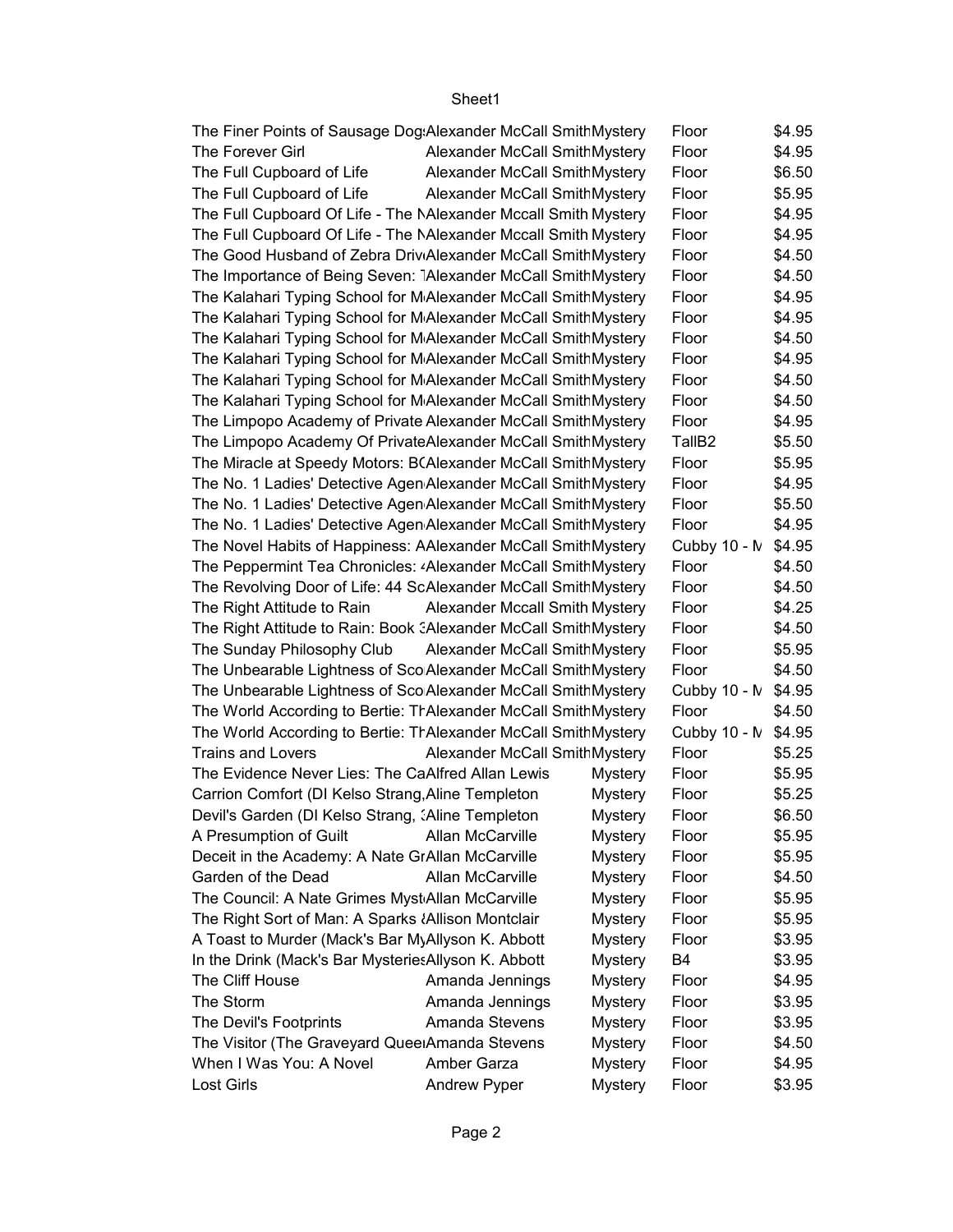| | | | | |
|---|---|---|---|---|
| The Finer Points of Sausage Dog | Alexander McCall Smith | Mystery | Floor | $4.95 |
| The Forever Girl | Alexander McCall Smith | Mystery | Floor | $4.95 |
| The Full Cupboard of Life | Alexander McCall Smith | Mystery | Floor | $6.50 |
| The Full Cupboard of Life | Alexander McCall Smith | Mystery | Floor | $5.95 |
| The Full Cupboard Of Life - The N | Alexander Mccall Smith | Mystery | Floor | $4.95 |
| The Full Cupboard Of Life - The N | Alexander Mccall Smith | Mystery | Floor | $4.95 |
| The Good Husband of Zebra Driv | Alexander McCall Smith | Mystery | Floor | $4.50 |
| The Importance of Being Seven: T | Alexander McCall Smith | Mystery | Floor | $4.50 |
| The Kalahari Typing School for M | Alexander McCall Smith | Mystery | Floor | $4.95 |
| The Kalahari Typing School for M | Alexander McCall Smith | Mystery | Floor | $4.95 |
| The Kalahari Typing School for M | Alexander McCall Smith | Mystery | Floor | $4.50 |
| The Kalahari Typing School for M | Alexander McCall Smith | Mystery | Floor | $4.95 |
| The Kalahari Typing School for M | Alexander McCall Smith | Mystery | Floor | $4.50 |
| The Kalahari Typing School for M | Alexander McCall Smith | Mystery | Floor | $4.50 |
| The Limpopo Academy of Private | Alexander McCall Smith | Mystery | Floor | $4.95 |
| The Limpopo Academy Of Private | Alexander McCall Smith | Mystery | TallB2 | $5.50 |
| The Miracle at Speedy Motors: B | Alexander McCall Smith | Mystery | Floor | $5.95 |
| The No. 1 Ladies' Detective Agen | Alexander McCall Smith | Mystery | Floor | $4.95 |
| The No. 1 Ladies' Detective Agen | Alexander McCall Smith | Mystery | Floor | $5.50 |
| The No. 1 Ladies' Detective Agen | Alexander McCall Smith | Mystery | Floor | $4.95 |
| The Novel Habits of Happiness: A | Alexander McCall Smith | Mystery | Cubby 10 - M | $4.95 |
| The Peppermint Tea Chronicles: 4 | Alexander McCall Smith | Mystery | Floor | $4.50 |
| The Revolving Door of Life: 44 Sc | Alexander McCall Smith | Mystery | Floor | $4.50 |
| The Right Attitude to Rain | Alexander Mccall Smith | Mystery | Floor | $4.25 |
| The Right Attitude to Rain: Book 3 | Alexander McCall Smith | Mystery | Floor | $4.50 |
| The Sunday Philosophy Club | Alexander McCall Smith | Mystery | Floor | $5.95 |
| The Unbearable Lightness of Sco | Alexander McCall Smith | Mystery | Floor | $4.50 |
| The Unbearable Lightness of Sco | Alexander McCall Smith | Mystery | Cubby 10 - M | $4.95 |
| The World According to Bertie: Th | Alexander McCall Smith | Mystery | Floor | $4.50 |
| The World According to Bertie: Th | Alexander McCall Smith | Mystery | Cubby 10 - M | $4.95 |
| Trains and Lovers | Alexander McCall Smith | Mystery | Floor | $5.25 |
| The Evidence Never Lies: The Ca | Alfred Allan Lewis | Mystery | Floor | $5.95 |
| Carrion Comfort (DI Kelso Strang, | Aline Templeton | Mystery | Floor | $5.25 |
| Devil's Garden (DI Kelso Strang, 3 | Aline Templeton | Mystery | Floor | $6.50 |
| A Presumption of Guilt | Allan McCarville | Mystery | Floor | $5.95 |
| Deceit in the Academy: A Nate Gr | Allan McCarville | Mystery | Floor | $5.95 |
| Garden of the Dead | Allan McCarville | Mystery | Floor | $4.50 |
| The Council: A Nate Grimes Myst | Allan McCarville | Mystery | Floor | $5.95 |
| The Right Sort of Man: A Sparks 8 | Allison Montclair | Mystery | Floor | $5.95 |
| A Toast to Murder (Mack's Bar My | Allyson K. Abbott | Mystery | Floor | $3.95 |
| In the Drink (Mack's Bar Mysteries | Allyson K. Abbott | Mystery | B4 | $3.95 |
| The Cliff House | Amanda Jennings | Mystery | Floor | $4.95 |
| The Storm | Amanda Jennings | Mystery | Floor | $3.95 |
| The Devil's Footprints | Amanda Stevens | Mystery | Floor | $3.95 |
| The Visitor (The Graveyard Queen | Amanda Stevens | Mystery | Floor | $4.50 |
| When I Was You: A Novel | Amber Garza | Mystery | Floor | $4.95 |
| Lost Girls | Andrew Pyper | Mystery | Floor | $3.95 |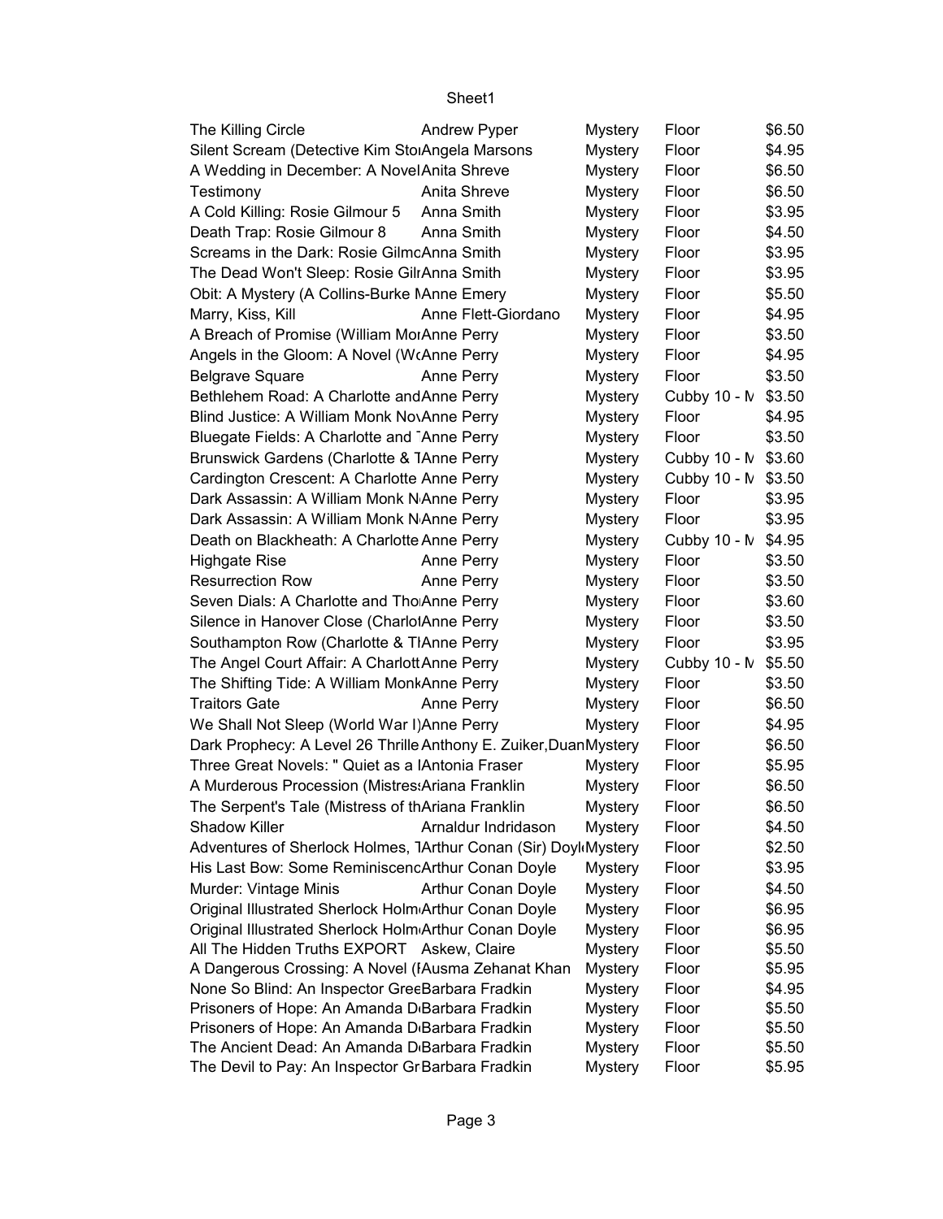Sheet1

| | | | | |
|---|---|---|---|---|
| The Killing Circle | Andrew Pyper | Mystery | Floor | $6.50 |
| Silent Scream (Detective Kim StoıAngela Marsons | | Mystery | Floor | $4.95 |
| A Wedding in December: A Novel Anita Shreve | | Mystery | Floor | $6.50 |
| Testimony | Anita Shreve | Mystery | Floor | $6.50 |
| A Cold Killing: Rosie Gilmour 5 | Anna Smith | Mystery | Floor | $3.95 |
| Death Trap: Rosie Gilmour 8 | Anna Smith | Mystery | Floor | $4.50 |
| Screams in the Dark: Rosie GilmcAnna Smith | | Mystery | Floor | $3.95 |
| The Dead Won't Sleep: Rosie GilrAnna Smith | | Mystery | Floor | $3.95 |
| Obit: A Mystery (A Collins-Burke MAnne Emery | | Mystery | Floor | $5.50 |
| Marry, Kiss, Kill | Anne Flett-Giordano | Mystery | Floor | $4.95 |
| A Breach of Promise (William MorAnne Perry | | Mystery | Floor | $3.50 |
| Angels in the Gloom: A Novel (WcAnne Perry | | Mystery | Floor | $4.95 |
| Belgrave Square | Anne Perry | Mystery | Floor | $3.50 |
| Bethlehem Road: A Charlotte and Anne Perry | | Mystery | Cubby 10 - M | $3.50 |
| Blind Justice: A William Monk NovAnne Perry | | Mystery | Floor | $4.95 |
| Bluegate Fields: A Charlotte and ˉAnne Perry | | Mystery | Floor | $3.50 |
| Brunswick Gardens (Charlotte & TAnne Perry | | Mystery | Cubby 10 - M | $3.60 |
| Cardington Crescent: A Charlotte Anne Perry | | Mystery | Cubby 10 - M | $3.50 |
| Dark Assassin: A William Monk NAnne Perry | | Mystery | Floor | $3.95 |
| Dark Assassin: A William Monk NAnne Perry | | Mystery | Floor | $3.95 |
| Death on Blackheath: A Charlotte Anne Perry | | Mystery | Cubby 10 - M | $4.95 |
| Highgate Rise | Anne Perry | Mystery | Floor | $3.50 |
| Resurrection Row | Anne Perry | Mystery | Floor | $3.50 |
| Seven Dials: A Charlotte and ThoAnne Perry | | Mystery | Floor | $3.60 |
| Silence in Hanover Close (CharlotAnne Perry | | Mystery | Floor | $3.50 |
| Southampton Row (Charlotte & TIAnne Perry | | Mystery | Floor | $3.95 |
| The Angel Court Affair: A Charlott Anne Perry | | Mystery | Cubby 10 - M | $5.50 |
| The Shifting Tide: A William MonkAnne Perry | | Mystery | Floor | $3.50 |
| Traitors Gate | Anne Perry | Mystery | Floor | $6.50 |
| We Shall Not Sleep (World War I) Anne Perry | | Mystery | Floor | $4.95 |
| Dark Prophecy: A Level 26 Thrille Anthony E. Zuiker,DuanMystery | | | Floor | $6.50 |
| Three Great Novels: " Quiet as a lAntonia Fraser | | Mystery | Floor | $5.95 |
| A Murderous Procession (Mistress Ariana Franklin | | Mystery | Floor | $6.50 |
| The Serpent's Tale (Mistress of thAriana Franklin | | Mystery | Floor | $6.50 |
| Shadow Killer | Arnaldur Indridason | Mystery | Floor | $4.50 |
| Adventures of Sherlock Holmes, TArthur Conan (Sir) DoyleMystery | | | Floor | $2.50 |
| His Last Bow: Some ReminiscencArthur Conan Doyle | | Mystery | Floor | $3.95 |
| Murder: Vintage Minis | Arthur Conan Doyle | Mystery | Floor | $4.50 |
| Original Illustrated Sherlock HolmArthur Conan Doyle | | Mystery | Floor | $6.95 |
| Original Illustrated Sherlock HolmArthur Conan Doyle | | Mystery | Floor | $6.95 |
| All The Hidden Truths EXPORT | Askew, Claire | Mystery | Floor | $5.50 |
| A Dangerous Crossing: A Novel (Ausma Zehanat Khan | | Mystery | Floor | $5.95 |
| None So Blind: An Inspector GreeBarbara Fradkin | | Mystery | Floor | $4.95 |
| Prisoners of Hope: An Amanda DiBarbara Fradkin | | Mystery | Floor | $5.50 |
| Prisoners of Hope: An Amanda DiBarbara Fradkin | | Mystery | Floor | $5.50 |
| The Ancient Dead: An Amanda DiBarbara Fradkin | | Mystery | Floor | $5.50 |
| The Devil to Pay: An Inspector GrBarbara Fradkin | | Mystery | Floor | $5.95 |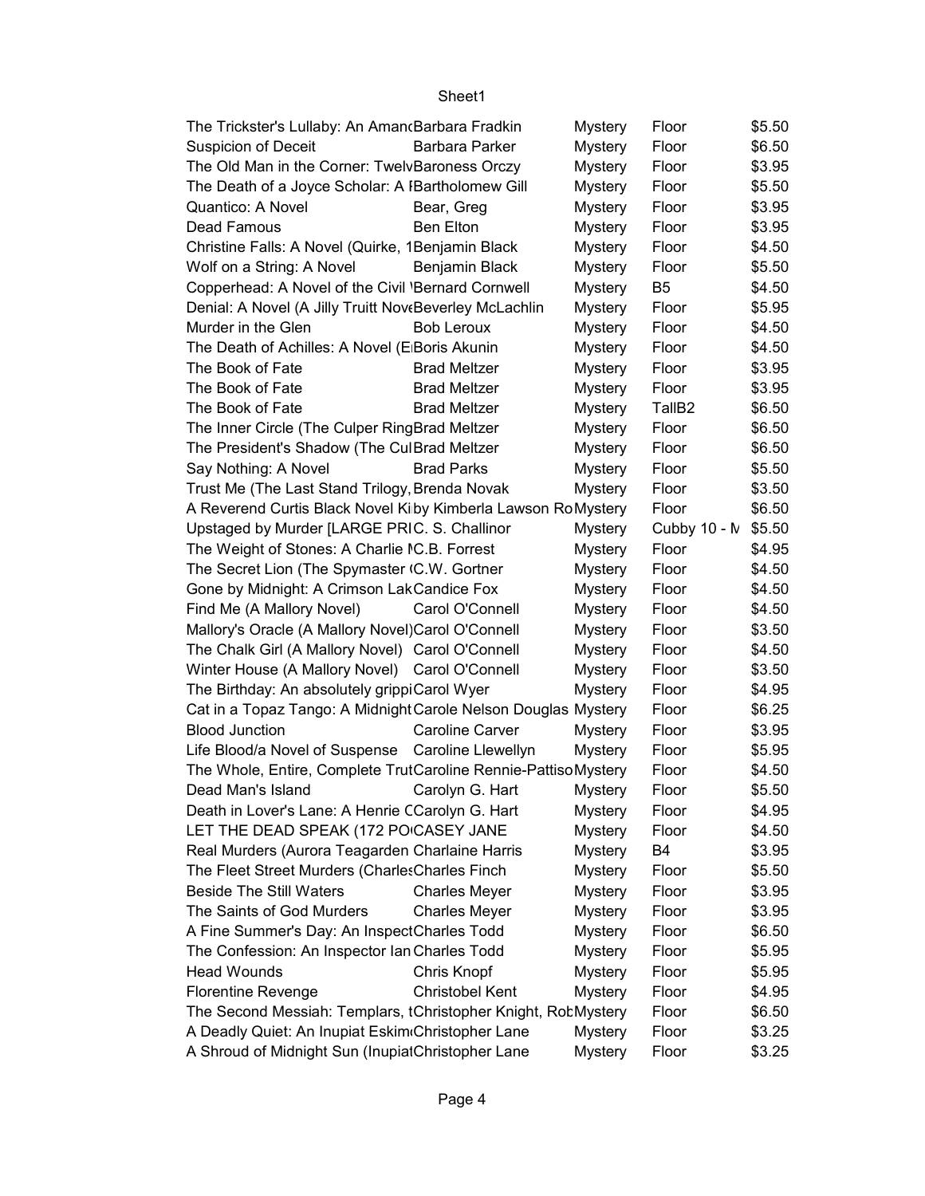| | | | | |
|---|---|---|---|---|
| The Trickster's Lullaby: An Amand | Barbara Fradkin | Mystery | Floor | $5.50 |
| Suspicion of Deceit | Barbara Parker | Mystery | Floor | $6.50 |
| The Old Man in the Corner: Twelv | Baroness Orczy | Mystery | Floor | $3.95 |
| The Death of a Joyce Scholar: A I | Bartholomew Gill | Mystery | Floor | $5.50 |
| Quantico: A Novel | Bear, Greg | Mystery | Floor | $3.95 |
| Dead Famous | Ben Elton | Mystery | Floor | $3.95 |
| Christine Falls: A Novel (Quirke, 1 | Benjamin Black | Mystery | Floor | $4.50 |
| Wolf on a String: A Novel | Benjamin Black | Mystery | Floor | $5.50 |
| Copperhead: A Novel of the Civil ' | Bernard Cornwell | Mystery | B5 | $4.50 |
| Denial: A Novel (A Jilly Truitt Nove | Beverley McLachlin | Mystery | Floor | $5.95 |
| Murder in the Glen | Bob Leroux | Mystery | Floor | $4.50 |
| The Death of Achilles: A Novel (E | Boris Akunin | Mystery | Floor | $4.50 |
| The Book of Fate | Brad Meltzer | Mystery | Floor | $3.95 |
| The Book of Fate | Brad Meltzer | Mystery | Floor | $3.95 |
| The Book of Fate | Brad Meltzer | Mystery | TallB2 | $6.50 |
| The Inner Circle (The Culper Ring | Brad Meltzer | Mystery | Floor | $6.50 |
| The President's Shadow (The Cul | Brad Meltzer | Mystery | Floor | $6.50 |
| Say Nothing: A Novel | Brad Parks | Mystery | Floor | $5.50 |
| Trust Me (The Last Stand Trilogy, | Brenda Novak | Mystery | Floor | $3.50 |
| A Reverend Curtis Black Novel Ki | by Kimberla Lawson Ro | Mystery | Floor | $6.50 |
| Upstaged by Murder [LARGE PRI | C. S. Challinor | Mystery | Cubby 10 - N | $5.50 |
| The Weight of Stones: A Charlie I | C.B. Forrest | Mystery | Floor | $4.95 |
| The Secret Lion (The Spymaster ( | C.W. Gortner | Mystery | Floor | $4.50 |
| Gone by Midnight: A Crimson Lak | Candice Fox | Mystery | Floor | $4.50 |
| Find Me (A Mallory Novel) | Carol O'Connell | Mystery | Floor | $4.50 |
| Mallory's Oracle (A Mallory Novel) | Carol O'Connell | Mystery | Floor | $3.50 |
| The Chalk Girl (A Mallory Novel) | Carol O'Connell | Mystery | Floor | $4.50 |
| Winter House (A Mallory Novel) | Carol O'Connell | Mystery | Floor | $3.50 |
| The Birthday: An absolutely grippi | Carol Wyer | Mystery | Floor | $4.95 |
| Cat in a Topaz Tango: A Midnight | Carole Nelson Douglas | Mystery | Floor | $6.25 |
| Blood Junction | Caroline Carver | Mystery | Floor | $3.95 |
| Life Blood/a Novel of Suspense | Caroline Llewellyn | Mystery | Floor | $5.95 |
| The Whole, Entire, Complete Trut | Caroline Rennie-Pattiso | Mystery | Floor | $4.50 |
| Dead Man's Island | Carolyn G. Hart | Mystery | Floor | $5.50 |
| Death in Lover's Lane: A Henrie C | Carolyn G. Hart | Mystery | Floor | $4.95 |
| LET THE DEAD SPEAK (172 PO | CASEY JANE | Mystery | Floor | $4.50 |
| Real Murders (Aurora Teagarden | Charlaine Harris | Mystery | B4 | $3.95 |
| The Fleet Street Murders (Charles | Charles Finch | Mystery | Floor | $5.50 |
| Beside The Still Waters | Charles Meyer | Mystery | Floor | $3.95 |
| The Saints of God Murders | Charles Meyer | Mystery | Floor | $3.95 |
| A Fine Summer's Day: An Inspect | Charles Todd | Mystery | Floor | $6.50 |
| The Confession: An Inspector Ian | Charles Todd | Mystery | Floor | $5.95 |
| Head Wounds | Chris Knopf | Mystery | Floor | $5.95 |
| Florentine Revenge | Christobel Kent | Mystery | Floor | $4.95 |
| The Second Messiah: Templars, t | Christopher Knight, Rob | Mystery | Floor | $6.50 |
| A Deadly Quiet: An Inupiat Eskim | Christopher Lane | Mystery | Floor | $3.25 |
| A Shroud of Midnight Sun (Inupiat | Christopher Lane | Mystery | Floor | $3.25 |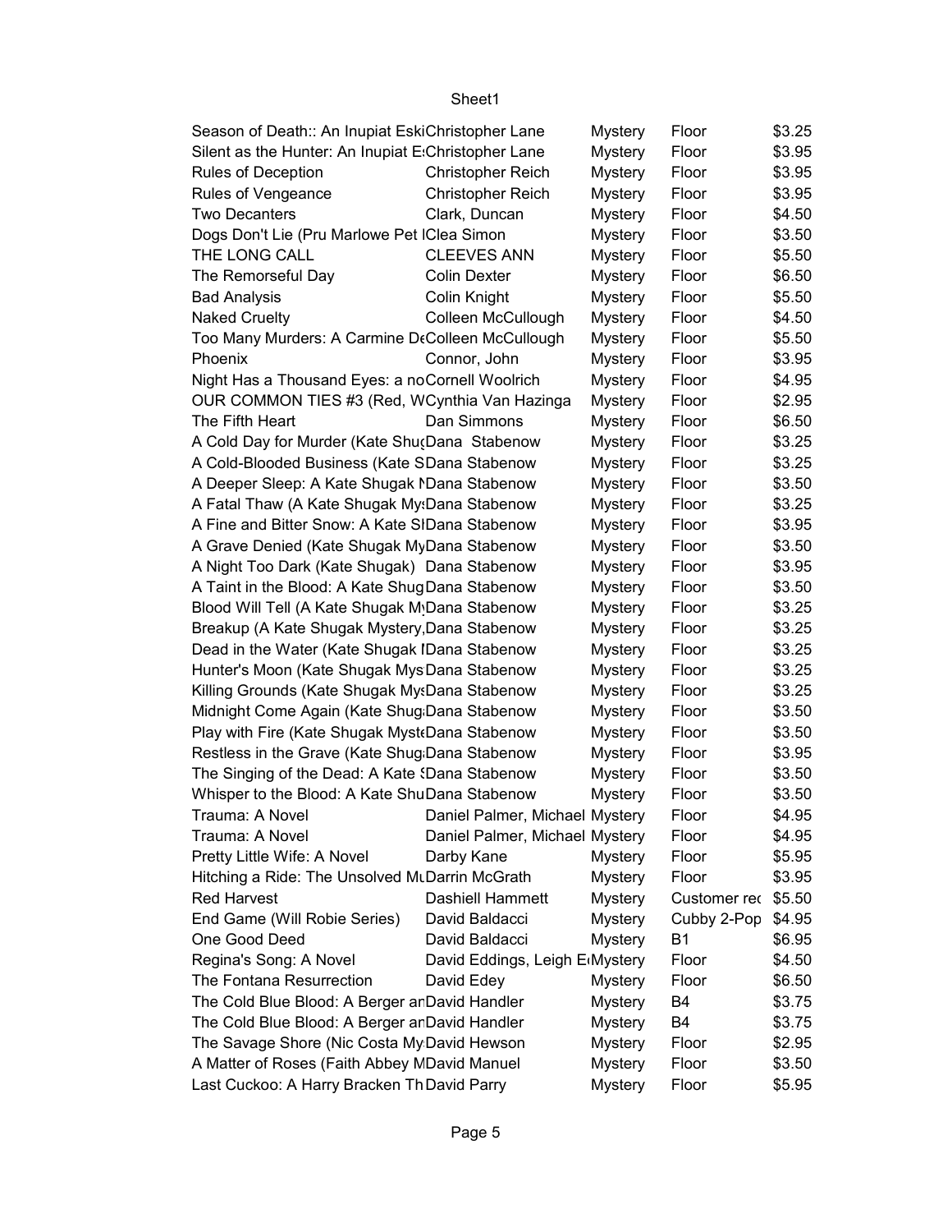| Season of Death:: An Inupiat Eski | Christopher Lane | Mystery | Floor | $3.25 |
|---|---|---|---|---|
| Silent as the Hunter: An Inupiat E | Christopher Lane | Mystery | Floor | $3.95 |
| Rules of Deception | Christopher Reich | Mystery | Floor | $3.95 |
| Rules of Vengeance | Christopher Reich | Mystery | Floor | $3.95 |
| Two Decanters | Clark, Duncan | Mystery | Floor | $4.50 |
| Dogs Don't Lie (Pru Marlowe Pet I | Clea Simon | Mystery | Floor | $3.50 |
| THE LONG CALL | CLEEVES ANN | Mystery | Floor | $5.50 |
| The Remorseful Day | Colin Dexter | Mystery | Floor | $6.50 |
| Bad Analysis | Colin Knight | Mystery | Floor | $5.50 |
| Naked Cruelty | Colleen McCullough | Mystery | Floor | $4.50 |
| Too Many Murders: A Carmine De | Colleen McCullough | Mystery | Floor | $5.50 |
| Phoenix | Connor, John | Mystery | Floor | $3.95 |
| Night Has a Thousand Eyes: a no | Cornell Woolrich | Mystery | Floor | $4.95 |
| OUR COMMON TIES #3 (Red, W | Cynthia Van Hazinga | Mystery | Floor | $2.95 |
| The Fifth Heart | Dan Simmons | Mystery | Floor | $6.50 |
| A Cold Day for Murder (Kate Shug | Dana Stabenow | Mystery | Floor | $3.25 |
| A Cold-Blooded Business (Kate S | Dana Stabenow | Mystery | Floor | $3.25 |
| A Deeper Sleep: A Kate Shugak M | Dana Stabenow | Mystery | Floor | $3.50 |
| A Fatal Thaw (A Kate Shugak Mys | Dana Stabenow | Mystery | Floor | $3.25 |
| A Fine and Bitter Snow: A Kate Sh | Dana Stabenow | Mystery | Floor | $3.95 |
| A Grave Denied (Kate Shugak My | Dana Stabenow | Mystery | Floor | $3.50 |
| A Night Too Dark (Kate Shugak) | Dana Stabenow | Mystery | Floor | $3.95 |
| A Taint in the Blood: A Kate Shug | Dana Stabenow | Mystery | Floor | $3.50 |
| Blood Will Tell (A Kate Shugak My | Dana Stabenow | Mystery | Floor | $3.25 |
| Breakup (A Kate Shugak Mystery, | Dana Stabenow | Mystery | Floor | $3.25 |
| Dead in the Water (Kate Shugak I | Dana Stabenow | Mystery | Floor | $3.25 |
| Hunter's Moon (Kate Shugak Mys | Dana Stabenow | Mystery | Floor | $3.25 |
| Killing Grounds (Kate Shugak Mys | Dana Stabenow | Mystery | Floor | $3.25 |
| Midnight Come Again (Kate Shug | Dana Stabenow | Mystery | Floor | $3.50 |
| Play with Fire (Kate Shugak Myst | Dana Stabenow | Mystery | Floor | $3.50 |
| Restless in the Grave (Kate Shug | Dana Stabenow | Mystery | Floor | $3.95 |
| The Singing of the Dead: A Kate S | Dana Stabenow | Mystery | Floor | $3.50 |
| Whisper to the Blood: A Kate Shu | Dana Stabenow | Mystery | Floor | $3.50 |
| Trauma: A Novel | Daniel Palmer, Michael | Mystery | Floor | $4.95 |
| Trauma: A Novel | Daniel Palmer, Michael | Mystery | Floor | $4.95 |
| Pretty Little Wife: A Novel | Darby Kane | Mystery | Floor | $5.95 |
| Hitching a Ride: The Unsolved Mu | Darrin McGrath | Mystery | Floor | $3.95 |
| Red Harvest | Dashiell Hammett | Mystery | Customer rec | $5.50 |
| End Game (Will Robie Series) | David Baldacci | Mystery | Cubby 2-Pop | $4.95 |
| One Good Deed | David Baldacci | Mystery | B1 | $6.95 |
| Regina's Song: A Novel | David Eddings, Leigh E | Mystery | Floor | $4.50 |
| The Fontana Resurrection | David Edey | Mystery | Floor | $6.50 |
| The Cold Blue Blood: A Berger an | David Handler | Mystery | B4 | $3.75 |
| The Cold Blue Blood: A Berger an | David Handler | Mystery | B4 | $3.75 |
| The Savage Shore (Nic Costa My | David Hewson | Mystery | Floor | $2.95 |
| A Matter of Roses (Faith Abbey M | David Manuel | Mystery | Floor | $3.50 |
| Last Cuckoo: A Harry Bracken Th | David Parry | Mystery | Floor | $5.95 |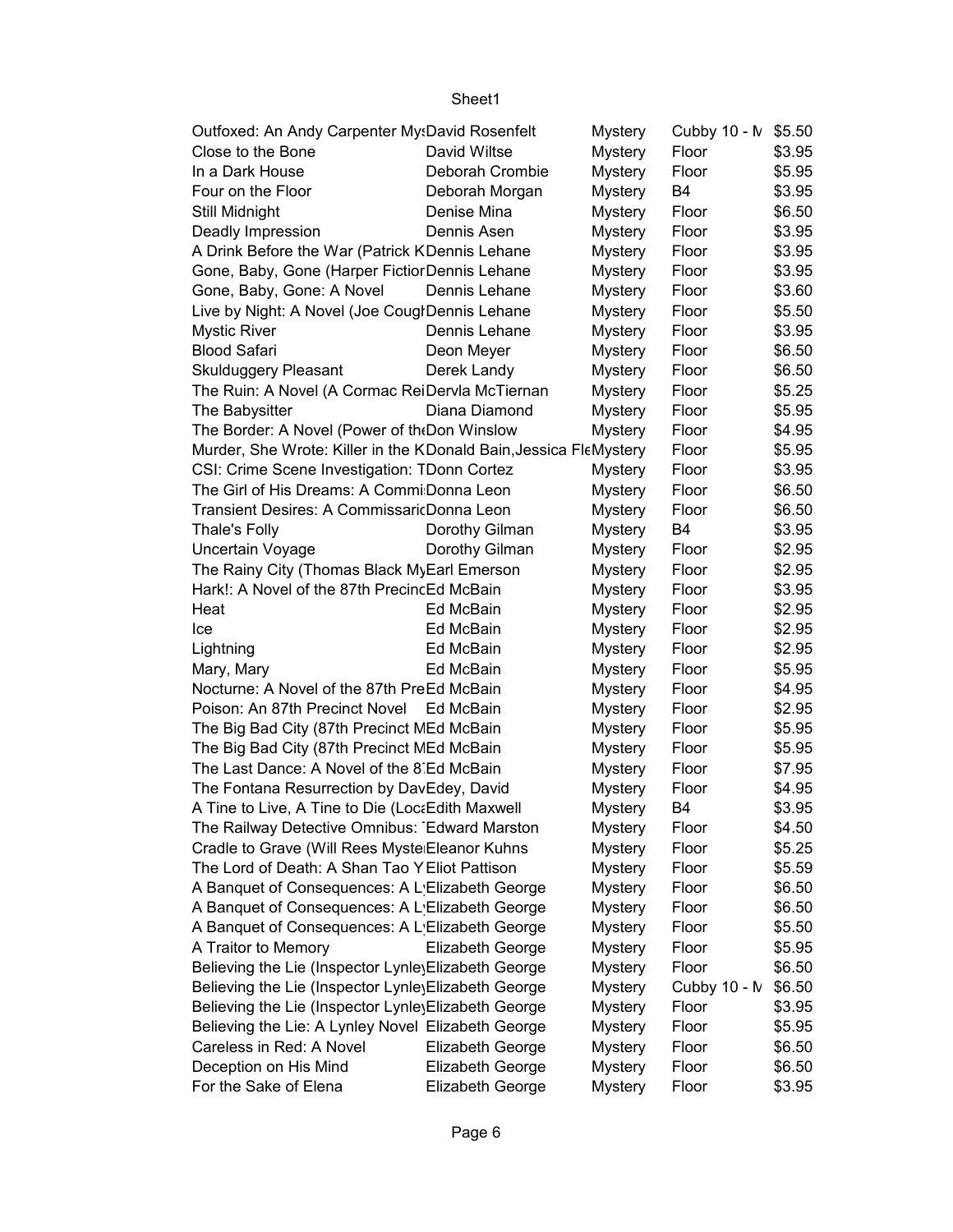| | | | | |
|---|---|---|---|---|
| Outfoxed: An Andy Carpenter My | David Rosenfelt | Mystery | Cubby 10 - M | $5.50 |
| Close to the Bone | David Wiltse | Mystery | Floor | $3.95 |
| In a Dark House | Deborah Crombie | Mystery | Floor | $5.95 |
| Four on the Floor | Deborah Morgan | Mystery | B4 | $3.95 |
| Still Midnight | Denise Mina | Mystery | Floor | $6.50 |
| Deadly Impression | Dennis Asen | Mystery | Floor | $3.95 |
| A Drink Before the War (Patrick K | Dennis Lehane | Mystery | Floor | $3.95 |
| Gone, Baby, Gone (Harper Fiction | Dennis Lehane | Mystery | Floor | $3.95 |
| Gone, Baby, Gone: A Novel | Dennis Lehane | Mystery | Floor | $3.60 |
| Live by Night: A Novel (Joe Cough | Dennis Lehane | Mystery | Floor | $5.50 |
| Mystic River | Dennis Lehane | Mystery | Floor | $3.95 |
| Blood Safari | Deon Meyer | Mystery | Floor | $6.50 |
| Skulduggery Pleasant | Derek Landy | Mystery | Floor | $6.50 |
| The Ruin: A Novel (A Cormac Rei | Dervla McTiernan | Mystery | Floor | $5.25 |
| The Babysitter | Diana Diamond | Mystery | Floor | $5.95 |
| The Border: A Novel (Power of th | Don Winslow | Mystery | Floor | $4.95 |
| Murder, She Wrote: Killer in the K | Donald Bain,Jessica Fle | Mystery | Floor | $5.95 |
| CSI: Crime Scene Investigation: T | Donn Cortez | Mystery | Floor | $3.95 |
| The Girl of His Dreams: A Commi | Donna Leon | Mystery | Floor | $6.50 |
| Transient Desires: A Commissario | Donna Leon | Mystery | Floor | $6.50 |
| Thale's Folly | Dorothy Gilman | Mystery | B4 | $3.95 |
| Uncertain Voyage | Dorothy Gilman | Mystery | Floor | $2.95 |
| The Rainy City (Thomas Black My | Earl Emerson | Mystery | Floor | $2.95 |
| Hark!: A Novel of the 87th Precin | Ed McBain | Mystery | Floor | $3.95 |
| Heat | Ed McBain | Mystery | Floor | $2.95 |
| Ice | Ed McBain | Mystery | Floor | $2.95 |
| Lightning | Ed McBain | Mystery | Floor | $2.95 |
| Mary, Mary | Ed McBain | Mystery | Floor | $5.95 |
| Nocturne: A Novel of the 87th Pre | Ed McBain | Mystery | Floor | $4.95 |
| Poison: An 87th Precinct Novel | Ed McBain | Mystery | Floor | $2.95 |
| The Big Bad City (87th Precinct M | Ed McBain | Mystery | Floor | $5.95 |
| The Big Bad City (87th Precinct M | Ed McBain | Mystery | Floor | $5.95 |
| The Last Dance: A Novel of the 8 | Ed McBain | Mystery | Floor | $7.95 |
| The Fontana Resurrection by Dav | Edey, David | Mystery | Floor | $4.95 |
| A Tine to Live, A Tine to Die (Loca | Edith Maxwell | Mystery | B4 | $3.95 |
| The Railway Detective Omnibus: | Edward Marston | Mystery | Floor | $4.50 |
| Cradle to Grave (Will Rees Myste | Eleanor Kuhns | Mystery | Floor | $5.25 |
| The Lord of Death: A Shan Tao Y | Eliot Pattison | Mystery | Floor | $5.59 |
| A Banquet of Consequences: A L | Elizabeth George | Mystery | Floor | $6.50 |
| A Banquet of Consequences: A L | Elizabeth George | Mystery | Floor | $6.50 |
| A Banquet of Consequences: A L | Elizabeth George | Mystery | Floor | $5.50 |
| A Traitor to Memory | Elizabeth George | Mystery | Floor | $5.95 |
| Believing the Lie (Inspector Lynley | Elizabeth George | Mystery | Floor | $6.50 |
| Believing the Lie (Inspector Lynley | Elizabeth George | Mystery | Cubby 10 - M | $6.50 |
| Believing the Lie (Inspector Lynley | Elizabeth George | Mystery | Floor | $3.95 |
| Believing the Lie: A Lynley Novel | Elizabeth George | Mystery | Floor | $5.95 |
| Careless in Red: A Novel | Elizabeth George | Mystery | Floor | $6.50 |
| Deception on His Mind | Elizabeth George | Mystery | Floor | $6.50 |
| For the Sake of Elena | Elizabeth George | Mystery | Floor | $3.95 |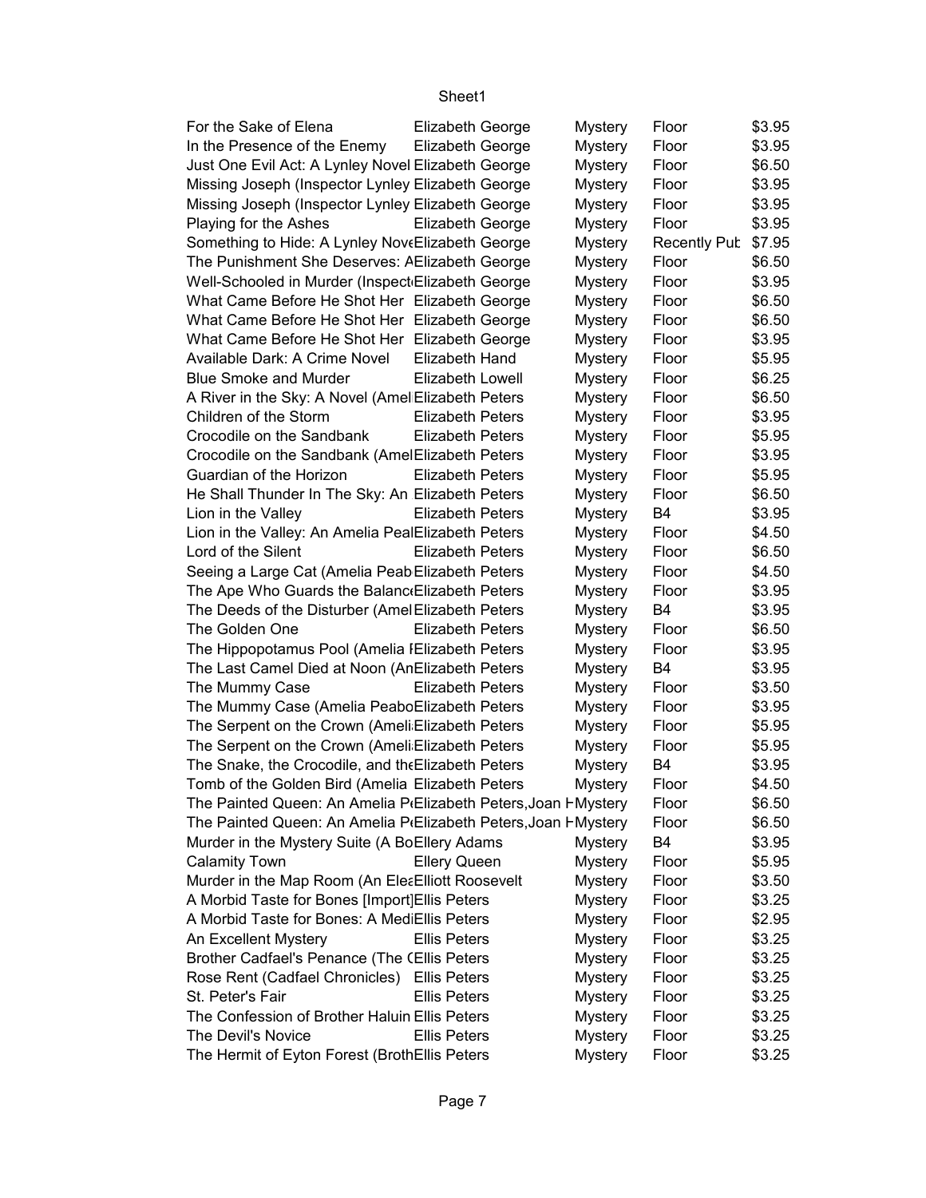| For the Sake of Elena | Elizabeth George | Mystery | Floor | $3.95 |
|---|---|---|---|---|
| In the Presence of the Enemy | Elizabeth George | Mystery | Floor | $3.95 |
| Just One Evil Act: A Lynley Novel | Elizabeth George | Mystery | Floor | $6.50 |
| Missing Joseph (Inspector Lynley | Elizabeth George | Mystery | Floor | $3.95 |
| Missing Joseph (Inspector Lynley | Elizabeth George | Mystery | Floor | $3.95 |
| Playing for the Ashes | Elizabeth George | Mystery | Floor | $3.95 |
| Something to Hide: A Lynley Nove | Elizabeth George | Mystery | Recently Pub | $7.95 |
| The Punishment She Deserves: A | Elizabeth George | Mystery | Floor | $6.50 |
| Well-Schooled in Murder (Inspect | Elizabeth George | Mystery | Floor | $3.95 |
| What Came Before He Shot Her | Elizabeth George | Mystery | Floor | $6.50 |
| What Came Before He Shot Her | Elizabeth George | Mystery | Floor | $6.50 |
| What Came Before He Shot Her | Elizabeth George | Mystery | Floor | $3.95 |
| Available Dark: A Crime Novel | Elizabeth Hand | Mystery | Floor | $5.95 |
| Blue Smoke and Murder | Elizabeth Lowell | Mystery | Floor | $6.25 |
| A River in the Sky: A Novel (Amel | Elizabeth Peters | Mystery | Floor | $6.50 |
| Children of the Storm | Elizabeth Peters | Mystery | Floor | $3.95 |
| Crocodile on the Sandbank | Elizabeth Peters | Mystery | Floor | $5.95 |
| Crocodile on the Sandbank (Amel | Elizabeth Peters | Mystery | Floor | $3.95 |
| Guardian of the Horizon | Elizabeth Peters | Mystery | Floor | $5.95 |
| He Shall Thunder In The Sky: An | Elizabeth Peters | Mystery | Floor | $6.50 |
| Lion in the Valley | Elizabeth Peters | Mystery | B4 | $3.95 |
| Lion in the Valley: An Amelia Peal | Elizabeth Peters | Mystery | Floor | $4.50 |
| Lord of the Silent | Elizabeth Peters | Mystery | Floor | $6.50 |
| Seeing a Large Cat (Amelia Peab | Elizabeth Peters | Mystery | Floor | $4.50 |
| The Ape Who Guards the Balance | Elizabeth Peters | Mystery | Floor | $3.95 |
| The Deeds of the Disturber (Amel | Elizabeth Peters | Mystery | B4 | $3.95 |
| The Golden One | Elizabeth Peters | Mystery | Floor | $6.50 |
| The Hippopotamus Pool (Amelia I | Elizabeth Peters | Mystery | Floor | $3.95 |
| The Last Camel Died at Noon (An | Elizabeth Peters | Mystery | B4 | $3.95 |
| The Mummy Case | Elizabeth Peters | Mystery | Floor | $3.50 |
| The Mummy Case (Amelia Peabo | Elizabeth Peters | Mystery | Floor | $3.95 |
| The Serpent on the Crown (Ameli | Elizabeth Peters | Mystery | Floor | $5.95 |
| The Serpent on the Crown (Ameli | Elizabeth Peters | Mystery | Floor | $5.95 |
| The Snake, the Crocodile, and the | Elizabeth Peters | Mystery | B4 | $3.95 |
| Tomb of the Golden Bird (Amelia | Elizabeth Peters | Mystery | Floor | $4.50 |
| The Painted Queen: An Amelia P | Elizabeth Peters,Joan H | Mystery | Floor | $6.50 |
| The Painted Queen: An Amelia P | Elizabeth Peters,Joan H | Mystery | Floor | $6.50 |
| Murder in the Mystery Suite (A Bo | Ellery Adams | Mystery | B4 | $3.95 |
| Calamity Town | Ellery Queen | Mystery | Floor | $5.95 |
| Murder in the Map Room (An Elea | Elliott Roosevelt | Mystery | Floor | $3.50 |
| A Morbid Taste for Bones [Import] | Ellis Peters | Mystery | Floor | $3.25 |
| A Morbid Taste for Bones: A Medi | Ellis Peters | Mystery | Floor | $2.95 |
| An Excellent Mystery | Ellis Peters | Mystery | Floor | $3.25 |
| Brother Cadfael's Penance (The C | Ellis Peters | Mystery | Floor | $3.25 |
| Rose Rent (Cadfael Chronicles) | Ellis Peters | Mystery | Floor | $3.25 |
| St. Peter's Fair | Ellis Peters | Mystery | Floor | $3.25 |
| The Confession of Brother Haluin | Ellis Peters | Mystery | Floor | $3.25 |
| The Devil's Novice | Ellis Peters | Mystery | Floor | $3.25 |
| The Hermit of Eyton Forest (Broth | Ellis Peters | Mystery | Floor | $3.25 |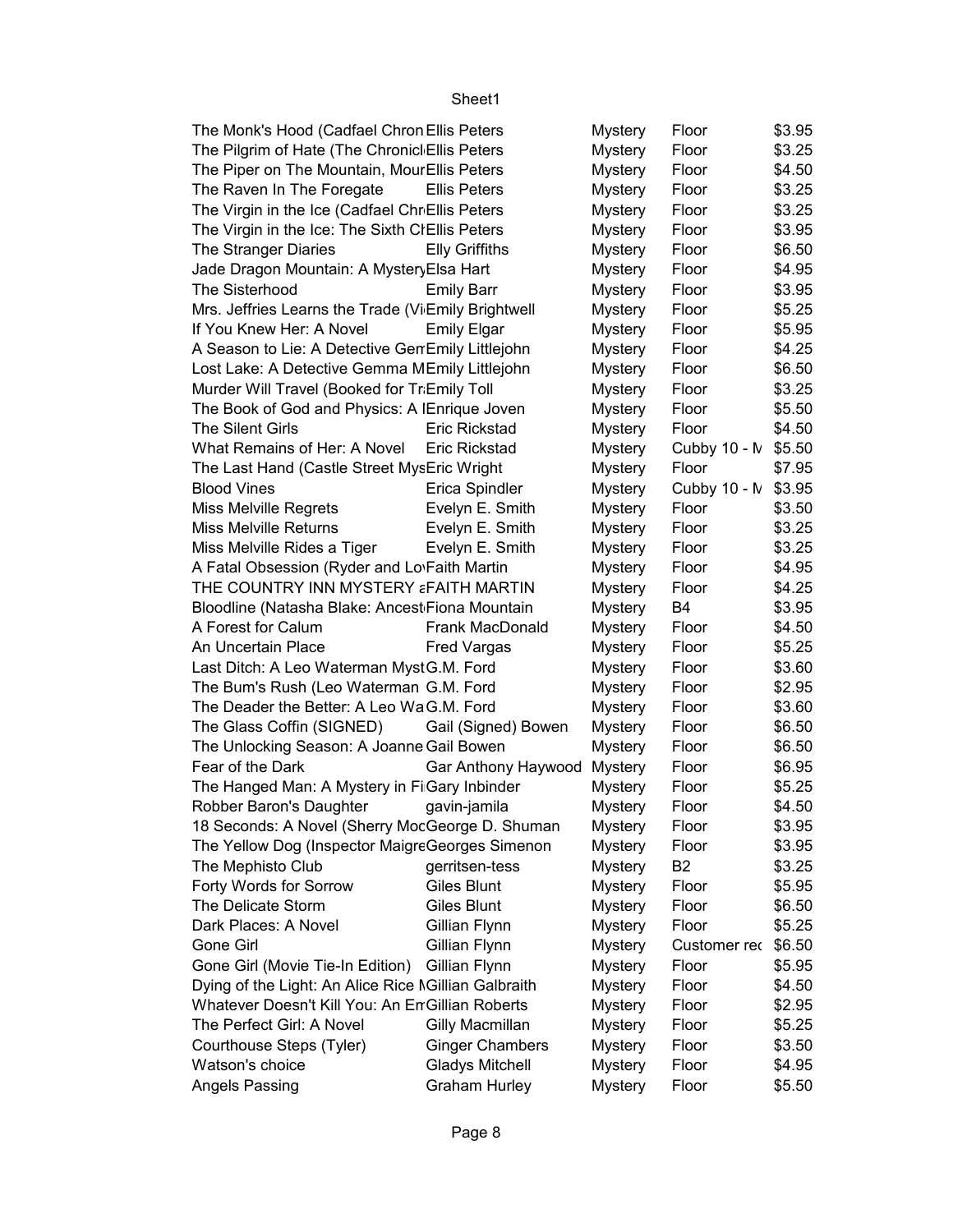| | | | | |
|---|---|---|---|---|
| The Monk's Hood (Cadfael Chron | Ellis Peters | Mystery | Floor | $3.95 |
| The Pilgrim of Hate (The Chronicl | Ellis Peters | Mystery | Floor | $3.25 |
| The Piper on The Mountain, Mour | Ellis Peters | Mystery | Floor | $4.50 |
| The Raven In The Foregate | Ellis Peters | Mystery | Floor | $3.25 |
| The Virgin in the Ice (Cadfael Chr | Ellis Peters | Mystery | Floor | $3.25 |
| The Virgin in the Ice: The Sixth Ch | Ellis Peters | Mystery | Floor | $3.95 |
| The Stranger Diaries | Elly Griffiths | Mystery | Floor | $6.50 |
| Jade Dragon Mountain: A Mystery | Elsa Hart | Mystery | Floor | $4.95 |
| The Sisterhood | Emily Barr | Mystery | Floor | $3.95 |
| Mrs. Jeffries Learns the Trade (Vi | Emily Brightwell | Mystery | Floor | $5.25 |
| If You Knew Her: A Novel | Emily Elgar | Mystery | Floor | $5.95 |
| A Season to Lie: A Detective Gem | Emily Littlejohn | Mystery | Floor | $4.25 |
| Lost Lake: A Detective Gemma M | Emily Littlejohn | Mystery | Floor | $6.50 |
| Murder Will Travel (Booked for Tr | Emily Toll | Mystery | Floor | $3.25 |
| The Book of God and Physics: A N | Enrique Joven | Mystery | Floor | $5.50 |
| The Silent Girls | Eric Rickstad | Mystery | Floor | $4.50 |
| What Remains of Her: A Novel | Eric Rickstad | Mystery | Cubby 10 - M | $5.50 |
| The Last Hand (Castle Street Mys | Eric Wright | Mystery | Floor | $7.95 |
| Blood Vines | Erica Spindler | Mystery | Cubby 10 - M | $3.95 |
| Miss Melville Regrets | Evelyn E. Smith | Mystery | Floor | $3.50 |
| Miss Melville Returns | Evelyn E. Smith | Mystery | Floor | $3.25 |
| Miss Melville Rides a Tiger | Evelyn E. Smith | Mystery | Floor | $3.25 |
| A Fatal Obsession (Ryder and Lo | Faith Martin | Mystery | Floor | $4.95 |
| THE COUNTRY INN MYSTERY a | FAITH MARTIN | Mystery | Floor | $4.25 |
| Bloodline (Natasha Blake: Ancest | Fiona Mountain | Mystery | B4 | $3.95 |
| A Forest for Calum | Frank MacDonald | Mystery | Floor | $4.50 |
| An Uncertain Place | Fred Vargas | Mystery | Floor | $5.25 |
| Last Ditch: A Leo Waterman Myst | G.M. Ford | Mystery | Floor | $3.60 |
| The Bum's Rush (Leo Waterman | G.M. Ford | Mystery | Floor | $2.95 |
| The Deader the Better: A Leo Wa | G.M. Ford | Mystery | Floor | $3.60 |
| The Glass Coffin (SIGNED) | Gail (Signed) Bowen | Mystery | Floor | $6.50 |
| The Unlocking Season: A Joanne | Gail Bowen | Mystery | Floor | $6.50 |
| Fear of the Dark | Gar Anthony Haywood | Mystery | Floor | $6.95 |
| The Hanged Man: A Mystery in Fi | Gary Inbinder | Mystery | Floor | $5.25 |
| Robber Baron's Daughter | gavin-jamila | Mystery | Floor | $4.50 |
| 18 Seconds: A Novel (Sherry Moo | George D. Shuman | Mystery | Floor | $3.95 |
| The Yellow Dog (Inspector Maigre | Georges Simenon | Mystery | Floor | $3.95 |
| The Mephisto Club | gerritsen-tess | Mystery | B2 | $3.25 |
| Forty Words for Sorrow | Giles Blunt | Mystery | Floor | $5.95 |
| The Delicate Storm | Giles Blunt | Mystery | Floor | $6.50 |
| Dark Places: A Novel | Gillian Flynn | Mystery | Floor | $5.25 |
| Gone Girl | Gillian Flynn | Mystery | Customer rec | $6.50 |
| Gone Girl (Movie Tie-In Edition) | Gillian Flynn | Mystery | Floor | $5.95 |
| Dying of the Light: An Alice Rice M | Gillian Galbraith | Mystery | Floor | $4.50 |
| Whatever Doesn't Kill You: An Em | Gillian Roberts | Mystery | Floor | $2.95 |
| The Perfect Girl: A Novel | Gilly Macmillan | Mystery | Floor | $5.25 |
| Courthouse Steps (Tyler) | Ginger Chambers | Mystery | Floor | $3.50 |
| Watson's choice | Gladys Mitchell | Mystery | Floor | $4.95 |
| Angels Passing | Graham Hurley | Mystery | Floor | $5.50 |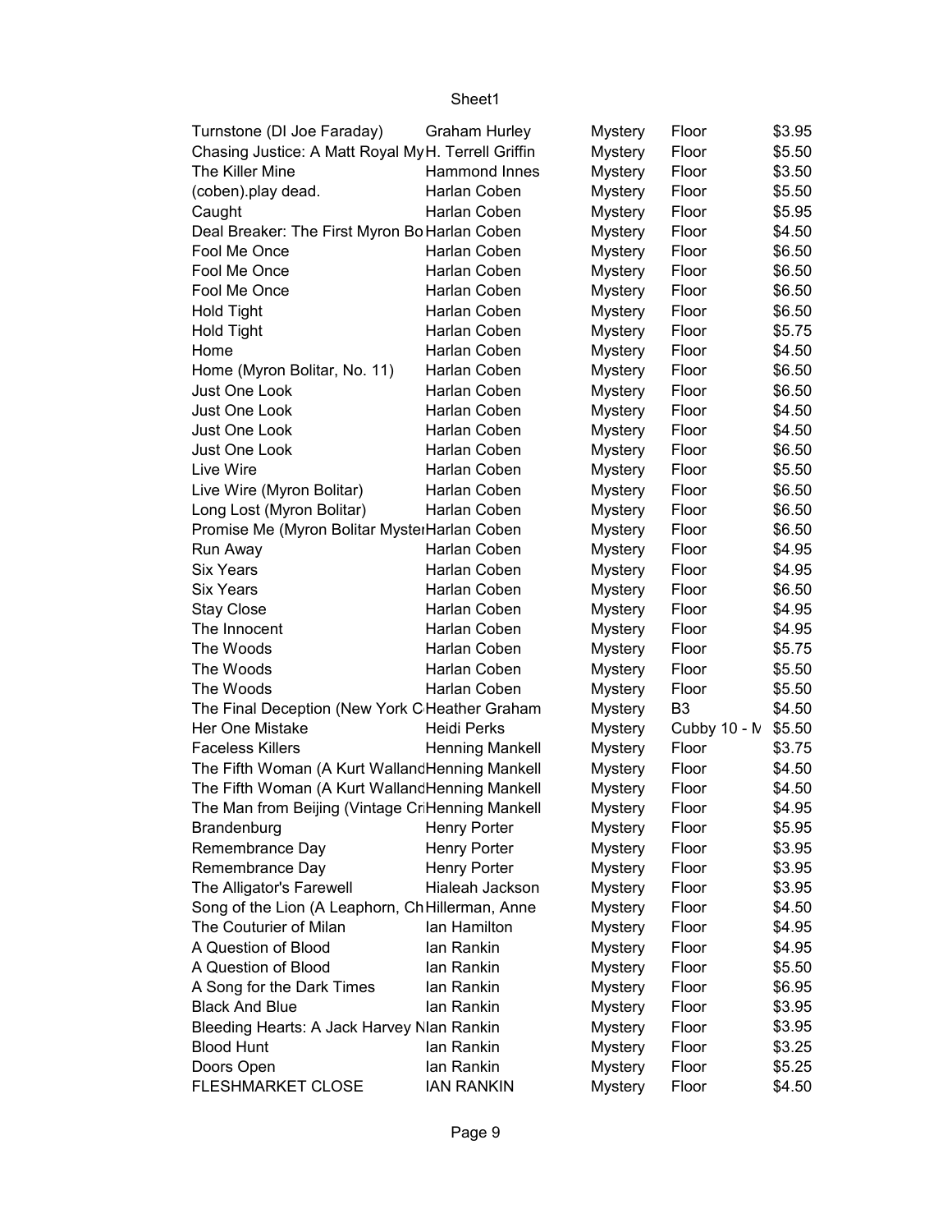| Turnstone (DI Joe Faraday) | Graham Hurley | Mystery | Floor | $3.95 |
|---|---|---|---|---|
| Chasing Justice: A Matt Royal My | H. Terrell Griffin | Mystery | Floor | $5.50 |
| The Killer Mine | Hammond Innes | Mystery | Floor | $3.50 |
| (coben).play dead. | Harlan Coben | Mystery | Floor | $5.50 |
| Caught | Harlan Coben | Mystery | Floor | $5.95 |
| Deal Breaker: The First Myron Bo | Harlan Coben | Mystery | Floor | $4.50 |
| Fool Me Once | Harlan Coben | Mystery | Floor | $6.50 |
| Fool Me Once | Harlan Coben | Mystery | Floor | $6.50 |
| Fool Me Once | Harlan Coben | Mystery | Floor | $6.50 |
| Hold Tight | Harlan Coben | Mystery | Floor | $6.50 |
| Hold Tight | Harlan Coben | Mystery | Floor | $5.75 |
| Home | Harlan Coben | Mystery | Floor | $4.50 |
| Home (Myron Bolitar, No. 11) | Harlan Coben | Mystery | Floor | $6.50 |
| Just One Look | Harlan Coben | Mystery | Floor | $6.50 |
| Just One Look | Harlan Coben | Mystery | Floor | $4.50 |
| Just One Look | Harlan Coben | Mystery | Floor | $4.50 |
| Just One Look | Harlan Coben | Mystery | Floor | $6.50 |
| Live Wire | Harlan Coben | Mystery | Floor | $5.50 |
| Live Wire (Myron Bolitar) | Harlan Coben | Mystery | Floor | $6.50 |
| Long Lost (Myron Bolitar) | Harlan Coben | Mystery | Floor | $6.50 |
| Promise Me (Myron Bolitar Myster | Harlan Coben | Mystery | Floor | $6.50 |
| Run Away | Harlan Coben | Mystery | Floor | $4.95 |
| Six Years | Harlan Coben | Mystery | Floor | $4.95 |
| Six Years | Harlan Coben | Mystery | Floor | $6.50 |
| Stay Close | Harlan Coben | Mystery | Floor | $4.95 |
| The Innocent | Harlan Coben | Mystery | Floor | $4.95 |
| The Woods | Harlan Coben | Mystery | Floor | $5.75 |
| The Woods | Harlan Coben | Mystery | Floor | $5.50 |
| The Woods | Harlan Coben | Mystery | Floor | $5.50 |
| The Final Deception (New York C | Heather Graham | Mystery | B3 | $4.50 |
| Her One Mistake | Heidi Perks | Mystery | Cubby 10 - M | $5.50 |
| Faceless Killers | Henning Mankell | Mystery | Floor | $3.75 |
| The Fifth Woman (A Kurt Walland | Henning Mankell | Mystery | Floor | $4.50 |
| The Fifth Woman (A Kurt Walland | Henning Mankell | Mystery | Floor | $4.50 |
| The Man from Beijing (Vintage Cr | Henning Mankell | Mystery | Floor | $4.95 |
| Brandenburg | Henry Porter | Mystery | Floor | $5.95 |
| Remembrance Day | Henry Porter | Mystery | Floor | $3.95 |
| Remembrance Day | Henry Porter | Mystery | Floor | $3.95 |
| The Alligator's Farewell | Hialeah Jackson | Mystery | Floor | $3.95 |
| Song of the Lion (A Leaphorn, Ch | Hillerman, Anne | Mystery | Floor | $4.50 |
| The Couturier of Milan | Ian Hamilton | Mystery | Floor | $4.95 |
| A Question of Blood | Ian Rankin | Mystery | Floor | $4.95 |
| A Question of Blood | Ian Rankin | Mystery | Floor | $5.50 |
| A Song for the Dark Times | Ian Rankin | Mystery | Floor | $6.95 |
| Black And Blue | Ian Rankin | Mystery | Floor | $3.95 |
| Bleeding Hearts: A Jack Harvey N | Ian Rankin | Mystery | Floor | $3.95 |
| Blood Hunt | Ian Rankin | Mystery | Floor | $3.25 |
| Doors Open | Ian Rankin | Mystery | Floor | $5.25 |
| FLESHMARKET CLOSE | IAN RANKIN | Mystery | Floor | $4.50 |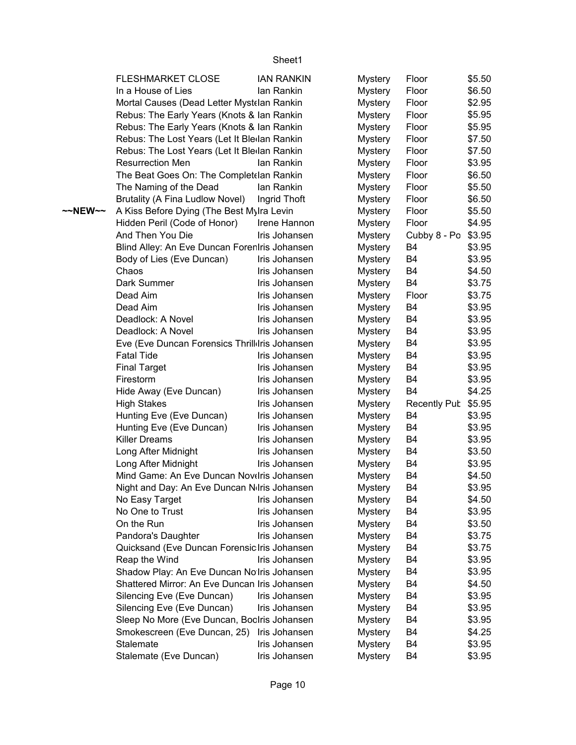|  |  |  |  |  |  |
|---|---|---|---|---|---|
|  | FLESHMARKET CLOSE | IAN RANKIN | Mystery | Floor | $5.50 |
|  | In a House of Lies | Ian Rankin | Mystery | Floor | $6.50 |
|  | Mortal Causes (Dead Letter Myste | Ian Rankin | Mystery | Floor | $2.95 |
|  | Rebus: The Early Years (Knots & | Ian Rankin | Mystery | Floor | $5.95 |
|  | Rebus: The Early Years (Knots & | Ian Rankin | Mystery | Floor | $5.95 |
|  | Rebus: The Lost Years (Let It Ble | Ian Rankin | Mystery | Floor | $7.50 |
|  | Rebus: The Lost Years (Let It Ble | Ian Rankin | Mystery | Floor | $7.50 |
|  | Resurrection Men | Ian Rankin | Mystery | Floor | $3.95 |
|  | The Beat Goes On: The Complete | Ian Rankin | Mystery | Floor | $6.50 |
|  | The Naming of the Dead | Ian Rankin | Mystery | Floor | $5.50 |
|  | Brutality (A Fina Ludlow Novel) | Ingrid Thoft | Mystery | Floor | $6.50 |
| ~~NEW~~ | A Kiss Before Dying (The Best My | Ira Levin | Mystery | Floor | $5.50 |
|  | Hidden Peril (Code of Honor) | Irene Hannon | Mystery | Floor | $4.95 |
|  | And Then You Die | Iris Johansen | Mystery | Cubby 8 - Po | $3.95 |
|  | Blind Alley: An Eve Duncan Foren | Iris Johansen | Mystery | B4 | $3.95 |
|  | Body of Lies (Eve Duncan) | Iris Johansen | Mystery | B4 | $3.95 |
|  | Chaos | Iris Johansen | Mystery | B4 | $4.50 |
|  | Dark Summer | Iris Johansen | Mystery | B4 | $3.75 |
|  | Dead Aim | Iris Johansen | Mystery | Floor | $3.75 |
|  | Dead Aim | Iris Johansen | Mystery | B4 | $3.95 |
|  | Deadlock: A Novel | Iris Johansen | Mystery | B4 | $3.95 |
|  | Deadlock: A Novel | Iris Johansen | Mystery | B4 | $3.95 |
|  | Eve (Eve Duncan Forensics Thrill | Iris Johansen | Mystery | B4 | $3.95 |
|  | Fatal Tide | Iris Johansen | Mystery | B4 | $3.95 |
|  | Final Target | Iris Johansen | Mystery | B4 | $3.95 |
|  | Firestorm | Iris Johansen | Mystery | B4 | $3.95 |
|  | Hide Away (Eve Duncan) | Iris Johansen | Mystery | B4 | $4.25 |
|  | High Stakes | Iris Johansen | Mystery | Recently Pub | $5.95 |
|  | Hunting Eve (Eve Duncan) | Iris Johansen | Mystery | B4 | $3.95 |
|  | Hunting Eve (Eve Duncan) | Iris Johansen | Mystery | B4 | $3.95 |
|  | Killer Dreams | Iris Johansen | Mystery | B4 | $3.95 |
|  | Long After Midnight | Iris Johansen | Mystery | B4 | $3.50 |
|  | Long After Midnight | Iris Johansen | Mystery | B4 | $3.95 |
|  | Mind Game: An Eve Duncan Nove | Iris Johansen | Mystery | B4 | $4.50 |
|  | Night and Day: An Eve Duncan N | Iris Johansen | Mystery | B4 | $3.95 |
|  | No Easy Target | Iris Johansen | Mystery | B4 | $4.50 |
|  | No One to Trust | Iris Johansen | Mystery | B4 | $3.95 |
|  | On the Run | Iris Johansen | Mystery | B4 | $3.50 |
|  | Pandora's Daughter | Iris Johansen | Mystery | B4 | $3.75 |
|  | Quicksand (Eve Duncan Forensic | Iris Johansen | Mystery | B4 | $3.75 |
|  | Reap the Wind | Iris Johansen | Mystery | B4 | $3.95 |
|  | Shadow Play: An Eve Duncan No | Iris Johansen | Mystery | B4 | $3.95 |
|  | Shattered Mirror: An Eve Duncan | Iris Johansen | Mystery | B4 | $4.50 |
|  | Silencing Eve (Eve Duncan) | Iris Johansen | Mystery | B4 | $3.95 |
|  | Silencing Eve (Eve Duncan) | Iris Johansen | Mystery | B4 | $3.95 |
|  | Sleep No More (Eve Duncan, Boo | Iris Johansen | Mystery | B4 | $3.95 |
|  | Smokescreen (Eve Duncan, 25) | Iris Johansen | Mystery | B4 | $4.25 |
|  | Stalemate | Iris Johansen | Mystery | B4 | $3.95 |
|  | Stalemate (Eve Duncan) | Iris Johansen | Mystery | B4 | $3.95 |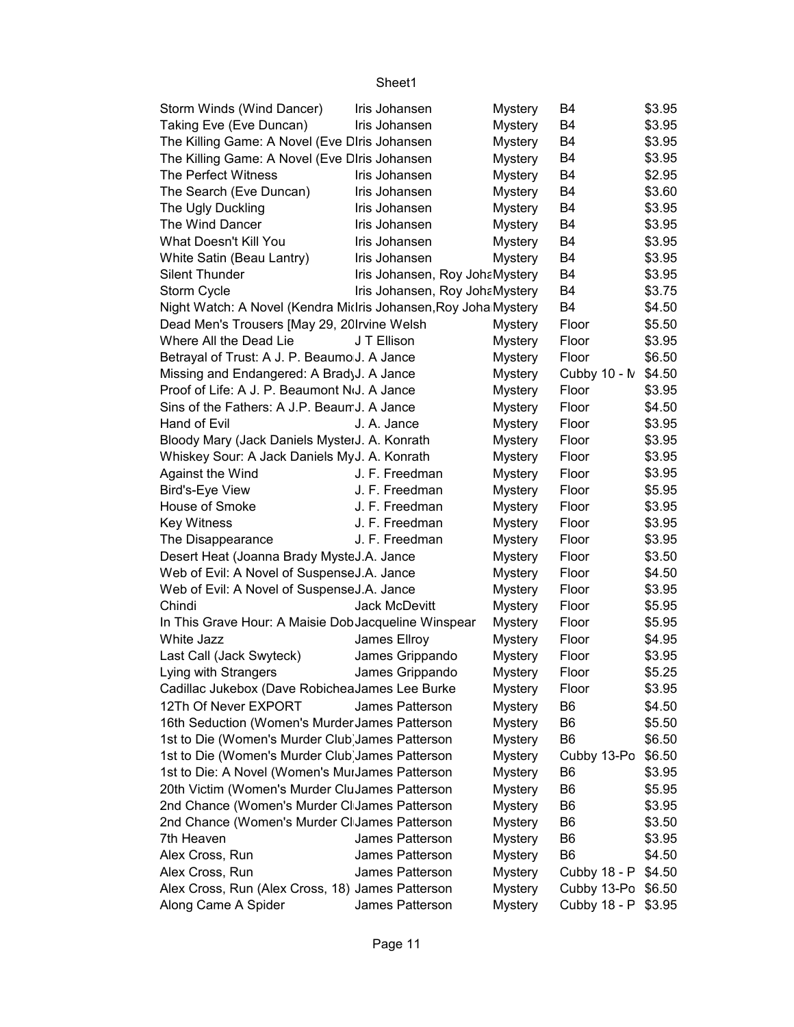| Storm Winds (Wind Dancer) | Iris Johansen | Mystery | B4 | $3.95 |
|---|---|---|---|---|
| Taking Eve (Eve Duncan) | Iris Johansen | Mystery | B4 | $3.95 |
| The Killing Game: A Novel (Eve D | Iris Johansen | Mystery | B4 | $3.95 |
| The Killing Game: A Novel (Eve D | Iris Johansen | Mystery | B4 | $3.95 |
| The Perfect Witness | Iris Johansen | Mystery | B4 | $2.95 |
| The Search (Eve Duncan) | Iris Johansen | Mystery | B4 | $3.60 |
| The Ugly Duckling | Iris Johansen | Mystery | B4 | $3.95 |
| The Wind Dancer | Iris Johansen | Mystery | B4 | $3.95 |
| What Doesn't Kill You | Iris Johansen | Mystery | B4 | $3.95 |
| White Satin (Beau Lantry) | Iris Johansen | Mystery | B4 | $3.95 |
| Silent Thunder | Iris Johansen, Roy Joha | Mystery | B4 | $3.95 |
| Storm Cycle | Iris Johansen, Roy Joha | Mystery | B4 | $3.75 |
| Night Watch: A Novel (Kendra Mic | Iris Johansen,Roy Joha | Mystery | B4 | $4.50 |
| Dead Men's Trousers [May 29, 20 | Irvine Welsh | Mystery | Floor | $5.50 |
| Where All the Dead Lie | J T Ellison | Mystery | Floor | $3.95 |
| Betrayal of Trust: A J. P. Beaumo | J. A Jance | Mystery | Floor | $6.50 |
| Missing and Endangered: A Brady | J. A Jance | Mystery | Cubby 10 - M | $4.50 |
| Proof of Life: A J. P. Beaumont N | J. A Jance | Mystery | Floor | $3.95 |
| Sins of the Fathers: A J.P. Beaum | J. A Jance | Mystery | Floor | $4.50 |
| Hand of Evil | J. A. Jance | Mystery | Floor | $3.95 |
| Bloody Mary (Jack Daniels Myster | J. A. Konrath | Mystery | Floor | $3.95 |
| Whiskey Sour: A Jack Daniels My | J. A. Konrath | Mystery | Floor | $3.95 |
| Against the Wind | J. F. Freedman | Mystery | Floor | $3.95 |
| Bird's-Eye View | J. F. Freedman | Mystery | Floor | $5.95 |
| House of Smoke | J. F. Freedman | Mystery | Floor | $3.95 |
| Key Witness | J. F. Freedman | Mystery | Floor | $3.95 |
| The Disappearance | J. F. Freedman | Mystery | Floor | $3.95 |
| Desert Heat (Joanna Brady Myste | J.A. Jance | Mystery | Floor | $3.50 |
| Web of Evil: A Novel of Suspense | J.A. Jance | Mystery | Floor | $4.50 |
| Web of Evil: A Novel of Suspense | J.A. Jance | Mystery | Floor | $3.95 |
| Chindi | Jack McDevitt | Mystery | Floor | $5.95 |
| In This Grave Hour: A Maisie Dob | Jacqueline Winspear | Mystery | Floor | $5.95 |
| White Jazz | James Ellroy | Mystery | Floor | $4.95 |
| Last Call (Jack Swyteck) | James Grippando | Mystery | Floor | $3.95 |
| Lying with Strangers | James Grippando | Mystery | Floor | $5.25 |
| Cadillac Jukebox (Dave Robichea | James Lee Burke | Mystery | Floor | $3.95 |
| 12Th Of Never EXPORT | James Patterson | Mystery | B6 | $4.50 |
| 16th Seduction (Women's Murder | James Patterson | Mystery | B6 | $5.50 |
| 1st to Die (Women's Murder Club) | James Patterson | Mystery | B6 | $6.50 |
| 1st to Die (Women's Murder Club) | James Patterson | Mystery | Cubby 13-Po | $6.50 |
| 1st to Die: A Novel (Women's Mur | James Patterson | Mystery | B6 | $3.95 |
| 20th Victim (Women's Murder Clu | James Patterson | Mystery | B6 | $5.95 |
| 2nd Chance (Women's Murder Cl | James Patterson | Mystery | B6 | $3.95 |
| 2nd Chance (Women's Murder Cl | James Patterson | Mystery | B6 | $3.50 |
| 7th Heaven | James Patterson | Mystery | B6 | $3.95 |
| Alex Cross, Run | James Patterson | Mystery | B6 | $4.50 |
| Alex Cross, Run | James Patterson | Mystery | Cubby 18 - P | $4.50 |
| Alex Cross, Run (Alex Cross, 18) | James Patterson | Mystery | Cubby 13-Po | $6.50 |
| Along Came A Spider | James Patterson | Mystery | Cubby 18 - P | $3.95 |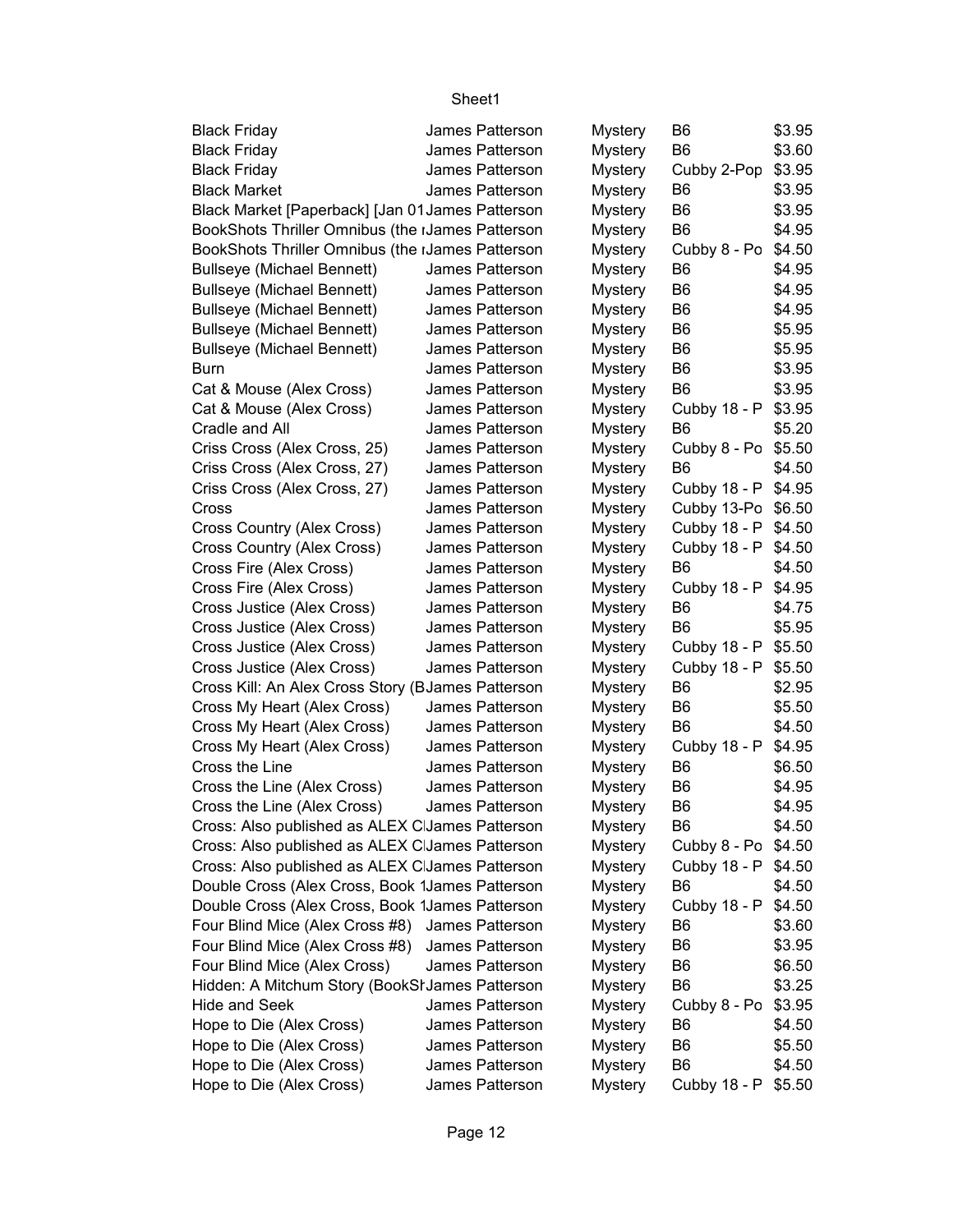| Black Friday | James Patterson | Mystery | B6 | $3.95 |
|---|---|---|---|---|
| Black Friday | James Patterson | Mystery | B6 | $3.60 |
| Black Friday | James Patterson | Mystery | Cubby 2-Pop | $3.95 |
| Black Market | James Patterson | Mystery | B6 | $3.95 |
| Black Market [Paperback] [Jan 01 | James Patterson | Mystery | B6 | $3.95 |
| BookShots Thriller Omnibus (the r | James Patterson | Mystery | B6 | $4.95 |
| BookShots Thriller Omnibus (the r | James Patterson | Mystery | Cubby 8 - Po | $4.50 |
| Bullseye (Michael Bennett) | James Patterson | Mystery | B6 | $4.95 |
| Bullseye (Michael Bennett) | James Patterson | Mystery | B6 | $4.95 |
| Bullseye (Michael Bennett) | James Patterson | Mystery | B6 | $4.95 |
| Bullseye (Michael Bennett) | James Patterson | Mystery | B6 | $5.95 |
| Bullseye (Michael Bennett) | James Patterson | Mystery | B6 | $5.95 |
| Burn | James Patterson | Mystery | B6 | $3.95 |
| Cat & Mouse (Alex Cross) | James Patterson | Mystery | B6 | $3.95 |
| Cat & Mouse (Alex Cross) | James Patterson | Mystery | Cubby 18 - P | $3.95 |
| Cradle and All | James Patterson | Mystery | B6 | $5.20 |
| Criss Cross (Alex Cross, 25) | James Patterson | Mystery | Cubby 8 - Po | $5.50 |
| Criss Cross (Alex Cross, 27) | James Patterson | Mystery | B6 | $4.50 |
| Criss Cross (Alex Cross, 27) | James Patterson | Mystery | Cubby 18 - P | $4.95 |
| Cross | James Patterson | Mystery | Cubby 13-Po | $6.50 |
| Cross Country (Alex Cross) | James Patterson | Mystery | Cubby 18 - P | $4.50 |
| Cross Country (Alex Cross) | James Patterson | Mystery | Cubby 18 - P | $4.50 |
| Cross Fire (Alex Cross) | James Patterson | Mystery | B6 | $4.50 |
| Cross Fire (Alex Cross) | James Patterson | Mystery | Cubby 18 - P | $4.95 |
| Cross Justice (Alex Cross) | James Patterson | Mystery | B6 | $4.75 |
| Cross Justice (Alex Cross) | James Patterson | Mystery | B6 | $5.95 |
| Cross Justice (Alex Cross) | James Patterson | Mystery | Cubby 18 - P | $5.50 |
| Cross Justice (Alex Cross) | James Patterson | Mystery | Cubby 18 - P | $5.50 |
| Cross Kill: An Alex Cross Story (B | James Patterson | Mystery | B6 | $2.95 |
| Cross My Heart (Alex Cross) | James Patterson | Mystery | B6 | $5.50 |
| Cross My Heart (Alex Cross) | James Patterson | Mystery | B6 | $4.50 |
| Cross My Heart (Alex Cross) | James Patterson | Mystery | Cubby 18 - P | $4.95 |
| Cross the Line | James Patterson | Mystery | B6 | $6.50 |
| Cross the Line (Alex Cross) | James Patterson | Mystery | B6 | $4.95 |
| Cross the Line (Alex Cross) | James Patterson | Mystery | B6 | $4.95 |
| Cross: Also published as ALEX C | James Patterson | Mystery | B6 | $4.50 |
| Cross: Also published as ALEX C | James Patterson | Mystery | Cubby 8 - Po | $4.50 |
| Cross: Also published as ALEX C | James Patterson | Mystery | Cubby 18 - P | $4.50 |
| Double Cross (Alex Cross, Book 1 | James Patterson | Mystery | B6 | $4.50 |
| Double Cross (Alex Cross, Book 1 | James Patterson | Mystery | Cubby 18 - P | $4.50 |
| Four Blind Mice (Alex Cross #8) | James Patterson | Mystery | B6 | $3.60 |
| Four Blind Mice (Alex Cross #8) | James Patterson | Mystery | B6 | $3.95 |
| Four Blind Mice (Alex Cross) | James Patterson | Mystery | B6 | $6.50 |
| Hidden: A Mitchum Story (BookSh | James Patterson | Mystery | B6 | $3.25 |
| Hide and Seek | James Patterson | Mystery | Cubby 8 - Po | $3.95 |
| Hope to Die (Alex Cross) | James Patterson | Mystery | B6 | $4.50 |
| Hope to Die (Alex Cross) | James Patterson | Mystery | B6 | $5.50 |
| Hope to Die (Alex Cross) | James Patterson | Mystery | B6 | $4.50 |
| Hope to Die (Alex Cross) | James Patterson | Mystery | Cubby 18 - P | $5.50 |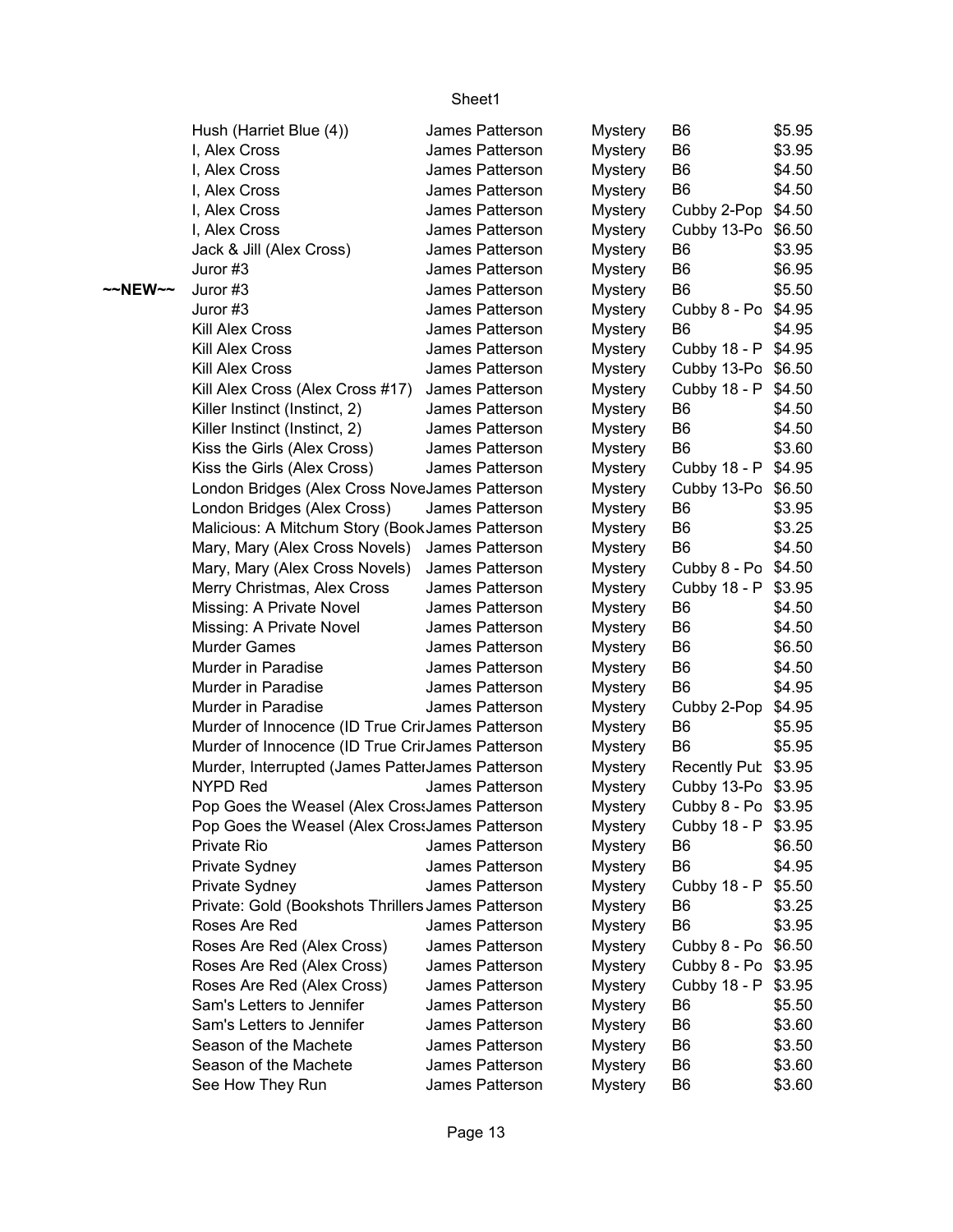| | | | | | |
|---|---|---|---|---|---|
| | Hush (Harriet Blue (4)) | James Patterson | Mystery | B6 | $5.95 |
| | I, Alex Cross | James Patterson | Mystery | B6 | $3.95 |
| | I, Alex Cross | James Patterson | Mystery | B6 | $4.50 |
| | I, Alex Cross | James Patterson | Mystery | B6 | $4.50 |
| | I, Alex Cross | James Patterson | Mystery | Cubby 2-Pop | $4.50 |
| | I, Alex Cross | James Patterson | Mystery | Cubby 13-Po | $6.50 |
| | Jack & Jill (Alex Cross) | James Patterson | Mystery | B6 | $3.95 |
| | Juror #3 | James Patterson | Mystery | B6 | $6.95 |
| **~~NEW~~** | Juror #3 | James Patterson | Mystery | B6 | $5.50 |
| | Juror #3 | James Patterson | Mystery | Cubby 8 - Po | $4.95 |
| | Kill Alex Cross | James Patterson | Mystery | B6 | $4.95 |
| | Kill Alex Cross | James Patterson | Mystery | Cubby 18 - P | $4.95 |
| | Kill Alex Cross | James Patterson | Mystery | Cubby 13-Po | $6.50 |
| | Kill Alex Cross (Alex Cross #17) | James Patterson | Mystery | Cubby 18 - P | $4.50 |
| | Killer Instinct (Instinct, 2) | James Patterson | Mystery | B6 | $4.50 |
| | Killer Instinct (Instinct, 2) | James Patterson | Mystery | B6 | $4.50 |
| | Kiss the Girls (Alex Cross) | James Patterson | Mystery | B6 | $3.60 |
| | Kiss the Girls (Alex Cross) | James Patterson | Mystery | Cubby 18 - P | $4.95 |
| | London Bridges (Alex Cross Nove | James Patterson | Mystery | Cubby 13-Po | $6.50 |
| | London Bridges (Alex Cross) | James Patterson | Mystery | B6 | $3.95 |
| | Malicious: A Mitchum Story (Book | James Patterson | Mystery | B6 | $3.25 |
| | Mary, Mary (Alex Cross Novels) | James Patterson | Mystery | B6 | $4.50 |
| | Mary, Mary (Alex Cross Novels) | James Patterson | Mystery | Cubby 8 - Po | $4.50 |
| | Merry Christmas, Alex Cross | James Patterson | Mystery | Cubby 18 - P | $3.95 |
| | Missing: A Private Novel | James Patterson | Mystery | B6 | $4.50 |
| | Missing: A Private Novel | James Patterson | Mystery | B6 | $4.50 |
| | Murder Games | James Patterson | Mystery | B6 | $6.50 |
| | Murder in Paradise | James Patterson | Mystery | B6 | $4.50 |
| | Murder in Paradise | James Patterson | Mystery | B6 | $4.95 |
| | Murder in Paradise | James Patterson | Mystery | Cubby 2-Pop | $4.95 |
| | Murder of Innocence (ID True Crir | James Patterson | Mystery | B6 | $5.95 |
| | Murder of Innocence (ID True Crir | James Patterson | Mystery | B6 | $5.95 |
| | Murder, Interrupted (James Patter | James Patterson | Mystery | Recently Pub | $3.95 |
| | NYPD Red | James Patterson | Mystery | Cubby 13-Po | $3.95 |
| | Pop Goes the Weasel (Alex Cross | James Patterson | Mystery | Cubby 8 - Po | $3.95 |
| | Pop Goes the Weasel (Alex Cross | James Patterson | Mystery | Cubby 18 - P | $3.95 |
| | Private Rio | James Patterson | Mystery | B6 | $6.50 |
| | Private Sydney | James Patterson | Mystery | B6 | $4.95 |
| | Private Sydney | James Patterson | Mystery | Cubby 18 - P | $5.50 |
| | Private: Gold (Bookshots Thrillers | James Patterson | Mystery | B6 | $3.25 |
| | Roses Are Red | James Patterson | Mystery | B6 | $3.95 |
| | Roses Are Red (Alex Cross) | James Patterson | Mystery | Cubby 8 - Po | $6.50 |
| | Roses Are Red (Alex Cross) | James Patterson | Mystery | Cubby 8 - Po | $3.95 |
| | Roses Are Red (Alex Cross) | James Patterson | Mystery | Cubby 18 - P | $3.95 |
| | Sam's Letters to Jennifer | James Patterson | Mystery | B6 | $5.50 |
| | Sam's Letters to Jennifer | James Patterson | Mystery | B6 | $3.60 |
| | Season of the Machete | James Patterson | Mystery | B6 | $3.50 |
| | Season of the Machete | James Patterson | Mystery | B6 | $3.60 |
| | See How They Run | James Patterson | Mystery | B6 | $3.60 |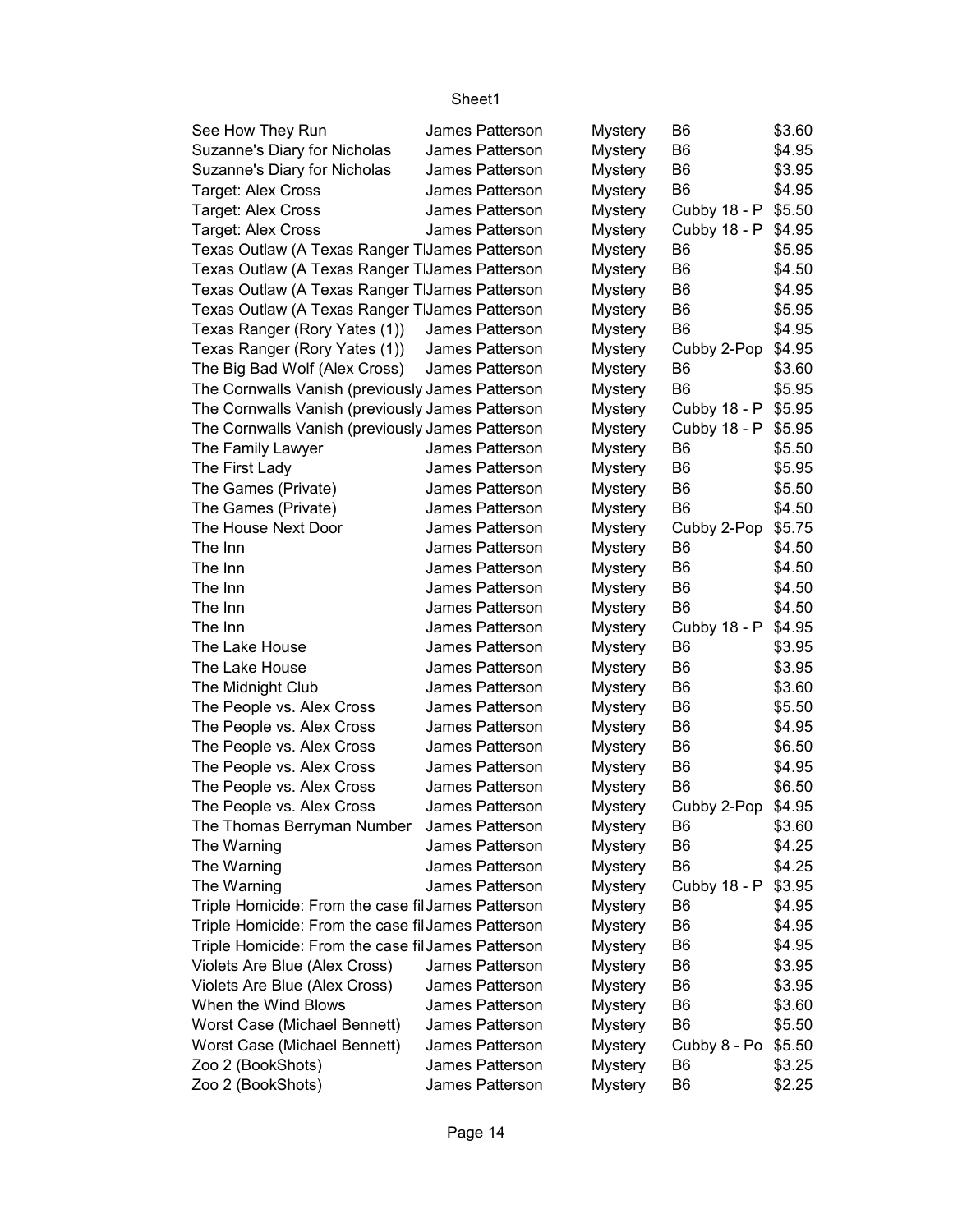| | | | | |
|---|---|---|---|---|
| See How They Run | James Patterson | Mystery | B6 | $3.60 |
| Suzanne's Diary for Nicholas | James Patterson | Mystery | B6 | $4.95 |
| Suzanne's Diary for Nicholas | James Patterson | Mystery | B6 | $3.95 |
| Target: Alex Cross | James Patterson | Mystery | B6 | $4.95 |
| Target: Alex Cross | James Patterson | Mystery | Cubby 18 - P | $5.50 |
| Target: Alex Cross | James Patterson | Mystery | Cubby 18 - P | $4.95 |
| Texas Outlaw (A Texas Ranger Tl | James Patterson | Mystery | B6 | $5.95 |
| Texas Outlaw (A Texas Ranger Tl | James Patterson | Mystery | B6 | $4.50 |
| Texas Outlaw (A Texas Ranger Tl | James Patterson | Mystery | B6 | $4.95 |
| Texas Outlaw (A Texas Ranger Tl | James Patterson | Mystery | B6 | $5.95 |
| Texas Ranger (Rory Yates (1)) | James Patterson | Mystery | B6 | $4.95 |
| Texas Ranger (Rory Yates (1)) | James Patterson | Mystery | Cubby 2-Pop | $4.95 |
| The Big Bad Wolf (Alex Cross) | James Patterson | Mystery | B6 | $3.60 |
| The Cornwalls Vanish (previously | James Patterson | Mystery | B6 | $5.95 |
| The Cornwalls Vanish (previously | James Patterson | Mystery | Cubby 18 - P | $5.95 |
| The Cornwalls Vanish (previously | James Patterson | Mystery | Cubby 18 - P | $5.95 |
| The Family Lawyer | James Patterson | Mystery | B6 | $5.50 |
| The First Lady | James Patterson | Mystery | B6 | $5.95 |
| The Games (Private) | James Patterson | Mystery | B6 | $5.50 |
| The Games (Private) | James Patterson | Mystery | B6 | $4.50 |
| The House Next Door | James Patterson | Mystery | Cubby 2-Pop | $5.75 |
| The Inn | James Patterson | Mystery | B6 | $4.50 |
| The Inn | James Patterson | Mystery | B6 | $4.50 |
| The Inn | James Patterson | Mystery | B6 | $4.50 |
| The Inn | James Patterson | Mystery | B6 | $4.50 |
| The Inn | James Patterson | Mystery | Cubby 18 - P | $4.95 |
| The Lake House | James Patterson | Mystery | B6 | $3.95 |
| The Lake House | James Patterson | Mystery | B6 | $3.95 |
| The Midnight Club | James Patterson | Mystery | B6 | $3.60 |
| The People vs. Alex Cross | James Patterson | Mystery | B6 | $5.50 |
| The People vs. Alex Cross | James Patterson | Mystery | B6 | $4.95 |
| The People vs. Alex Cross | James Patterson | Mystery | B6 | $6.50 |
| The People vs. Alex Cross | James Patterson | Mystery | B6 | $4.95 |
| The People vs. Alex Cross | James Patterson | Mystery | B6 | $6.50 |
| The People vs. Alex Cross | James Patterson | Mystery | Cubby 2-Pop | $4.95 |
| The Thomas Berryman Number | James Patterson | Mystery | B6 | $3.60 |
| The Warning | James Patterson | Mystery | B6 | $4.25 |
| The Warning | James Patterson | Mystery | B6 | $4.25 |
| The Warning | James Patterson | Mystery | Cubby 18 - P | $3.95 |
| Triple Homicide: From the case fil | James Patterson | Mystery | B6 | $4.95 |
| Triple Homicide: From the case fil | James Patterson | Mystery | B6 | $4.95 |
| Triple Homicide: From the case fil | James Patterson | Mystery | B6 | $4.95 |
| Violets Are Blue (Alex Cross) | James Patterson | Mystery | B6 | $3.95 |
| Violets Are Blue (Alex Cross) | James Patterson | Mystery | B6 | $3.95 |
| When the Wind Blows | James Patterson | Mystery | B6 | $3.60 |
| Worst Case (Michael Bennett) | James Patterson | Mystery | B6 | $5.50 |
| Worst Case (Michael Bennett) | James Patterson | Mystery | Cubby 8 - Po | $5.50 |
| Zoo 2 (BookShots) | James Patterson | Mystery | B6 | $3.25 |
| Zoo 2 (BookShots) | James Patterson | Mystery | B6 | $2.25 |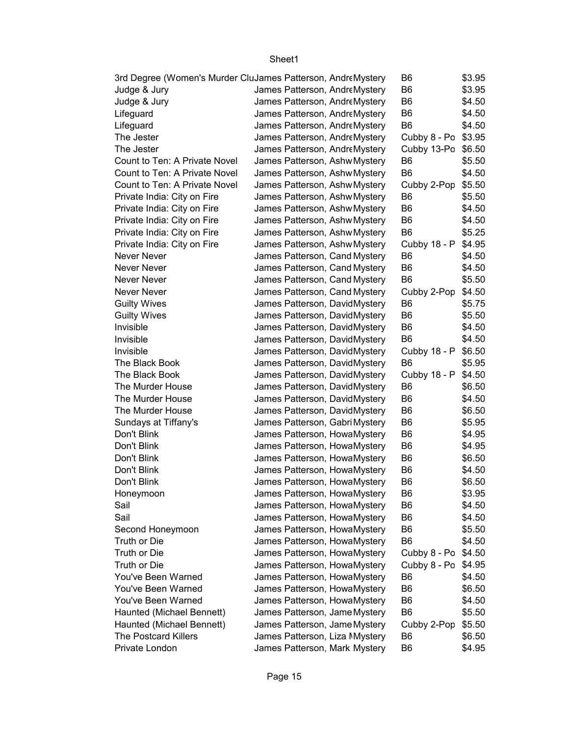| | | | | |
|---|---|---|---|---|
| 3rd Degree (Women's Murder Clu | James Patterson, Andre | Mystery | B6 | $3.95 |
| Judge & Jury | James Patterson, Andre | Mystery | B6 | $3.95 |
| Judge & Jury | James Patterson, Andre | Mystery | B6 | $4.50 |
| Lifeguard | James Patterson, Andre | Mystery | B6 | $4.50 |
| Lifeguard | James Patterson, Andre | Mystery | B6 | $4.50 |
| The Jester | James Patterson, Andre | Mystery | Cubby 8 - Po | $3.95 |
| The Jester | James Patterson, Andre | Mystery | Cubby 13-Po | $6.50 |
| Count to Ten: A Private Novel | James Patterson, Ashw | Mystery | B6 | $5.50 |
| Count to Ten: A Private Novel | James Patterson, Ashw | Mystery | B6 | $4.50 |
| Count to Ten: A Private Novel | James Patterson, Ashw | Mystery | Cubby 2-Pop | $5.50 |
| Private India: City on Fire | James Patterson, Ashw | Mystery | B6 | $5.50 |
| Private India: City on Fire | James Patterson, Ashw | Mystery | B6 | $4.50 |
| Private India: City on Fire | James Patterson, Ashw | Mystery | B6 | $4.50 |
| Private India: City on Fire | James Patterson, Ashw | Mystery | B6 | $5.25 |
| Private India: City on Fire | James Patterson, Ashw | Mystery | Cubby 18 - P | $4.95 |
| Never Never | James Patterson, Cand | Mystery | B6 | $4.50 |
| Never Never | James Patterson, Cand | Mystery | B6 | $4.50 |
| Never Never | James Patterson, Cand | Mystery | B6 | $5.50 |
| Never Never | James Patterson, Cand | Mystery | Cubby 2-Pop | $4.50 |
| Guilty Wives | James Patterson, David | Mystery | B6 | $5.75 |
| Guilty Wives | James Patterson, David | Mystery | B6 | $5.50 |
| Invisible | James Patterson, David | Mystery | B6 | $4.50 |
| Invisible | James Patterson, David | Mystery | B6 | $4.50 |
| Invisible | James Patterson, David | Mystery | Cubby 18 - P | $6.50 |
| The Black Book | James Patterson, David | Mystery | B6 | $5.95 |
| The Black Book | James Patterson, David | Mystery | Cubby 18 - P | $4.50 |
| The Murder House | James Patterson, David | Mystery | B6 | $6.50 |
| The Murder House | James Patterson, David | Mystery | B6 | $4.50 |
| The Murder House | James Patterson, David | Mystery | B6 | $6.50 |
| Sundays at Tiffany's | James Patterson, Gabri | Mystery | B6 | $5.95 |
| Don't Blink | James Patterson, Howa | Mystery | B6 | $4.95 |
| Don't Blink | James Patterson, Howa | Mystery | B6 | $4.95 |
| Don't Blink | James Patterson, Howa | Mystery | B6 | $6.50 |
| Don't Blink | James Patterson, Howa | Mystery | B6 | $4.50 |
| Don't Blink | James Patterson, Howa | Mystery | B6 | $6.50 |
| Honeymoon | James Patterson, Howa | Mystery | B6 | $3.95 |
| Sail | James Patterson, Howa | Mystery | B6 | $4.50 |
| Sail | James Patterson, Howa | Mystery | B6 | $4.50 |
| Second Honeymoon | James Patterson, Howa | Mystery | B6 | $5.50 |
| Truth or Die | James Patterson, Howa | Mystery | B6 | $4.50 |
| Truth or Die | James Patterson, Howa | Mystery | Cubby 8 - Po | $4.50 |
| Truth or Die | James Patterson, Howa | Mystery | Cubby 8 - Po | $4.95 |
| You've Been Warned | James Patterson, Howa | Mystery | B6 | $4.50 |
| You've Been Warned | James Patterson, Howa | Mystery | B6 | $6.50 |
| You've Been Warned | James Patterson, Howa | Mystery | B6 | $4.50 |
| Haunted (Michael Bennett) | James Patterson, Jame | Mystery | B6 | $5.50 |
| Haunted (Michael Bennett) | James Patterson, Jame | Mystery | Cubby 2-Pop | $5.50 |
| The Postcard Killers | James Patterson, Liza M | Mystery | B6 | $6.50 |
| Private London | James Patterson, Mark | Mystery | B6 | $4.95 |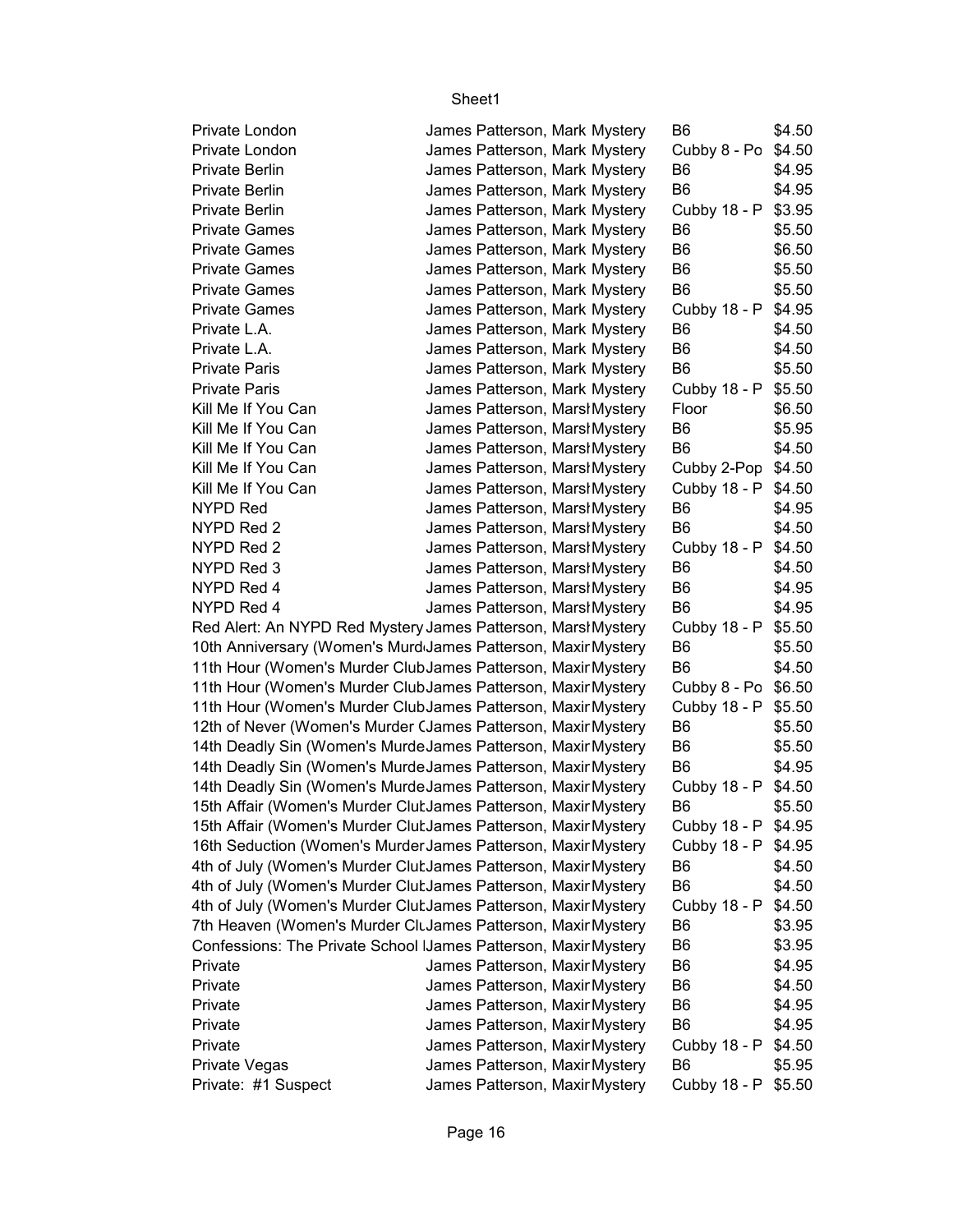| | | | | |
|---|---|---|---|---|
| Private London | James Patterson, Mark | Mystery | B6 | $4.50 |
| Private London | James Patterson, Mark | Mystery | Cubby 8 - Po | $4.50 |
| Private Berlin | James Patterson, Mark | Mystery | B6 | $4.95 |
| Private Berlin | James Patterson, Mark | Mystery | B6 | $4.95 |
| Private Berlin | James Patterson, Mark | Mystery | Cubby 18 - P | $3.95 |
| Private Games | James Patterson, Mark | Mystery | B6 | $5.50 |
| Private Games | James Patterson, Mark | Mystery | B6 | $6.50 |
| Private Games | James Patterson, Mark | Mystery | B6 | $5.50 |
| Private Games | James Patterson, Mark | Mystery | B6 | $5.50 |
| Private Games | James Patterson, Mark | Mystery | Cubby 18 - P | $4.95 |
| Private L.A. | James Patterson, Mark | Mystery | B6 | $4.50 |
| Private L.A. | James Patterson, Mark | Mystery | B6 | $4.50 |
| Private Paris | James Patterson, Mark | Mystery | B6 | $5.50 |
| Private Paris | James Patterson, Mark | Mystery | Cubby 18 - P | $5.50 |
| Kill Me If You Can | James Patterson, Marsh | Mystery | Floor | $6.50 |
| Kill Me If You Can | James Patterson, Marsh | Mystery | B6 | $5.95 |
| Kill Me If You Can | James Patterson, Marsh | Mystery | B6 | $4.50 |
| Kill Me If You Can | James Patterson, Marsh | Mystery | Cubby 2-Pop | $4.50 |
| Kill Me If You Can | James Patterson, Marsh | Mystery | Cubby 18 - P | $4.50 |
| NYPD Red | James Patterson, Marsh | Mystery | B6 | $4.95 |
| NYPD Red 2 | James Patterson, Marsh | Mystery | B6 | $4.50 |
| NYPD Red 2 | James Patterson, Marsh | Mystery | Cubby 18 - P | $4.50 |
| NYPD Red 3 | James Patterson, Marsh | Mystery | B6 | $4.50 |
| NYPD Red 4 | James Patterson, Marsh | Mystery | B6 | $4.95 |
| NYPD Red 4 | James Patterson, Marsh | Mystery | B6 | $4.95 |
| Red Alert: An NYPD Red Mystery | James Patterson, Marsh | Mystery | Cubby 18 - P | $5.50 |
| 10th Anniversary (Women's Murd | James Patterson, Maxir | Mystery | B6 | $5.50 |
| 11th Hour (Women's Murder Club | James Patterson, Maxir | Mystery | B6 | $4.50 |
| 11th Hour (Women's Murder Club | James Patterson, Maxir | Mystery | Cubby 8 - Po | $6.50 |
| 11th Hour (Women's Murder Club | James Patterson, Maxir | Mystery | Cubby 18 - P | $5.50 |
| 12th of Never (Women's Murder C | James Patterson, Maxir | Mystery | B6 | $5.50 |
| 14th Deadly Sin (Women's Murde | James Patterson, Maxir | Mystery | B6 | $5.50 |
| 14th Deadly Sin (Women's Murde | James Patterson, Maxir | Mystery | B6 | $4.95 |
| 14th Deadly Sin (Women's Murde | James Patterson, Maxir | Mystery | Cubby 18 - P | $4.50 |
| 15th Affair (Women's Murder Clut | James Patterson, Maxir | Mystery | B6 | $5.50 |
| 15th Affair (Women's Murder Clut | James Patterson, Maxir | Mystery | Cubby 18 - P | $4.95 |
| 16th Seduction (Women's Murder | James Patterson, Maxir | Mystery | Cubby 18 - P | $4.95 |
| 4th of July (Women's Murder Clut | James Patterson, Maxir | Mystery | B6 | $4.50 |
| 4th of July (Women's Murder Clut | James Patterson, Maxir | Mystery | B6 | $4.50 |
| 4th of July (Women's Murder Clut | James Patterson, Maxir | Mystery | Cubby 18 - P | $4.50 |
| 7th Heaven (Women's Murder Clu | James Patterson, Maxir | Mystery | B6 | $3.95 |
| Confessions: The Private School I | James Patterson, Maxir | Mystery | B6 | $3.95 |
| Private | James Patterson, Maxir | Mystery | B6 | $4.95 |
| Private | James Patterson, Maxir | Mystery | B6 | $4.50 |
| Private | James Patterson, Maxir | Mystery | B6 | $4.95 |
| Private | James Patterson, Maxir | Mystery | B6 | $4.95 |
| Private | James Patterson, Maxir | Mystery | Cubby 18 - P | $4.50 |
| Private Vegas | James Patterson, Maxir | Mystery | B6 | $5.95 |
| Private: #1 Suspect | James Patterson, Maxir | Mystery | Cubby 18 - P | $5.50 |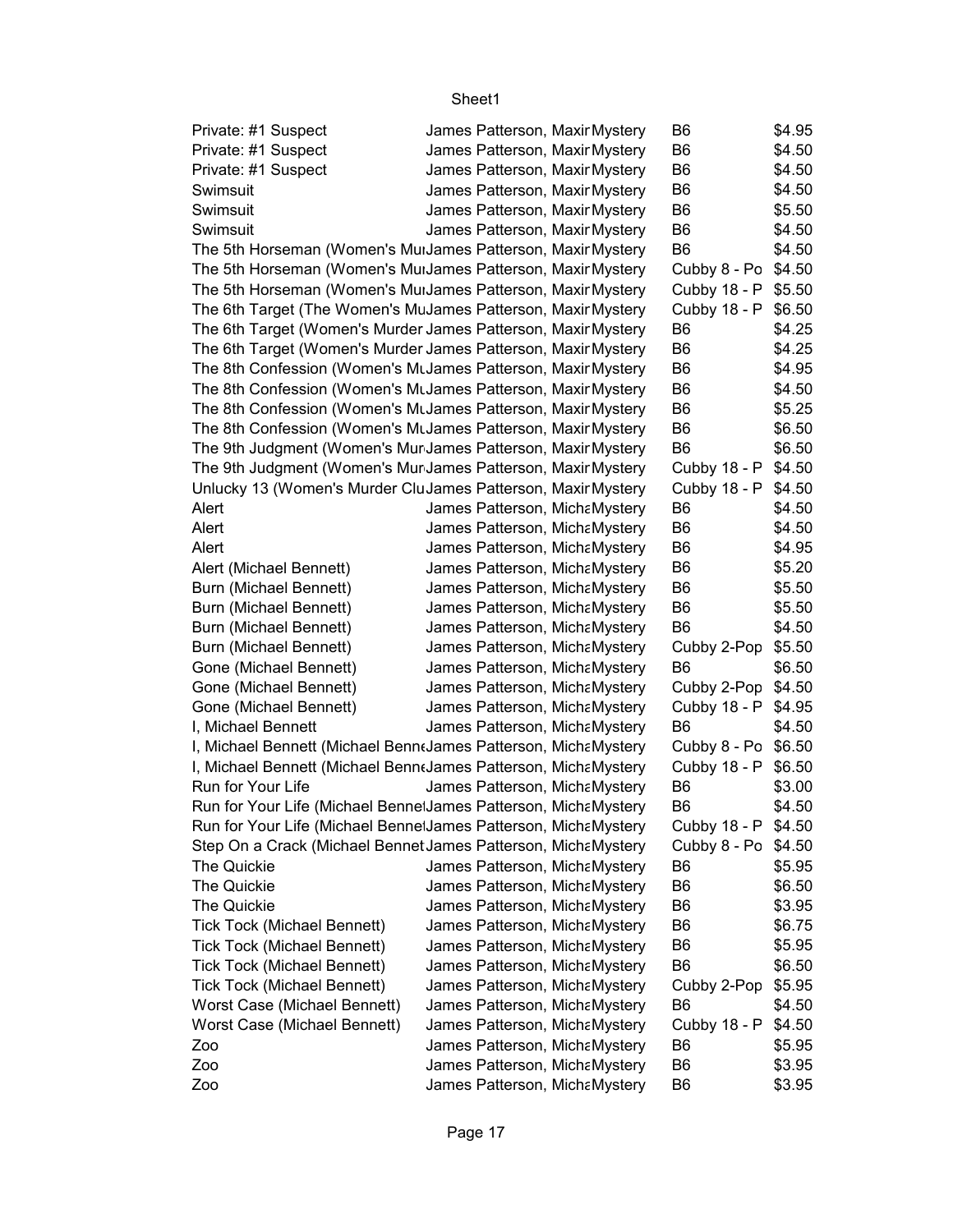| | | | | |
|---|---|---|---|---|
| Private: #1 Suspect | James Patterson, Maxir | Mystery | B6 | $4.95 |
| Private: #1 Suspect | James Patterson, Maxir | Mystery | B6 | $4.50 |
| Private: #1 Suspect | James Patterson, Maxir | Mystery | B6 | $4.50 |
| Swimsuit | James Patterson, Maxir | Mystery | B6 | $4.50 |
| Swimsuit | James Patterson, Maxir | Mystery | B6 | $5.50 |
| Swimsuit | James Patterson, Maxir | Mystery | B6 | $4.50 |
| The 5th Horseman (Women's Mu | James Patterson, Maxir | Mystery | B6 | $4.50 |
| The 5th Horseman (Women's Mu | James Patterson, Maxir | Mystery | Cubby 8 - Po | $4.50 |
| The 5th Horseman (Women's Mu | James Patterson, Maxir | Mystery | Cubby 18 - P | $5.50 |
| The 6th Target (The Women's Mu | James Patterson, Maxir | Mystery | Cubby 18 - P | $6.50 |
| The 6th Target (Women's Murder | James Patterson, Maxir | Mystery | B6 | $4.25 |
| The 6th Target (Women's Murder | James Patterson, Maxir | Mystery | B6 | $4.25 |
| The 8th Confession (Women's Mu | James Patterson, Maxir | Mystery | B6 | $4.95 |
| The 8th Confession (Women's Mu | James Patterson, Maxir | Mystery | B6 | $4.50 |
| The 8th Confession (Women's Mu | James Patterson, Maxir | Mystery | B6 | $5.25 |
| The 8th Confession (Women's Mu | James Patterson, Maxir | Mystery | B6 | $6.50 |
| The 9th Judgment (Women's Mur | James Patterson, Maxir | Mystery | B6 | $6.50 |
| The 9th Judgment (Women's Mur | James Patterson, Maxir | Mystery | Cubby 18 - P | $4.50 |
| Unlucky 13 (Women's Murder Clu | James Patterson, Maxir | Mystery | Cubby 18 - P | $4.50 |
| Alert | James Patterson, Micha | Mystery | B6 | $4.50 |
| Alert | James Patterson, Micha | Mystery | B6 | $4.50 |
| Alert | James Patterson, Micha | Mystery | B6 | $4.95 |
| Alert (Michael Bennett) | James Patterson, Micha | Mystery | B6 | $5.20 |
| Burn (Michael Bennett) | James Patterson, Micha | Mystery | B6 | $5.50 |
| Burn (Michael Bennett) | James Patterson, Micha | Mystery | B6 | $5.50 |
| Burn (Michael Bennett) | James Patterson, Micha | Mystery | B6 | $4.50 |
| Burn (Michael Bennett) | James Patterson, Micha | Mystery | Cubby 2-Pop | $5.50 |
| Gone (Michael Bennett) | James Patterson, Micha | Mystery | B6 | $6.50 |
| Gone (Michael Bennett) | James Patterson, Micha | Mystery | Cubby 2-Pop | $4.50 |
| Gone (Michael Bennett) | James Patterson, Micha | Mystery | Cubby 18 - P | $4.95 |
| I, Michael Bennett | James Patterson, Micha | Mystery | B6 | $4.50 |
| I, Michael Bennett (Michael Benn | James Patterson, Micha | Mystery | Cubby 8 - Po | $6.50 |
| I, Michael Bennett (Michael Benn | James Patterson, Micha | Mystery | Cubby 18 - P | $6.50 |
| Run for Your Life | James Patterson, Micha | Mystery | B6 | $3.00 |
| Run for Your Life (Michael Bennet | James Patterson, Micha | Mystery | B6 | $4.50 |
| Run for Your Life (Michael Bennet | James Patterson, Micha | Mystery | Cubby 18 - P | $4.50 |
| Step On a Crack (Michael Bennet | James Patterson, Micha | Mystery | Cubby 8 - Po | $4.50 |
| The Quickie | James Patterson, Micha | Mystery | B6 | $5.95 |
| The Quickie | James Patterson, Micha | Mystery | B6 | $6.50 |
| The Quickie | James Patterson, Micha | Mystery | B6 | $3.95 |
| Tick Tock (Michael Bennett) | James Patterson, Micha | Mystery | B6 | $6.75 |
| Tick Tock (Michael Bennett) | James Patterson, Micha | Mystery | B6 | $5.95 |
| Tick Tock (Michael Bennett) | James Patterson, Micha | Mystery | B6 | $6.50 |
| Tick Tock (Michael Bennett) | James Patterson, Micha | Mystery | Cubby 2-Pop | $5.95 |
| Worst Case (Michael Bennett) | James Patterson, Micha | Mystery | B6 | $4.50 |
| Worst Case (Michael Bennett) | James Patterson, Micha | Mystery | Cubby 18 - P | $4.50 |
| Zoo | James Patterson, Micha | Mystery | B6 | $5.95 |
| Zoo | James Patterson, Micha | Mystery | B6 | $3.95 |
| Zoo | James Patterson, Micha | Mystery | B6 | $3.95 |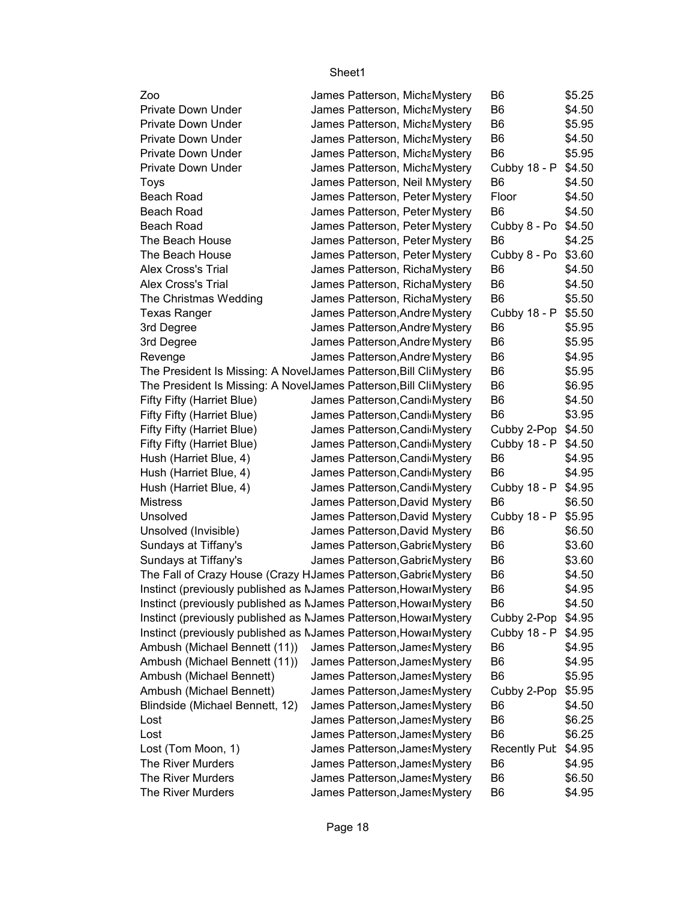| | | | | |
|---|---|---|---|---|
| Zoo | James Patterson, Micha | Mystery | B6 | $5.25 |
| Private Down Under | James Patterson, Micha | Mystery | B6 | $4.50 |
| Private Down Under | James Patterson, Micha | Mystery | B6 | $5.95 |
| Private Down Under | James Patterson, Micha | Mystery | B6 | $4.50 |
| Private Down Under | James Patterson, Micha | Mystery | B6 | $5.95 |
| Private Down Under | James Patterson, Micha | Mystery | Cubby 18 - P | $4.50 |
| Toys | James Patterson, Neil M | Mystery | B6 | $4.50 |
| Beach Road | James Patterson, Peter | Mystery | Floor | $4.50 |
| Beach Road | James Patterson, Peter | Mystery | B6 | $4.50 |
| Beach Road | James Patterson, Peter | Mystery | Cubby 8 - Po | $4.50 |
| The Beach House | James Patterson, Peter | Mystery | B6 | $4.25 |
| The Beach House | James Patterson, Peter | Mystery | Cubby 8 - Po | $3.60 |
| Alex Cross's Trial | James Patterson, Richa | Mystery | B6 | $4.50 |
| Alex Cross's Trial | James Patterson, Richa | Mystery | B6 | $4.50 |
| The Christmas Wedding | James Patterson, Richa | Mystery | B6 | $5.50 |
| Texas Ranger | James Patterson,Andre | Mystery | Cubby 18 - P | $5.50 |
| 3rd Degree | James Patterson,Andre | Mystery | B6 | $5.95 |
| 3rd Degree | James Patterson,Andre | Mystery | B6 | $5.95 |
| Revenge | James Patterson,Andre | Mystery | B6 | $4.95 |
| The President Is Missing: A Novel | James Patterson,Bill Cli | Mystery | B6 | $5.95 |
| The President Is Missing: A Novel | James Patterson,Bill Cli | Mystery | B6 | $6.95 |
| Fifty Fifty (Harriet Blue) | James Patterson,Candi | Mystery | B6 | $4.50 |
| Fifty Fifty (Harriet Blue) | James Patterson,Candi | Mystery | B6 | $3.95 |
| Fifty Fifty (Harriet Blue) | James Patterson,Candi | Mystery | Cubby 2-Pop | $4.50 |
| Fifty Fifty (Harriet Blue) | James Patterson,Candi | Mystery | Cubby 18 - P | $4.50 |
| Hush (Harriet Blue, 4) | James Patterson,Candi | Mystery | B6 | $4.95 |
| Hush (Harriet Blue, 4) | James Patterson,Candi | Mystery | B6 | $4.95 |
| Hush (Harriet Blue, 4) | James Patterson,Candi | Mystery | Cubby 18 - P | $4.95 |
| Mistress | James Patterson,David | Mystery | B6 | $6.50 |
| Unsolved | James Patterson,David | Mystery | Cubby 18 - P | $5.95 |
| Unsolved (Invisible) | James Patterson,David | Mystery | B6 | $6.50 |
| Sundays at Tiffany's | James Patterson,Gabri | Mystery | B6 | $3.60 |
| Sundays at Tiffany's | James Patterson,Gabri | Mystery | B6 | $3.60 |
| The Fall of Crazy House (Crazy H | James Patterson,Gabri | Mystery | B6 | $4.50 |
| Instinct (previously published as M | James Patterson,Howa | Mystery | B6 | $4.95 |
| Instinct (previously published as M | James Patterson,Howa | Mystery | B6 | $4.50 |
| Instinct (previously published as M | James Patterson,Howa | Mystery | Cubby 2-Pop | $4.95 |
| Instinct (previously published as M | James Patterson,Howa | Mystery | Cubby 18 - P | $4.95 |
| Ambush (Michael Bennett (11)) | James Patterson,James | Mystery | B6 | $4.95 |
| Ambush (Michael Bennett (11)) | James Patterson,James | Mystery | B6 | $4.95 |
| Ambush (Michael Bennett) | James Patterson,James | Mystery | B6 | $5.95 |
| Ambush (Michael Bennett) | James Patterson,James | Mystery | Cubby 2-Pop | $5.95 |
| Blindside (Michael Bennett, 12) | James Patterson,James | Mystery | B6 | $4.50 |
| Lost | James Patterson,James | Mystery | B6 | $6.25 |
| Lost | James Patterson,James | Mystery | B6 | $6.25 |
| Lost (Tom Moon, 1) | James Patterson,James | Mystery | Recently Pub | $4.95 |
| The River Murders | James Patterson,James | Mystery | B6 | $4.95 |
| The River Murders | James Patterson,James | Mystery | B6 | $6.50 |
| The River Murders | James Patterson,James | Mystery | B6 | $4.95 |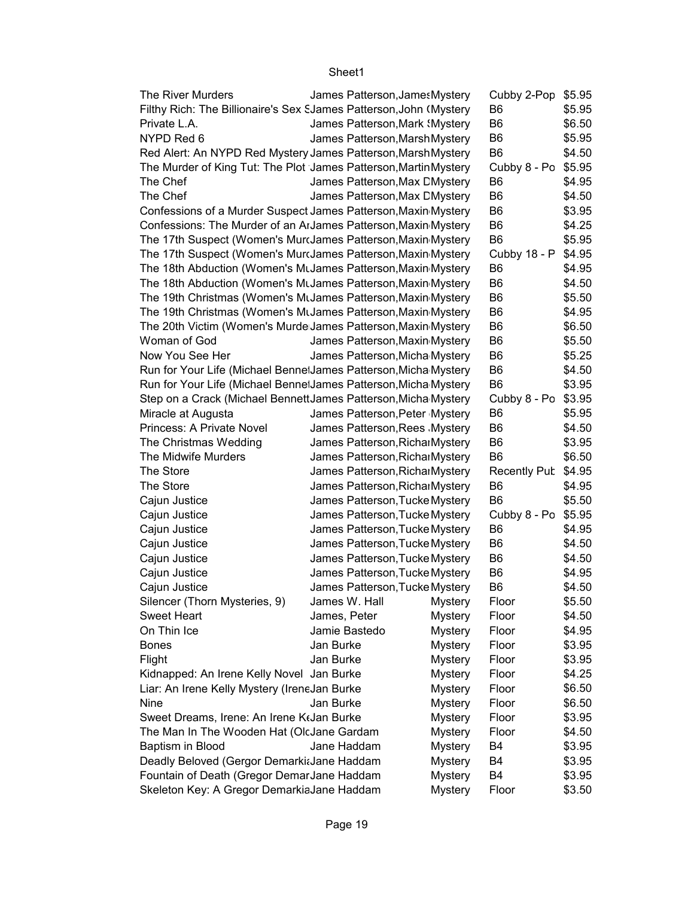| The River Murders | James Patterson,James | Mystery | Cubby 2-Pop | $5.95 |
|---|---|---|---|---|
| Filthy Rich: The Billionaire's Sex S | James Patterson,John ( | Mystery | B6 | $5.95 |
| Private L.A. | James Patterson,Mark S | Mystery | B6 | $6.50 |
| NYPD Red 6 | James Patterson,Marsh | Mystery | B6 | $5.95 |
| Red Alert: An NYPD Red Mystery | James Patterson,Marsh | Mystery | B6 | $4.50 |
| The Murder of King Tut: The Plot | James Patterson,Martin | Mystery | Cubby 8 - Po | $5.95 |
| The Chef | James Patterson,Max D | Mystery | B6 | $4.95 |
| The Chef | James Patterson,Max D | Mystery | B6 | $4.50 |
| Confessions of a Murder Suspect | James Patterson,Maxin | Mystery | B6 | $3.95 |
| Confessions: The Murder of an Ar | James Patterson,Maxin | Mystery | B6 | $4.25 |
| The 17th Suspect (Women's Murc | James Patterson,Maxin | Mystery | B6 | $5.95 |
| The 17th Suspect (Women's Murc | James Patterson,Maxin | Mystery | Cubby 18 - P | $4.95 |
| The 18th Abduction (Women's Mu | James Patterson,Maxin | Mystery | B6 | $4.95 |
| The 18th Abduction (Women's Mu | James Patterson,Maxin | Mystery | B6 | $4.50 |
| The 19th Christmas (Women's Mu | James Patterson,Maxin | Mystery | B6 | $5.50 |
| The 19th Christmas (Women's Mu | James Patterson,Maxin | Mystery | B6 | $4.95 |
| The 20th Victim (Women's Murde | James Patterson,Maxin | Mystery | B6 | $6.50 |
| Woman of God | James Patterson,Maxin | Mystery | B6 | $5.50 |
| Now You See Her | James Patterson,Micha | Mystery | B6 | $5.25 |
| Run for Your Life (Michael Bennet | James Patterson,Micha | Mystery | B6 | $4.50 |
| Run for Your Life (Michael Bennet | James Patterson,Micha | Mystery | B6 | $3.95 |
| Step on a Crack (Michael Bennett | James Patterson,Micha | Mystery | Cubby 8 - Po | $3.95 |
| Miracle at Augusta | James Patterson,Peter | Mystery | B6 | $5.95 |
| Princess: A Private Novel | James Patterson,Rees | Mystery | B6 | $4.50 |
| The Christmas Wedding | James Patterson,Richar | Mystery | B6 | $3.95 |
| The Midwife Murders | James Patterson,Richar | Mystery | B6 | $6.50 |
| The Store | James Patterson,Richar | Mystery | Recently Pub | $4.95 |
| The Store | James Patterson,Richar | Mystery | B6 | $4.95 |
| Cajun Justice | James Patterson,Tucke | Mystery | B6 | $5.50 |
| Cajun Justice | James Patterson,Tucke | Mystery | Cubby 8 - Po | $5.95 |
| Cajun Justice | James Patterson,Tucke | Mystery | B6 | $4.95 |
| Cajun Justice | James Patterson,Tucke | Mystery | B6 | $4.50 |
| Cajun Justice | James Patterson,Tucke | Mystery | B6 | $4.50 |
| Cajun Justice | James Patterson,Tucke | Mystery | B6 | $4.95 |
| Cajun Justice | James Patterson,Tucke | Mystery | B6 | $4.50 |
| Silencer (Thorn Mysteries, 9) | James W. Hall | Mystery | Floor | $5.50 |
| Sweet Heart | James, Peter | Mystery | Floor | $4.50 |
| On Thin Ice | Jamie Bastedo | Mystery | Floor | $4.95 |
| Bones | Jan Burke | Mystery | Floor | $3.95 |
| Flight | Jan Burke | Mystery | Floor | $3.95 |
| Kidnapped: An Irene Kelly Novel | Jan Burke | Mystery | Floor | $4.25 |
| Liar: An Irene Kelly Mystery (Irene | Jan Burke | Mystery | Floor | $6.50 |
| Nine | Jan Burke | Mystery | Floor | $6.50 |
| Sweet Dreams, Irene: An Irene K | Jan Burke | Mystery | Floor | $3.95 |
| The Man In The Wooden Hat (Old | Jane Gardam | Mystery | Floor | $4.50 |
| Baptism in Blood | Jane Haddam | Mystery | B4 | $3.95 |
| Deadly Beloved (Gergor Demarkia | Jane Haddam | Mystery | B4 | $3.95 |
| Fountain of Death (Gregor Demar | Jane Haddam | Mystery | B4 | $3.95 |
| Skeleton Key: A Gregor Demarkia | Jane Haddam | Mystery | Floor | $3.50 |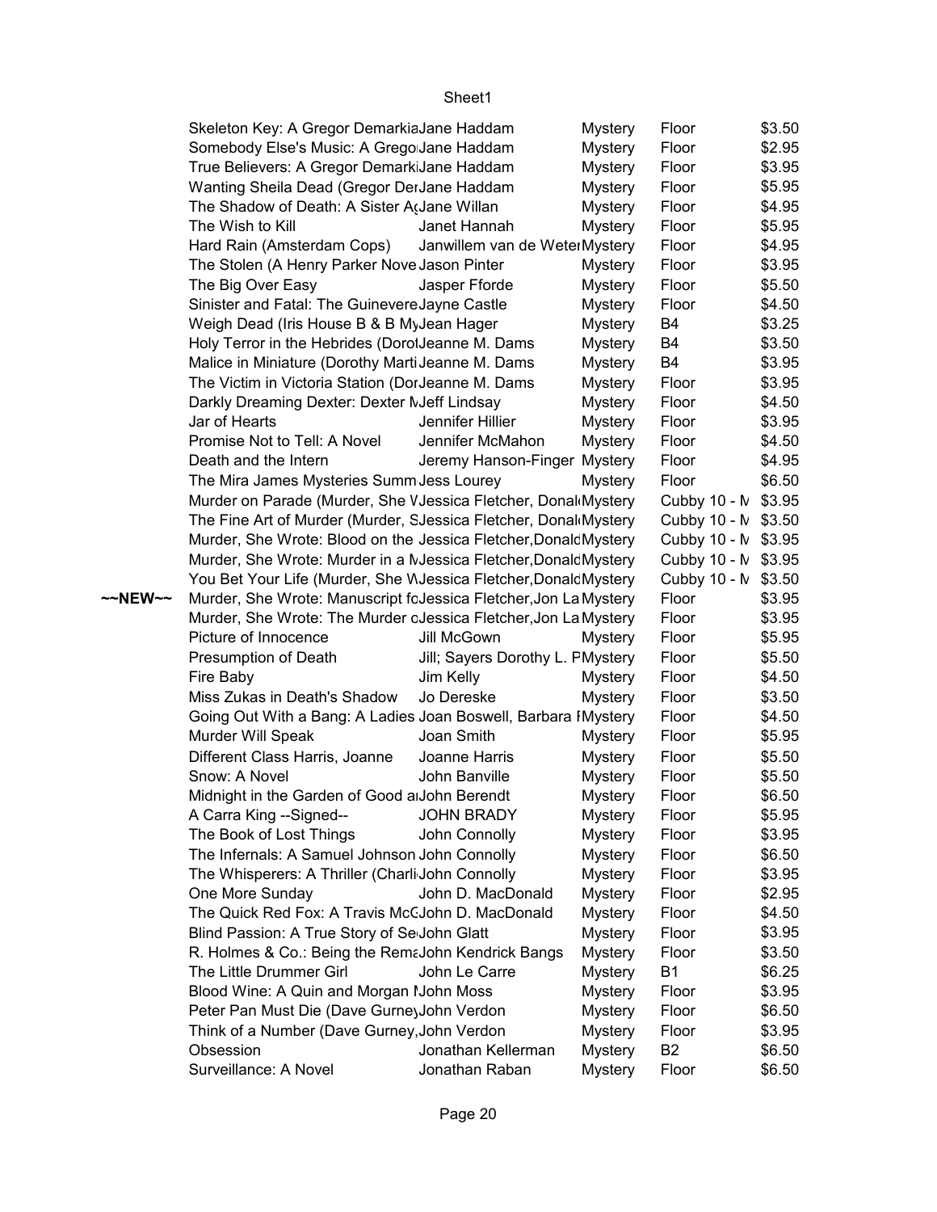| | | | | | |
|---|---|---|---|---|---|
| | Skeleton Key: A Gregor Demarkia | Jane Haddam | Mystery | Floor | $3.50 |
| | Somebody Else's Music: A Grego | Jane Haddam | Mystery | Floor | $2.95 |
| | True Believers: A Gregor Demark | Jane Haddam | Mystery | Floor | $3.95 |
| | Wanting Sheila Dead (Gregor Der | Jane Haddam | Mystery | Floor | $5.95 |
| | The Shadow of Death: A Sister A | Jane Willan | Mystery | Floor | $4.95 |
| | The Wish to Kill | Janet Hannah | Mystery | Floor | $5.95 |
| | Hard Rain (Amsterdam Cops) | Janwillem van de Weter | Mystery | Floor | $4.95 |
| | The Stolen (A Henry Parker Nove | Jason Pinter | Mystery | Floor | $3.95 |
| | The Big Over Easy | Jasper Fforde | Mystery | Floor | $5.50 |
| | Sinister and Fatal: The Guinevere | Jayne Castle | Mystery | Floor | $4.50 |
| | Weigh Dead (Iris House B & B My | Jean Hager | Mystery | B4 | $3.25 |
| | Holy Terror in the Hebrides (Dorot | Jeanne M. Dams | Mystery | B4 | $3.50 |
| | Malice in Miniature (Dorothy Marti | Jeanne M. Dams | Mystery | B4 | $3.95 |
| | The Victim in Victoria Station (Dor | Jeanne M. Dams | Mystery | Floor | $3.95 |
| | Darkly Dreaming Dexter: Dexter N | Jeff Lindsay | Mystery | Floor | $4.50 |
| | Jar of Hearts | Jennifer Hillier | Mystery | Floor | $3.95 |
| | Promise Not to Tell: A Novel | Jennifer McMahon | Mystery | Floor | $4.50 |
| | Death and the Intern | Jeremy Hanson-Finger | Mystery | Floor | $4.95 |
| | The Mira James Mysteries Summ | Jess Lourey | Mystery | Floor | $6.50 |
| | Murder on Parade (Murder, She V | Jessica Fletcher, Donal | Mystery | Cubby 10 - M | $3.95 |
| | The Fine Art of Murder (Murder, S | Jessica Fletcher, Donal | Mystery | Cubby 10 - M | $3.50 |
| | Murder, She Wrote: Blood on the | Jessica Fletcher,Donald | Mystery | Cubby 10 - M | $3.95 |
| | Murder, She Wrote: Murder in a M | Jessica Fletcher,Donald | Mystery | Cubby 10 - M | $3.95 |
| | You Bet Your Life (Murder, She W | Jessica Fletcher,Donald | Mystery | Cubby 10 - M | $3.50 |
| ~~NEW~~ | Murder, She Wrote: Manuscript fo | Jessica Fletcher,Jon La | Mystery | Floor | $3.95 |
| | Murder, She Wrote: The Murder o | Jessica Fletcher,Jon La | Mystery | Floor | $3.95 |
| | Picture of Innocence | Jill McGown | Mystery | Floor | $5.95 |
| | Presumption of Death | Jill; Sayers Dorothy L. P | Mystery | Floor | $5.50 |
| | Fire Baby | Jim Kelly | Mystery | Floor | $4.50 |
| | Miss Zukas in Death's Shadow | Jo Dereske | Mystery | Floor | $3.50 |
| | Going Out With a Bang: A Ladies | Joan Boswell, Barbara I | Mystery | Floor | $4.50 |
| | Murder Will Speak | Joan Smith | Mystery | Floor | $5.95 |
| | Different Class Harris, Joanne | Joanne Harris | Mystery | Floor | $5.50 |
| | Snow: A Novel | John Banville | Mystery | Floor | $5.50 |
| | Midnight in the Garden of Good a | John Berendt | Mystery | Floor | $6.50 |
| | A Carra King --Signed-- | JOHN BRADY | Mystery | Floor | $5.95 |
| | The Book of Lost Things | John Connolly | Mystery | Floor | $3.95 |
| | The Infernals: A Samuel Johnson | John Connolly | Mystery | Floor | $6.50 |
| | The Whisperers: A Thriller (Charli | John Connolly | Mystery | Floor | $3.95 |
| | One More Sunday | John D. MacDonald | Mystery | Floor | $2.95 |
| | The Quick Red Fox: A Travis McG | John D. MacDonald | Mystery | Floor | $4.50 |
| | Blind Passion: A True Story of Se | John Glatt | Mystery | Floor | $3.95 |
| | R. Holmes & Co.: Being the Rema | John Kendrick Bangs | Mystery | Floor | $3.50 |
| | The Little Drummer Girl | John Le Carre | Mystery | B1 | $6.25 |
| | Blood Wine: A Quin and Morgan M | John Moss | Mystery | Floor | $3.95 |
| | Peter Pan Must Die (Dave Gurney | John Verdon | Mystery | Floor | $6.50 |
| | Think of a Number (Dave Gurney, | John Verdon | Mystery | Floor | $3.95 |
| | Obsession | Jonathan Kellerman | Mystery | B2 | $6.50 |
| | Surveillance: A Novel | Jonathan Raban | Mystery | Floor | $6.50 |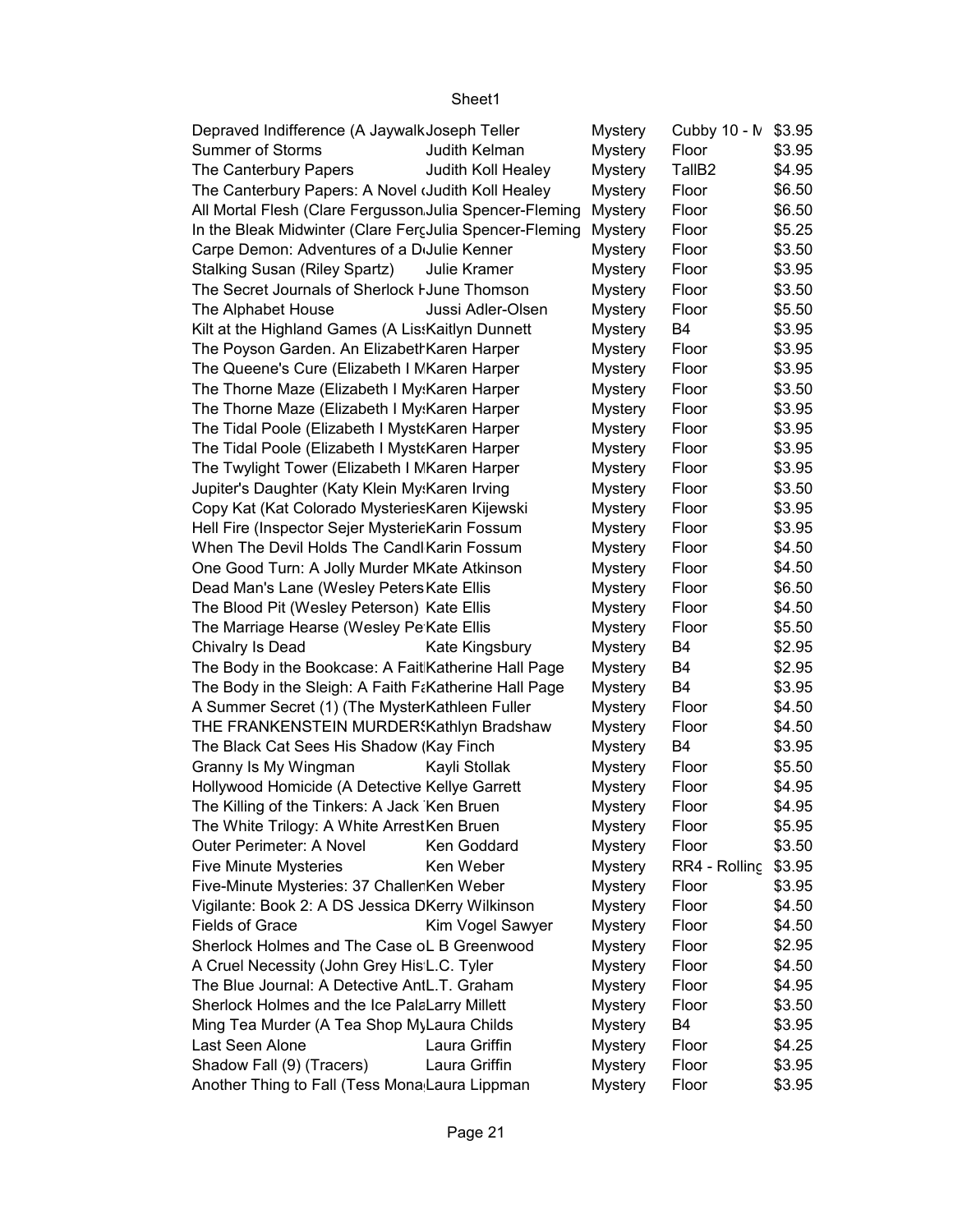| | | | | |
|---|---|---|---|---|
| Depraved Indifference (A Jaywalk | Joseph Teller | Mystery | Cubby 10 - M | $3.95 |
| Summer of Storms | Judith Kelman | Mystery | Floor | $3.95 |
| The Canterbury Papers | Judith Koll Healey | Mystery | TallB2 | $4.95 |
| The Canterbury Papers: A Novel ( | Judith Koll Healey | Mystery | Floor | $6.50 |
| All Mortal Flesh (Clare Fergusson | Julia Spencer-Fleming | Mystery | Floor | $6.50 |
| In the Bleak Midwinter (Clare Ferg | Julia Spencer-Fleming | Mystery | Floor | $5.25 |
| Carpe Demon: Adventures of a D | Julie Kenner | Mystery | Floor | $3.50 |
| Stalking Susan (Riley Spartz) | Julie Kramer | Mystery | Floor | $3.95 |
| The Secret Journals of Sherlock H | June Thomson | Mystery | Floor | $3.50 |
| The Alphabet House | Jussi Adler-Olsen | Mystery | Floor | $5.50 |
| Kilt at the Highland Games (A Lis | Kaitlyn Dunnett | Mystery | B4 | $3.95 |
| The Poyson Garden. An Elizabeth | Karen Harper | Mystery | Floor | $3.95 |
| The Queene's Cure (Elizabeth I M | Karen Harper | Mystery | Floor | $3.95 |
| The Thorne Maze (Elizabeth I My | Karen Harper | Mystery | Floor | $3.50 |
| The Thorne Maze (Elizabeth I My | Karen Harper | Mystery | Floor | $3.95 |
| The Tidal Poole (Elizabeth I Myste | Karen Harper | Mystery | Floor | $3.95 |
| The Tidal Poole (Elizabeth I Myste | Karen Harper | Mystery | Floor | $3.95 |
| The Twylight Tower (Elizabeth I M | Karen Harper | Mystery | Floor | $3.95 |
| Jupiter's Daughter (Katy Klein My | Karen Irving | Mystery | Floor | $3.50 |
| Copy Kat (Kat Colorado Mysteries | Karen Kijewski | Mystery | Floor | $3.95 |
| Hell Fire (Inspector Sejer Mysterie | Karin Fossum | Mystery | Floor | $3.95 |
| When The Devil Holds The Candl | Karin Fossum | Mystery | Floor | $4.50 |
| One Good Turn: A Jolly Murder M | Kate Atkinson | Mystery | Floor | $4.50 |
| Dead Man's Lane (Wesley Peters | Kate Ellis | Mystery | Floor | $6.50 |
| The Blood Pit (Wesley Peterson) | Kate Ellis | Mystery | Floor | $4.50 |
| The Marriage Hearse (Wesley Pe | Kate Ellis | Mystery | Floor | $5.50 |
| Chivalry Is Dead | Kate Kingsbury | Mystery | B4 | $2.95 |
| The Body in the Bookcase: A Fait | Katherine Hall Page | Mystery | B4 | $2.95 |
| The Body in the Sleigh: A Faith F | Katherine Hall Page | Mystery | B4 | $3.95 |
| A Summer Secret (1) (The Myster | Kathleen Fuller | Mystery | Floor | $4.50 |
| THE FRANKENSTEIN MURDERS | Kathlyn Bradshaw | Mystery | Floor | $4.50 |
| The Black Cat Sees His Shadow ( | Kay Finch | Mystery | B4 | $3.95 |
| Granny Is My Wingman | Kayli Stollak | Mystery | Floor | $5.50 |
| Hollywood Homicide (A Detective | Kellye Garrett | Mystery | Floor | $4.95 |
| The Killing of the Tinkers: A Jack | Ken Bruen | Mystery | Floor | $4.95 |
| The White Trilogy: A White Arrest | Ken Bruen | Mystery | Floor | $5.95 |
| Outer Perimeter: A Novel | Ken Goddard | Mystery | Floor | $3.50 |
| Five Minute Mysteries | Ken Weber | Mystery | RR4 - Rolling | $3.95 |
| Five-Minute Mysteries: 37 Challen | Ken Weber | Mystery | Floor | $3.95 |
| Vigilante: Book 2: A DS Jessica D | Kerry Wilkinson | Mystery | Floor | $4.50 |
| Fields of Grace | Kim Vogel Sawyer | Mystery | Floor | $4.50 |
| Sherlock Holmes and The Case o | L B Greenwood | Mystery | Floor | $2.95 |
| A Cruel Necessity (John Grey His | L.C. Tyler | Mystery | Floor | $4.50 |
| The Blue Journal: A Detective Ant | L.T. Graham | Mystery | Floor | $4.95 |
| Sherlock Holmes and the Ice Pala | Larry Millett | Mystery | Floor | $3.50 |
| Ming Tea Murder (A Tea Shop My | Laura Childs | Mystery | B4 | $3.95 |
| Last Seen Alone | Laura Griffin | Mystery | Floor | $4.25 |
| Shadow Fall (9) (Tracers) | Laura Griffin | Mystery | Floor | $3.95 |
| Another Thing to Fall (Tess Mona | Laura Lippman | Mystery | Floor | $3.95 |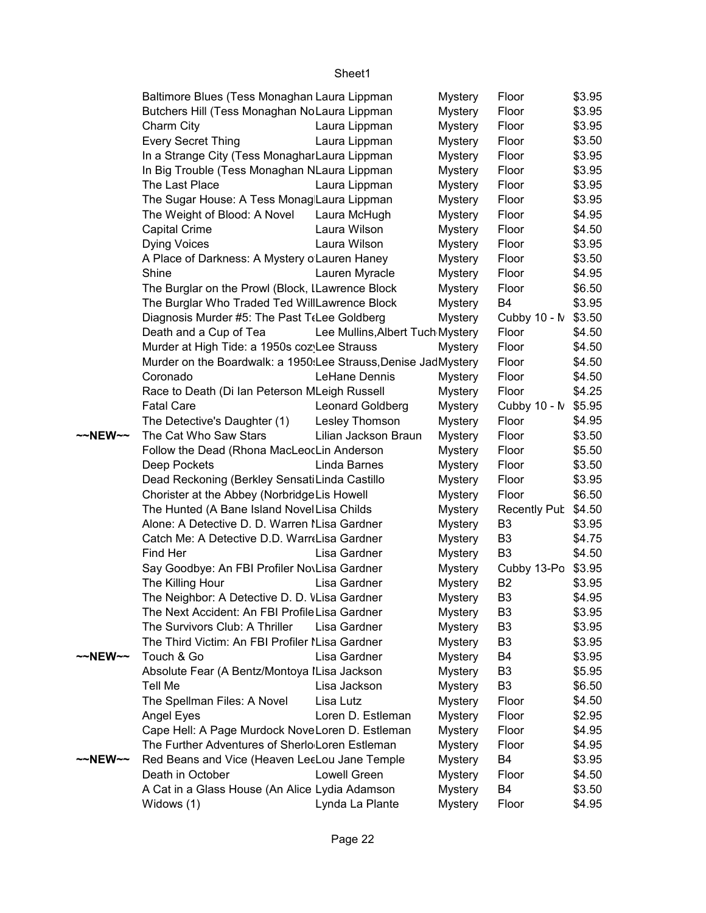| | | | | | |
|---|---|---|---|---|---|
| | Baltimore Blues (Tess Monaghan | Laura Lippman | Mystery | Floor | $3.95 |
| | Butchers Hill (Tess Monaghan No | Laura Lippman | Mystery | Floor | $3.95 |
| | Charm City | Laura Lippman | Mystery | Floor | $3.95 |
| | Every Secret Thing | Laura Lippman | Mystery | Floor | $3.50 |
| | In a Strange City (Tess Monaghar | Laura Lippman | Mystery | Floor | $3.95 |
| | In Big Trouble (Tess Monaghan N | Laura Lippman | Mystery | Floor | $3.95 |
| | The Last Place | Laura Lippman | Mystery | Floor | $3.95 |
| | The Sugar House: A Tess Monag | Laura Lippman | Mystery | Floor | $3.95 |
| | The Weight of Blood: A Novel | Laura McHugh | Mystery | Floor | $4.95 |
| | Capital Crime | Laura Wilson | Mystery | Floor | $4.50 |
| | Dying Voices | Laura Wilson | Mystery | Floor | $3.95 |
| | A Place of Darkness: A Mystery o | Lauren Haney | Mystery | Floor | $3.50 |
| | Shine | Lauren Myracle | Mystery | Floor | $4.95 |
| | The Burglar on the Prowl (Block, L | Lawrence Block | Mystery | Floor | $6.50 |
| | The Burglar Who Traded Ted Will | Lawrence Block | Mystery | B4 | $3.95 |
| | Diagnosis Murder #5: The Past Te | Lee Goldberg | Mystery | Cubby 10 - M | $3.50 |
| | Death and a Cup of Tea | Lee Mullins,Albert Tuch | Mystery | Floor | $4.50 |
| | Murder at High Tide: a 1950s coz | Lee Strauss | Mystery | Floor | $4.50 |
| | Murder on the Boardwalk: a 1950s | Lee Strauss,Denise Jad | Mystery | Floor | $4.50 |
| | Coronado | LeHane Dennis | Mystery | Floor | $4.50 |
| | Race to Death (Di Ian Peterson M | Leigh Russell | Mystery | Floor | $4.25 |
| | Fatal Care | Leonard Goldberg | Mystery | Cubby 10 - M | $5.95 |
| | The Detective's Daughter (1) | Lesley Thomson | Mystery | Floor | $4.95 |
| ~~NEW~~ | The Cat Who Saw Stars | Lilian Jackson Braun | Mystery | Floor | $3.50 |
| | Follow the Dead (Rhona MacLeod | Lin Anderson | Mystery | Floor | $5.50 |
| | Deep Pockets | Linda Barnes | Mystery | Floor | $3.50 |
| | Dead Reckoning (Berkley Sensati | Linda Castillo | Mystery | Floor | $3.95 |
| | Chorister at the Abbey (Norbridge | Lis Howell | Mystery | Floor | $6.50 |
| | The Hunted (A Bane Island Novel | Lisa Childs | Mystery | Recently Pub | $4.50 |
| | Alone: A Detective D. D. Warren N | Lisa Gardner | Mystery | B3 | $3.95 |
| | Catch Me: A Detective D.D. Warre | Lisa Gardner | Mystery | B3 | $4.75 |
| | Find Her | Lisa Gardner | Mystery | B3 | $4.50 |
| | Say Goodbye: An FBI Profiler Nov | Lisa Gardner | Mystery | Cubby 13-Po | $3.95 |
| | The Killing Hour | Lisa Gardner | Mystery | B2 | $3.95 |
| | The Neighbor: A Detective D. D. W | Lisa Gardner | Mystery | B3 | $4.95 |
| | The Next Accident: An FBI Profile | Lisa Gardner | Mystery | B3 | $3.95 |
| | The Survivors Club: A Thriller | Lisa Gardner | Mystery | B3 | $3.95 |
| | The Third Victim: An FBI Profiler N | Lisa Gardner | Mystery | B3 | $3.95 |
| ~~NEW~~ | Touch & Go | Lisa Gardner | Mystery | B4 | $3.95 |
| | Absolute Fear (A Bentz/Montoya N | Lisa Jackson | Mystery | B3 | $5.95 |
| | Tell Me | Lisa Jackson | Mystery | B3 | $6.50 |
| | The Spellman Files: A Novel | Lisa Lutz | Mystery | Floor | $4.50 |
| | Angel Eyes | Loren D. Estleman | Mystery | Floor | $2.95 |
| | Cape Hell: A Page Murdock Nove | Loren D. Estleman | Mystery | Floor | $4.95 |
| | The Further Adventures of Sherlo | Loren Estleman | Mystery | Floor | $4.95 |
| ~~NEW~~ | Red Beans and Vice (Heaven Lee | Lou Jane Temple | Mystery | B4 | $3.95 |
| | Death in October | Lowell Green | Mystery | Floor | $4.50 |
| | A Cat in a Glass House (An Alice | Lydia Adamson | Mystery | B4 | $3.50 |
| | Widows (1) | Lynda La Plante | Mystery | Floor | $4.95 |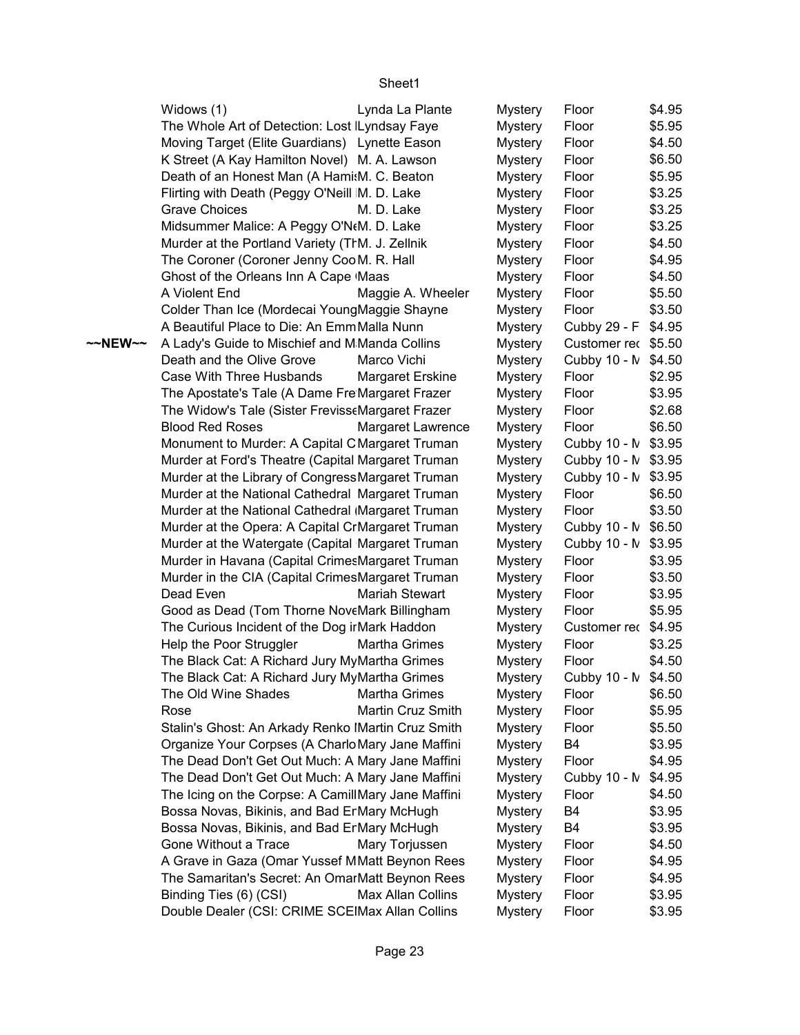| | | | | | |
|---|---|---|---|---|---|
| | Widows (1) | Lynda La Plante | Mystery | Floor | $4.95 |
| | The Whole Art of Detection: Lost I | Lyndsay Faye | Mystery | Floor | $5.95 |
| | Moving Target (Elite Guardians) | Lynette Eason | Mystery | Floor | $4.50 |
| | K Street (A Kay Hamilton Novel) | M. A. Lawson | Mystery | Floor | $6.50 |
| | Death of an Honest Man (A Hamis | M. C. Beaton | Mystery | Floor | $5.95 |
| | Flirting with Death (Peggy O'Neill | M. D. Lake | Mystery | Floor | $3.25 |
| | Grave Choices | M. D. Lake | Mystery | Floor | $3.25 |
| | Midsummer Malice: A Peggy O'Ne | M. D. Lake | Mystery | Floor | $3.25 |
| | Murder at the Portland Variety (Th | M. J. Zellnik | Mystery | Floor | $4.50 |
| | The Coroner (Coroner Jenny Coo | M. R. Hall | Mystery | Floor | $4.95 |
| | Ghost of the Orleans Inn A Cape ( | Maas | Mystery | Floor | $4.50 |
| | A Violent End | Maggie A. Wheeler | Mystery | Floor | $5.50 |
| | Colder Than Ice (Mordecai Young | Maggie Shayne | Mystery | Floor | $3.50 |
| | A Beautiful Place to Die: An Emm | Malla Nunn | Mystery | Cubby 29 - F | $4.95 |
| ~~NEW~~ | A Lady's Guide to Mischief and M | Manda Collins | Mystery | Customer rec | $5.50 |
| | Death and the Olive Grove | Marco Vichi | Mystery | Cubby 10 - M | $4.50 |
| | Case With Three Husbands | Margaret Erskine | Mystery | Floor | $2.95 |
| | The Apostate's Tale (A Dame Fre | Margaret Frazer | Mystery | Floor | $3.95 |
| | The Widow's Tale (Sister Frevisse | Margaret Frazer | Mystery | Floor | $2.68 |
| | Blood Red Roses | Margaret Lawrence | Mystery | Floor | $6.50 |
| | Monument to Murder: A Capital C | Margaret Truman | Mystery | Cubby 10 - M | $3.95 |
| | Murder at Ford's Theatre (Capital | Margaret Truman | Mystery | Cubby 10 - M | $3.95 |
| | Murder at the Library of Congress | Margaret Truman | Mystery | Cubby 10 - M | $3.95 |
| | Murder at the National Cathedral | Margaret Truman | Mystery | Floor | $6.50 |
| | Murder at the National Cathedral ( | Margaret Truman | Mystery | Floor | $3.50 |
| | Murder at the Opera: A Capital Cr | Margaret Truman | Mystery | Cubby 10 - M | $6.50 |
| | Murder at the Watergate (Capital | Margaret Truman | Mystery | Cubby 10 - M | $3.95 |
| | Murder in Havana (Capital Crimes | Margaret Truman | Mystery | Floor | $3.95 |
| | Murder in the CIA (Capital Crimes | Margaret Truman | Mystery | Floor | $3.50 |
| | Dead Even | Mariah Stewart | Mystery | Floor | $3.95 |
| | Good as Dead (Tom Thorne Nove | Mark Billingham | Mystery | Floor | $5.95 |
| | The Curious Incident of the Dog ir | Mark Haddon | Mystery | Customer rec | $4.95 |
| | Help the Poor Struggler | Martha Grimes | Mystery | Floor | $3.25 |
| | The Black Cat: A Richard Jury My | Martha Grimes | Mystery | Floor | $4.50 |
| | The Black Cat: A Richard Jury My | Martha Grimes | Mystery | Cubby 10 - M | $4.50 |
| | The Old Wine Shades | Martha Grimes | Mystery | Floor | $6.50 |
| | Rose | Martin Cruz Smith | Mystery | Floor | $5.95 |
| | Stalin's Ghost: An Arkady Renko I | Martin Cruz Smith | Mystery | Floor | $5.50 |
| | Organize Your Corpses (A Charlo | Mary Jane Maffini | Mystery | B4 | $3.95 |
| | The Dead Don't Get Out Much: A | Mary Jane Maffini | Mystery | Floor | $4.95 |
| | The Dead Don't Get Out Much: A | Mary Jane Maffini | Mystery | Cubby 10 - M | $4.95 |
| | The Icing on the Corpse: A Camill | Mary Jane Maffini | Mystery | Floor | $4.50 |
| | Bossa Novas, Bikinis, and Bad Er | Mary McHugh | Mystery | B4 | $3.95 |
| | Bossa Novas, Bikinis, and Bad Er | Mary McHugh | Mystery | B4 | $3.95 |
| | Gone Without a Trace | Mary Torjussen | Mystery | Floor | $4.50 |
| | A Grave in Gaza (Omar Yussef M | Matt Beynon Rees | Mystery | Floor | $4.95 |
| | The Samaritan's Secret: An Omar | Matt Beynon Rees | Mystery | Floor | $4.95 |
| | Binding Ties (6) (CSI) | Max Allan Collins | Mystery | Floor | $3.95 |
| | Double Dealer (CSI: CRIME SCE | Max Allan Collins | Mystery | Floor | $3.95 |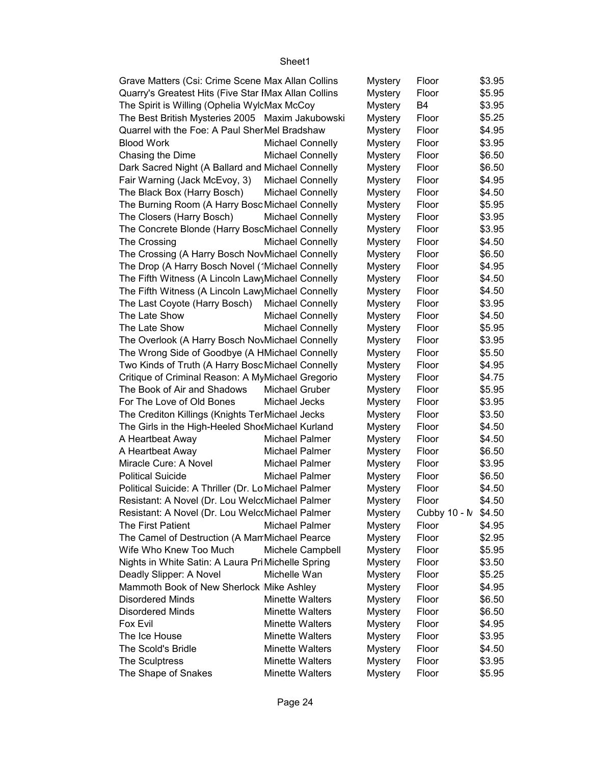| | | | | |
|---|---|---|---|---|
| Grave Matters (Csi: Crime Scene | Max Allan Collins | Mystery | Floor | $3.95 |
| Quarry's Greatest Hits (Five Star I | Max Allan Collins | Mystery | Floor | $5.95 |
| The Spirit is Willing (Ophelia Wyl | Max McCoy | Mystery | B4 | $3.95 |
| The Best British Mysteries 2005 | Maxim Jakubowski | Mystery | Floor | $5.25 |
| Quarrel with the Foe: A Paul Sher | Mel Bradshaw | Mystery | Floor | $4.95 |
| Blood Work | Michael Connelly | Mystery | Floor | $3.95 |
| Chasing the Dime | Michael Connelly | Mystery | Floor | $6.50 |
| Dark Sacred Night (A Ballard and | Michael Connelly | Mystery | Floor | $6.50 |
| Fair Warning (Jack McEvoy, 3) | Michael Connelly | Mystery | Floor | $4.95 |
| The Black Box (Harry Bosch) | Michael Connelly | Mystery | Floor | $4.50 |
| The Burning Room (A Harry Bosc | Michael Connelly | Mystery | Floor | $5.95 |
| The Closers (Harry Bosch) | Michael Connelly | Mystery | Floor | $3.95 |
| The Concrete Blonde (Harry Bosc | Michael Connelly | Mystery | Floor | $3.95 |
| The Crossing | Michael Connelly | Mystery | Floor | $4.50 |
| The Crossing (A Harry Bosch Nov | Michael Connelly | Mystery | Floor | $6.50 |
| The Drop (A Harry Bosch Novel (1 | Michael Connelly | Mystery | Floor | $4.95 |
| The Fifth Witness (A Lincoln Law | Michael Connelly | Mystery | Floor | $4.50 |
| The Fifth Witness (A Lincoln Law | Michael Connelly | Mystery | Floor | $4.50 |
| The Last Coyote (Harry Bosch) | Michael Connelly | Mystery | Floor | $3.95 |
| The Late Show | Michael Connelly | Mystery | Floor | $4.50 |
| The Late Show | Michael Connelly | Mystery | Floor | $5.95 |
| The Overlook (A Harry Bosch Nov | Michael Connelly | Mystery | Floor | $3.95 |
| The Wrong Side of Goodbye (A H | Michael Connelly | Mystery | Floor | $5.50 |
| Two Kinds of Truth (A Harry Bosc | Michael Connelly | Mystery | Floor | $4.95 |
| Critique of Criminal Reason: A My | Michael Gregorio | Mystery | Floor | $4.75 |
| The Book of Air and Shadows | Michael Gruber | Mystery | Floor | $5.95 |
| For The Love of Old Bones | Michael Jecks | Mystery | Floor | $3.95 |
| The Crediton Killings (Knights Ter | Michael Jecks | Mystery | Floor | $3.50 |
| The Girls in the High-Heeled Sho | Michael Kurland | Mystery | Floor | $4.50 |
| A Heartbeat Away | Michael Palmer | Mystery | Floor | $4.50 |
| A Heartbeat Away | Michael Palmer | Mystery | Floor | $6.50 |
| Miracle Cure: A Novel | Michael Palmer | Mystery | Floor | $3.95 |
| Political Suicide | Michael Palmer | Mystery | Floor | $6.50 |
| Political Suicide: A Thriller (Dr. Lo | Michael Palmer | Mystery | Floor | $4.50 |
| Resistant: A Novel (Dr. Lou Welc | Michael Palmer | Mystery | Floor | $4.50 |
| Resistant: A Novel (Dr. Lou Welc | Michael Palmer | Mystery | Cubby 10 - M | $4.50 |
| The First Patient | Michael Palmer | Mystery | Floor | $4.95 |
| The Camel of Destruction (A Mam | Michael Pearce | Mystery | Floor | $2.95 |
| Wife Who Knew Too Much | Michele Campbell | Mystery | Floor | $5.95 |
| Nights in White Satin: A Laura Pri | Michelle Spring | Mystery | Floor | $3.50 |
| Deadly Slipper: A Novel | Michelle Wan | Mystery | Floor | $5.25 |
| Mammoth Book of New Sherlock | Mike Ashley | Mystery | Floor | $4.95 |
| Disordered Minds | Minette Walters | Mystery | Floor | $6.50 |
| Disordered Minds | Minette Walters | Mystery | Floor | $6.50 |
| Fox Evil | Minette Walters | Mystery | Floor | $4.95 |
| The Ice House | Minette Walters | Mystery | Floor | $3.95 |
| The Scold's Bridle | Minette Walters | Mystery | Floor | $4.50 |
| The Sculptress | Minette Walters | Mystery | Floor | $3.95 |
| The Shape of Snakes | Minette Walters | Mystery | Floor | $5.95 |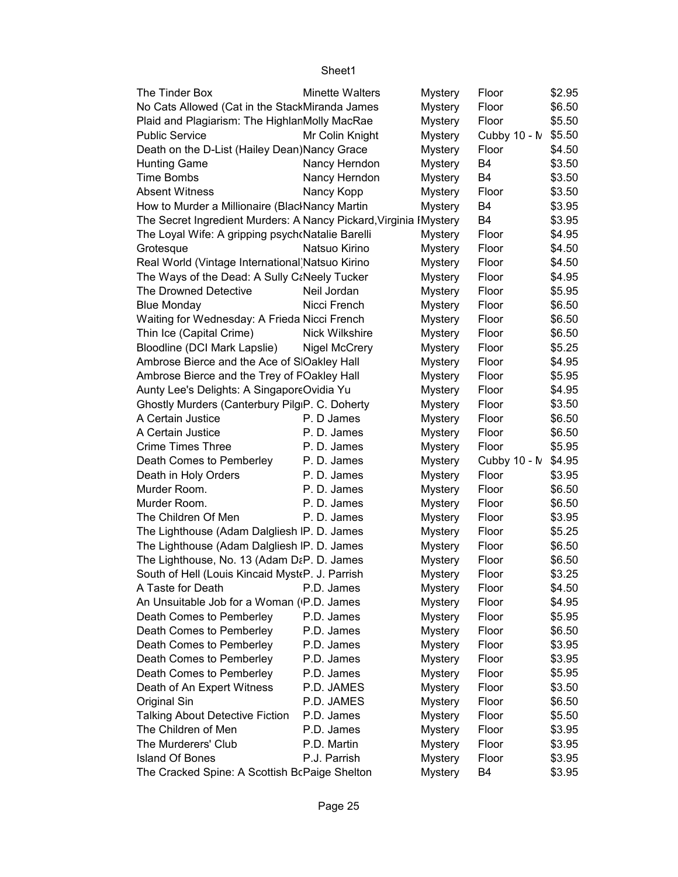| The Tinder Box | Minette Walters | Mystery | Floor | $2.95 |
|---|---|---|---|---|
| No Cats Allowed (Cat in the Stack | Miranda James | Mystery | Floor | $6.50 |
| Plaid and Plagiarism: The Highlan | Molly MacRae | Mystery | Floor | $5.50 |
| Public Service | Mr Colin Knight | Mystery | Cubby 10 - M | $5.50 |
| Death on the D-List (Hailey Dean) | Nancy Grace | Mystery | Floor | $4.50 |
| Hunting Game | Nancy Herndon | Mystery | B4 | $3.50 |
| Time Bombs | Nancy Herndon | Mystery | B4 | $3.50 |
| Absent Witness | Nancy Kopp | Mystery | Floor | $3.50 |
| How to Murder a Millionaire (Black | Nancy Martin | Mystery | B4 | $3.95 |
| The Secret Ingredient Murders: A | Nancy Pickard,Virginia R | Mystery | B4 | $3.95 |
| The Loyal Wife: A gripping psycho | Natalie Barelli | Mystery | Floor | $4.95 |
| Grotesque | Natsuo Kirino | Mystery | Floor | $4.50 |
| Real World (Vintage International) | Natsuo Kirino | Mystery | Floor | $4.50 |
| The Ways of the Dead: A Sully Ca | Neely Tucker | Mystery | Floor | $4.95 |
| The Drowned Detective | Neil Jordan | Mystery | Floor | $5.95 |
| Blue Monday | Nicci French | Mystery | Floor | $6.50 |
| Waiting for Wednesday: A Frieda | Nicci French | Mystery | Floor | $6.50 |
| Thin Ice (Capital Crime) | Nick Wilkshire | Mystery | Floor | $6.50 |
| Bloodline (DCI Mark Lapslie) | Nigel McCrery | Mystery | Floor | $5.25 |
| Ambrose Bierce and the Ace of Sl | Oakley Hall | Mystery | Floor | $4.95 |
| Ambrose Bierce and the Trey of F | Oakley Hall | Mystery | Floor | $5.95 |
| Aunty Lee's Delights: A Singapore | Ovidia Yu | Mystery | Floor | $4.95 |
| Ghostly Murders (Canterbury Pilg | P. C. Doherty | Mystery | Floor | $3.50 |
| A Certain Justice | P. D James | Mystery | Floor | $6.50 |
| A Certain Justice | P. D. James | Mystery | Floor | $6.50 |
| Crime Times Three | P. D. James | Mystery | Floor | $5.95 |
| Death Comes to Pemberley | P. D. James | Mystery | Cubby 10 - M | $4.95 |
| Death in Holy Orders | P. D. James | Mystery | Floor | $3.95 |
| Murder Room. | P. D. James | Mystery | Floor | $6.50 |
| Murder Room. | P. D. James | Mystery | Floor | $6.50 |
| The Children Of Men | P. D. James | Mystery | Floor | $3.95 |
| The Lighthouse (Adam Dalgliesh I | P. D. James | Mystery | Floor | $5.25 |
| The Lighthouse (Adam Dalgliesh I | P. D. James | Mystery | Floor | $6.50 |
| The Lighthouse, No. 13 (Adam Da | P. D. James | Mystery | Floor | $6.50 |
| South of Hell (Louis Kincaid Myste | P. J. Parrish | Mystery | Floor | $3.25 |
| A Taste for Death | P.D. James | Mystery | Floor | $4.50 |
| An Unsuitable Job for a Woman (I | P.D. James | Mystery | Floor | $4.95 |
| Death Comes to Pemberley | P.D. James | Mystery | Floor | $5.95 |
| Death Comes to Pemberley | P.D. James | Mystery | Floor | $6.50 |
| Death Comes to Pemberley | P.D. James | Mystery | Floor | $3.95 |
| Death Comes to Pemberley | P.D. James | Mystery | Floor | $3.95 |
| Death Comes to Pemberley | P.D. James | Mystery | Floor | $5.95 |
| Death of An Expert Witness | P.D. JAMES | Mystery | Floor | $3.50 |
| Original Sin | P.D. JAMES | Mystery | Floor | $6.50 |
| Talking About Detective Fiction | P.D. James | Mystery | Floor | $5.50 |
| The Children of Men | P.D. James | Mystery | Floor | $3.95 |
| The Murderers' Club | P.D. Martin | Mystery | Floor | $3.95 |
| Island Of Bones | P.J. Parrish | Mystery | Floor | $3.95 |
| The Cracked Spine: A Scottish Bo | Paige Shelton | Mystery | B4 | $3.95 |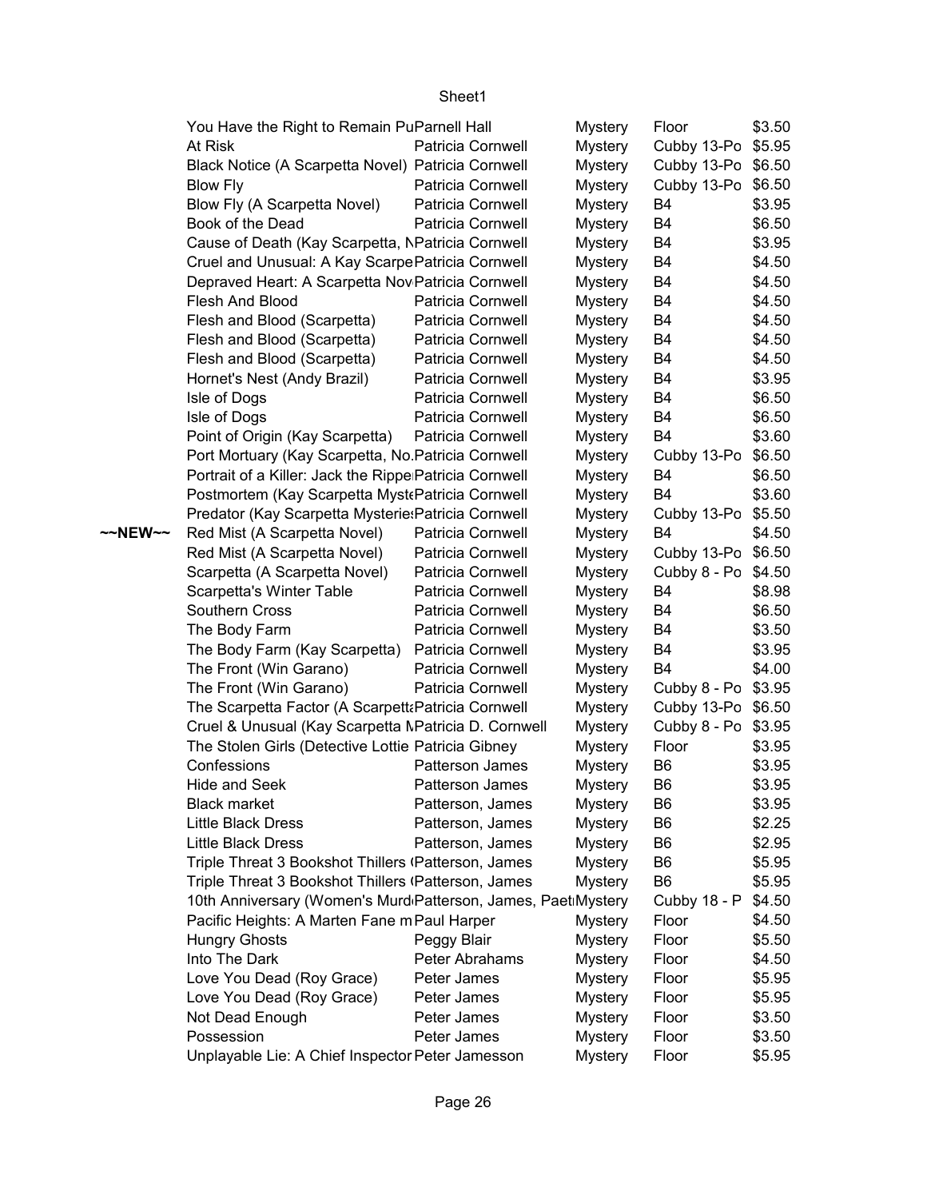| | Title | Author | Genre | Location | Price |
|---|---|---|---|---|---|
| | You Have the Right to Remain Pu | Parnell Hall | Mystery | Floor | $3.50 |
| | At Risk | Patricia Cornwell | Mystery | Cubby 13-Po | $5.95 |
| | Black Notice (A Scarpetta Novel) | Patricia Cornwell | Mystery | Cubby 13-Po | $6.50 |
| | Blow Fly | Patricia Cornwell | Mystery | Cubby 13-Po | $6.50 |
| | Blow Fly (A Scarpetta Novel) | Patricia Cornwell | Mystery | B4 | $3.95 |
| | Book of the Dead | Patricia Cornwell | Mystery | B4 | $6.50 |
| | Cause of Death (Kay Scarpetta, N | Patricia Cornwell | Mystery | B4 | $3.95 |
| | Cruel and Unusual: A Kay Scarpe | Patricia Cornwell | Mystery | B4 | $4.50 |
| | Depraved Heart: A Scarpetta Nov | Patricia Cornwell | Mystery | B4 | $4.50 |
| | Flesh And Blood | Patricia Cornwell | Mystery | B4 | $4.50 |
| | Flesh and Blood (Scarpetta) | Patricia Cornwell | Mystery | B4 | $4.50 |
| | Flesh and Blood (Scarpetta) | Patricia Cornwell | Mystery | B4 | $4.50 |
| | Flesh and Blood (Scarpetta) | Patricia Cornwell | Mystery | B4 | $4.50 |
| | Hornet's Nest (Andy Brazil) | Patricia Cornwell | Mystery | B4 | $3.95 |
| | Isle of Dogs | Patricia Cornwell | Mystery | B4 | $6.50 |
| | Isle of Dogs | Patricia Cornwell | Mystery | B4 | $6.50 |
| | Point of Origin (Kay Scarpetta) | Patricia Cornwell | Mystery | B4 | $3.60 |
| | Port Mortuary (Kay Scarpetta, No. | Patricia Cornwell | Mystery | Cubby 13-Po | $6.50 |
| | Portrait of a Killer: Jack the Rippe | Patricia Cornwell | Mystery | B4 | $6.50 |
| | Postmortem (Kay Scarpetta Myste | Patricia Cornwell | Mystery | B4 | $3.60 |
| | Predator (Kay Scarpetta Mysteries | Patricia Cornwell | Mystery | Cubby 13-Po | $5.50 |
| ~~NEW~~ | Red Mist (A Scarpetta Novel) | Patricia Cornwell | Mystery | B4 | $4.50 |
| | Red Mist (A Scarpetta Novel) | Patricia Cornwell | Mystery | Cubby 13-Po | $6.50 |
| | Scarpetta (A Scarpetta Novel) | Patricia Cornwell | Mystery | Cubby 8 - Po | $4.50 |
| | Scarpetta's Winter Table | Patricia Cornwell | Mystery | B4 | $8.98 |
| | Southern Cross | Patricia Cornwell | Mystery | B4 | $6.50 |
| | The Body Farm | Patricia Cornwell | Mystery | B4 | $3.50 |
| | The Body Farm (Kay Scarpetta) | Patricia Cornwell | Mystery | B4 | $3.95 |
| | The Front (Win Garano) | Patricia Cornwell | Mystery | B4 | $4.00 |
| | The Front (Win Garano) | Patricia Cornwell | Mystery | Cubby 8 - Po | $3.95 |
| | The Scarpetta Factor (A Scarpetta | Patricia Cornwell | Mystery | Cubby 13-Po | $6.50 |
| | Cruel & Unusual (Kay Scarpetta M | Patricia D. Cornwell | Mystery | Cubby 8 - Po | $3.95 |
| | The Stolen Girls (Detective Lottie | Patricia Gibney | Mystery | Floor | $3.95 |
| | Confessions | Patterson James | Mystery | B6 | $3.95 |
| | Hide and Seek | Patterson James | Mystery | B6 | $3.95 |
| | Black market | Patterson, James | Mystery | B6 | $3.95 |
| | Little Black Dress | Patterson, James | Mystery | B6 | $2.25 |
| | Little Black Dress | Patterson, James | Mystery | B6 | $2.95 |
| | Triple Threat 3 Bookshot Thillers ( | Patterson, James | Mystery | B6 | $5.95 |
| | Triple Threat 3 Bookshot Thillers ( | Patterson, James | Mystery | B6 | $5.95 |
| | 10th Anniversary (Women's Murd | Patterson, James, Paet | Mystery | Cubby 18 - P | $4.50 |
| | Pacific Heights: A Marten Fane m | Paul Harper | Mystery | Floor | $4.50 |
| | Hungry Ghosts | Peggy Blair | Mystery | Floor | $5.50 |
| | Into The Dark | Peter Abrahams | Mystery | Floor | $4.50 |
| | Love You Dead (Roy Grace) | Peter James | Mystery | Floor | $5.95 |
| | Love You Dead (Roy Grace) | Peter James | Mystery | Floor | $5.95 |
| | Not Dead Enough | Peter James | Mystery | Floor | $3.50 |
| | Possession | Peter James | Mystery | Floor | $3.50 |
| | Unplayable Lie: A Chief Inspector | Peter Jamesson | Mystery | Floor | $5.95 |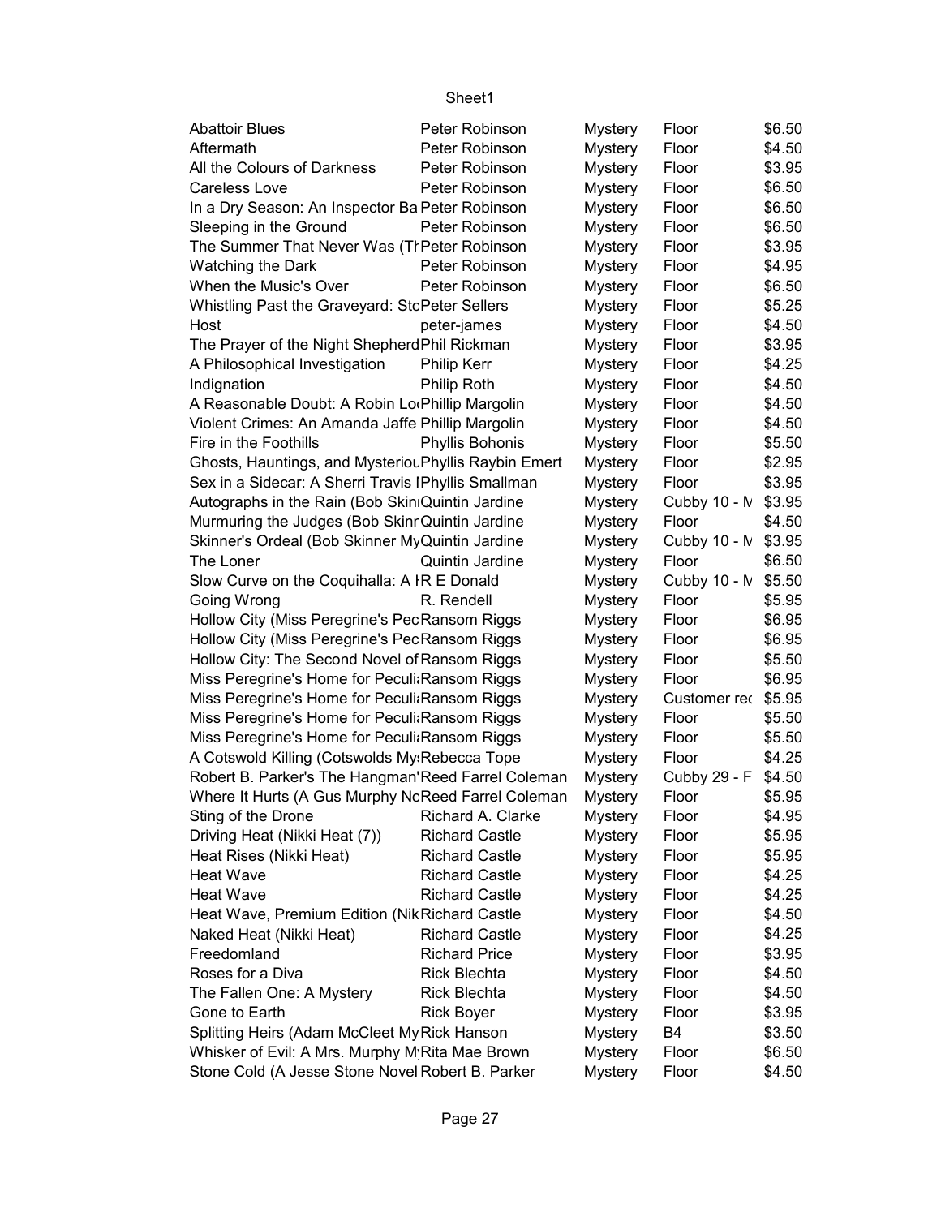| Abattoir Blues | Peter Robinson | Mystery | Floor | $6.50 |
|---|---|---|---|---|
| Aftermath | Peter Robinson | Mystery | Floor | $4.50 |
| All the Colours of Darkness | Peter Robinson | Mystery | Floor | $3.95 |
| Careless Love | Peter Robinson | Mystery | Floor | $6.50 |
| In a Dry Season: An Inspector Ba | Peter Robinson | Mystery | Floor | $6.50 |
| Sleeping in the Ground | Peter Robinson | Mystery | Floor | $6.50 |
| The Summer That Never Was (Th | Peter Robinson | Mystery | Floor | $3.95 |
| Watching the Dark | Peter Robinson | Mystery | Floor | $4.95 |
| When the Music's Over | Peter Robinson | Mystery | Floor | $6.50 |
| Whistling Past the Graveyard: Sto | Peter Sellers | Mystery | Floor | $5.25 |
| Host | peter-james | Mystery | Floor | $4.50 |
| The Prayer of the Night Shepherd | Phil Rickman | Mystery | Floor | $3.95 |
| A Philosophical Investigation | Philip Kerr | Mystery | Floor | $4.25 |
| Indignation | Philip Roth | Mystery | Floor | $4.50 |
| A Reasonable Doubt: A Robin Lo | Phillip Margolin | Mystery | Floor | $4.50 |
| Violent Crimes: An Amanda Jaffe | Phillip Margolin | Mystery | Floor | $4.50 |
| Fire in the Foothills | Phyllis Bohonis | Mystery | Floor | $5.50 |
| Ghosts, Hauntings, and Mysteriou | Phyllis Raybin Emert | Mystery | Floor | $2.95 |
| Sex in a Sidecar: A Sherri Travis I | Phyllis Smallman | Mystery | Floor | $3.95 |
| Autographs in the Rain (Bob Skin | Quintin Jardine | Mystery | Cubby 10 - M | $3.95 |
| Murmuring the Judges (Bob Skinn | Quintin Jardine | Mystery | Floor | $4.50 |
| Skinner's Ordeal (Bob Skinner My | Quintin Jardine | Mystery | Cubby 10 - M | $3.95 |
| The Loner | Quintin Jardine | Mystery | Floor | $6.50 |
| Slow Curve on the Coquihalla: A I | R E Donald | Mystery | Cubby 10 - M | $5.50 |
| Going Wrong | R. Rendell | Mystery | Floor | $5.95 |
| Hollow City (Miss Peregrine's Pec | Ransom Riggs | Mystery | Floor | $6.95 |
| Hollow City (Miss Peregrine's Pec | Ransom Riggs | Mystery | Floor | $6.95 |
| Hollow City: The Second Novel of | Ransom Riggs | Mystery | Floor | $5.50 |
| Miss Peregrine's Home for Peculia | Ransom Riggs | Mystery | Floor | $6.95 |
| Miss Peregrine's Home for Peculia | Ransom Riggs | Mystery | Customer rec | $5.95 |
| Miss Peregrine's Home for Peculia | Ransom Riggs | Mystery | Floor | $5.50 |
| Miss Peregrine's Home for Peculia | Ransom Riggs | Mystery | Floor | $5.50 |
| A Cotswold Killing (Cotswolds My | Rebecca Tope | Mystery | Floor | $4.25 |
| Robert B. Parker's The Hangman' | Reed Farrel Coleman | Mystery | Cubby 29 - F | $4.50 |
| Where It Hurts (A Gus Murphy No | Reed Farrel Coleman | Mystery | Floor | $5.95 |
| Sting of the Drone | Richard A. Clarke | Mystery | Floor | $4.95 |
| Driving Heat (Nikki Heat (7)) | Richard Castle | Mystery | Floor | $5.95 |
| Heat Rises (Nikki Heat) | Richard Castle | Mystery | Floor | $5.95 |
| Heat Wave | Richard Castle | Mystery | Floor | $4.25 |
| Heat Wave | Richard Castle | Mystery | Floor | $4.25 |
| Heat Wave, Premium Edition (Nik | Richard Castle | Mystery | Floor | $4.50 |
| Naked Heat (Nikki Heat) | Richard Castle | Mystery | Floor | $4.25 |
| Freedomland | Richard Price | Mystery | Floor | $3.95 |
| Roses for a Diva | Rick Blechta | Mystery | Floor | $4.50 |
| The Fallen One: A Mystery | Rick Blechta | Mystery | Floor | $4.50 |
| Gone to Earth | Rick Boyer | Mystery | Floor | $3.95 |
| Splitting Heirs (Adam McCleet My | Rick Hanson | Mystery | B4 | $3.50 |
| Whisker of Evil: A Mrs. Murphy M | Rita Mae Brown | Mystery | Floor | $6.50 |
| Stone Cold (A Jesse Stone Novel | Robert B. Parker | Mystery | Floor | $4.50 |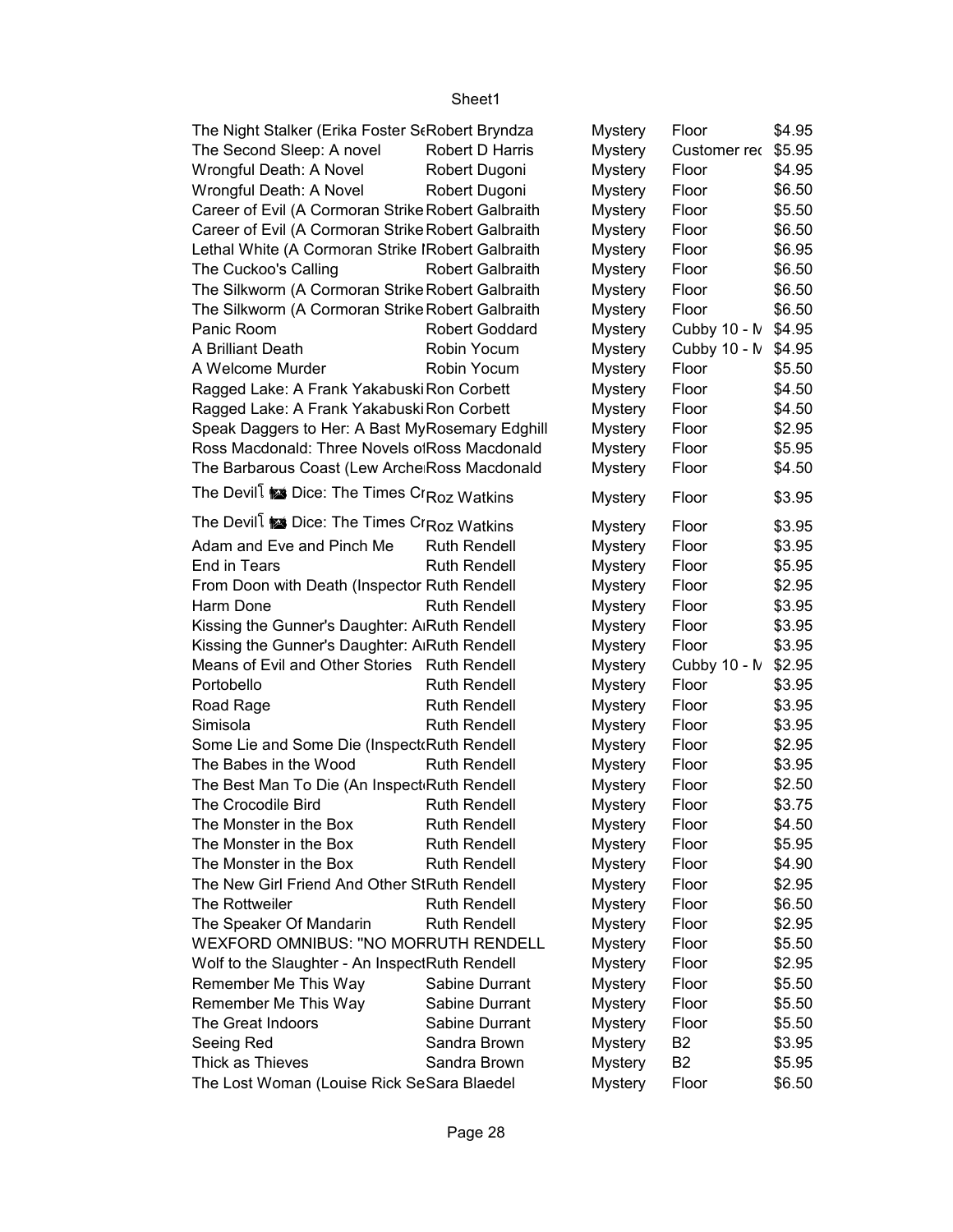| | | | | |
|---|---|---|---|---|
| The Night Stalker (Erika Foster Se | Robert Bryndza | Mystery | Floor | $4.95 |
| The Second Sleep: A novel | Robert D Harris | Mystery | Customer rec | $5.95 |
| Wrongful Death: A Novel | Robert Dugoni | Mystery | Floor | $4.95 |
| Wrongful Death: A Novel | Robert Dugoni | Mystery | Floor | $6.50 |
| Career of Evil (A Cormoran Strike | Robert Galbraith | Mystery | Floor | $5.50 |
| Career of Evil (A Cormoran Strike | Robert Galbraith | Mystery | Floor | $6.50 |
| Lethal White (A Cormoran Strike I | Robert Galbraith | Mystery | Floor | $6.95 |
| The Cuckoo's Calling | Robert Galbraith | Mystery | Floor | $6.50 |
| The Silkworm (A Cormoran Strike | Robert Galbraith | Mystery | Floor | $6.50 |
| The Silkworm (A Cormoran Strike | Robert Galbraith | Mystery | Floor | $6.50 |
| Panic Room | Robert Goddard | Mystery | Cubby 10 - M | $4.95 |
| A Brilliant Death | Robin Yocum | Mystery | Cubby 10 - M | $4.95 |
| A Welcome Murder | Robin Yocum | Mystery | Floor | $5.50 |
| Ragged Lake: A Frank Yakabuski | Ron Corbett | Mystery | Floor | $4.50 |
| Ragged Lake: A Frank Yakabuski | Ron Corbett | Mystery | Floor | $4.50 |
| Speak Daggers to Her: A Bast My | Rosemary Edghill | Mystery | Floor | $2.95 |
| Ross Macdonald: Three Novels of | Ross Macdonald | Mystery | Floor | $5.95 |
| The Barbarous Coast (Lew Arche | Ross Macdonald | Mystery | Floor | $4.50 |
| The Devil Dice: The Times Cr | Roz Watkins | Mystery | Floor | $3.95 |
| The Devil Dice: The Times Cr | Roz Watkins | Mystery | Floor | $3.95 |
| Adam and Eve and Pinch Me | Ruth Rendell | Mystery | Floor | $3.95 |
| End in Tears | Ruth Rendell | Mystery | Floor | $5.95 |
| From Doon with Death (Inspector | Ruth Rendell | Mystery | Floor | $2.95 |
| Harm Done | Ruth Rendell | Mystery | Floor | $3.95 |
| Kissing the Gunner's Daughter: A | Ruth Rendell | Mystery | Floor | $3.95 |
| Kissing the Gunner's Daughter: A | Ruth Rendell | Mystery | Floor | $3.95 |
| Means of Evil and Other Stories | Ruth Rendell | Mystery | Cubby 10 - M | $2.95 |
| Portobello | Ruth Rendell | Mystery | Floor | $3.95 |
| Road Rage | Ruth Rendell | Mystery | Floor | $3.95 |
| Simisola | Ruth Rendell | Mystery | Floor | $3.95 |
| Some Lie and Some Die (Inspecto | Ruth Rendell | Mystery | Floor | $2.95 |
| The Babes in the Wood | Ruth Rendell | Mystery | Floor | $3.95 |
| The Best Man To Die (An Inspect | Ruth Rendell | Mystery | Floor | $2.50 |
| The Crocodile Bird | Ruth Rendell | Mystery | Floor | $3.75 |
| The Monster in the Box | Ruth Rendell | Mystery | Floor | $4.50 |
| The Monster in the Box | Ruth Rendell | Mystery | Floor | $5.95 |
| The Monster in the Box | Ruth Rendell | Mystery | Floor | $4.90 |
| The New Girl Friend And Other St | Ruth Rendell | Mystery | Floor | $2.95 |
| The Rottweiler | Ruth Rendell | Mystery | Floor | $6.50 |
| The Speaker Of Mandarin | Ruth Rendell | Mystery | Floor | $2.95 |
| WEXFORD OMNIBUS: "NO MOR | RUTH RENDELL | Mystery | Floor | $5.50 |
| Wolf to the Slaughter - An Inspect | Ruth Rendell | Mystery | Floor | $2.95 |
| Remember Me This Way | Sabine Durrant | Mystery | Floor | $5.50 |
| Remember Me This Way | Sabine Durrant | Mystery | Floor | $5.50 |
| The Great Indoors | Sabine Durrant | Mystery | Floor | $5.50 |
| Seeing Red | Sandra Brown | Mystery | B2 | $3.95 |
| Thick as Thieves | Sandra Brown | Mystery | B2 | $5.95 |
| The Lost Woman (Louise Rick Se | Sara Blaedel | Mystery | Floor | $6.50 |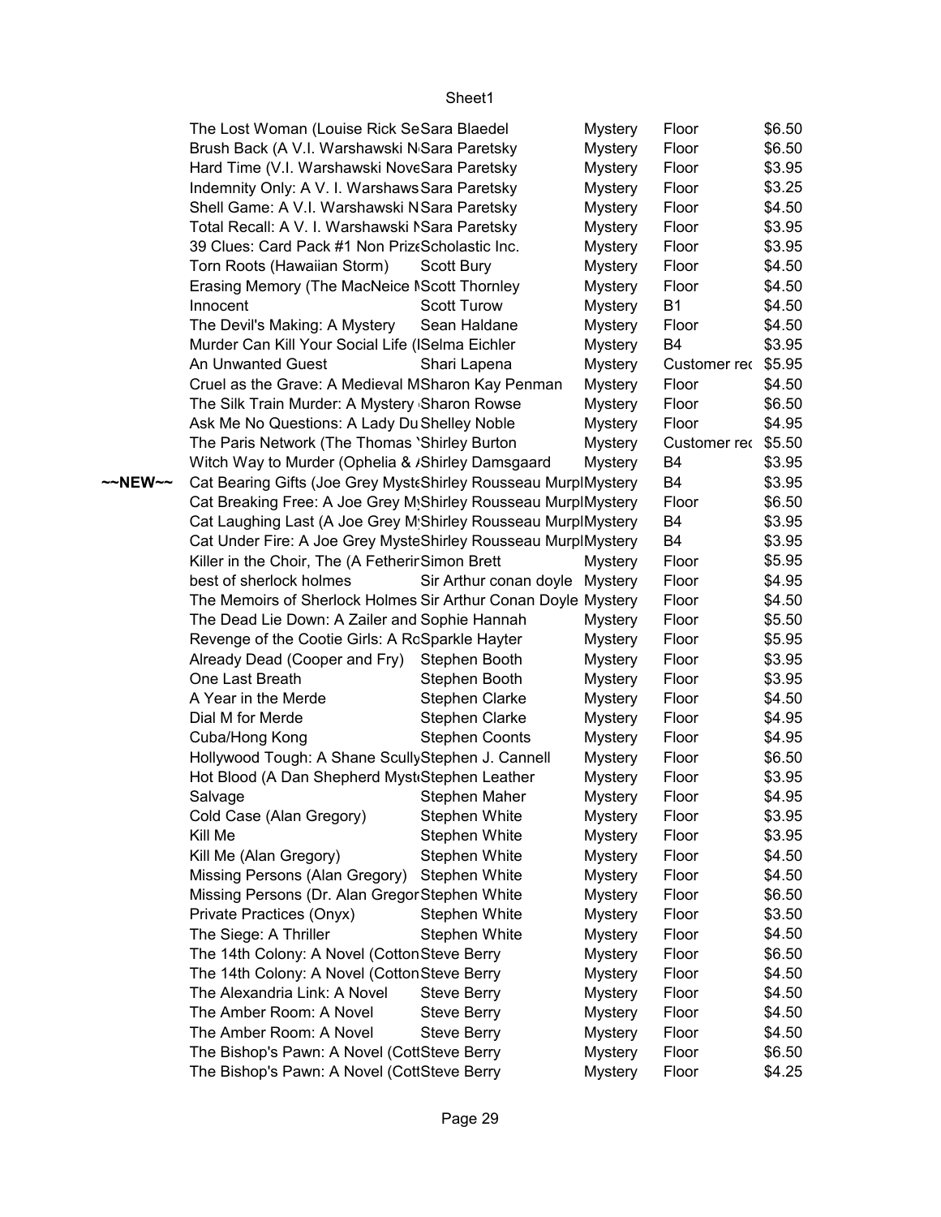| | | | | | |
|---|---|---|---|---|---|
| | The Lost Woman (Louise Rick Se | Sara Blaedel | Mystery | Floor | $6.50 |
| | Brush Back (A V.I. Warshawski N | Sara Paretsky | Mystery | Floor | $6.50 |
| | Hard Time (V.I. Warshawski Nove | Sara Paretsky | Mystery | Floor | $3.95 |
| | Indemnity Only: A V. I. Warshaws | Sara Paretsky | Mystery | Floor | $3.25 |
| | Shell Game: A V.I. Warshawski N | Sara Paretsky | Mystery | Floor | $4.50 |
| | Total Recall: A V. I. Warshawski N | Sara Paretsky | Mystery | Floor | $3.95 |
| | 39 Clues: Card Pack #1 Non Prize | Scholastic Inc. | Mystery | Floor | $3.95 |
| | Torn Roots (Hawaiian Storm) | Scott Bury | Mystery | Floor | $4.50 |
| | Erasing Memory (The MacNeice M | Scott Thornley | Mystery | Floor | $4.50 |
| | Innocent | Scott Turow | Mystery | B1 | $4.50 |
| | The Devil's Making: A Mystery | Sean Haldane | Mystery | Floor | $4.50 |
| | Murder Can Kill Your Social Life (I | Selma Eichler | Mystery | B4 | $3.95 |
| | An Unwanted Guest | Shari Lapena | Mystery | Customer rec | $5.95 |
| | Cruel as the Grave: A Medieval M | Sharon Kay Penman | Mystery | Floor | $4.50 |
| | The Silk Train Murder: A Mystery | Sharon Rowse | Mystery | Floor | $6.50 |
| | Ask Me No Questions: A Lady Du | Shelley Noble | Mystery | Floor | $4.95 |
| | The Paris Network (The Thomas | Shirley Burton | Mystery | Customer rec | $5.50 |
| | Witch Way to Murder (Ophelia & A | Shirley Damsgaard | Mystery | B4 | $3.95 |
| ~~NEW~~ | Cat Bearing Gifts (Joe Grey Myste | Shirley Rousseau Murph | Mystery | B4 | $3.95 |
| | Cat Breaking Free: A Joe Grey My | Shirley Rousseau Murph | Mystery | Floor | $6.50 |
| | Cat Laughing Last (A Joe Grey My | Shirley Rousseau Murph | Mystery | B4 | $3.95 |
| | Cat Under Fire: A Joe Grey Myste | Shirley Rousseau Murph | Mystery | B4 | $3.95 |
| | Killer in the Choir, The (A Fetherin | Simon Brett | Mystery | Floor | $5.95 |
| | best of sherlock holmes | Sir Arthur conan doyle | Mystery | Floor | $4.95 |
| | The Memoirs of Sherlock Holmes | Sir Arthur Conan Doyle | Mystery | Floor | $4.50 |
| | The Dead Lie Down: A Zailer and | Sophie Hannah | Mystery | Floor | $5.50 |
| | Revenge of the Cootie Girls: A Ro | Sparkle Hayter | Mystery | Floor | $5.95 |
| | Already Dead (Cooper and Fry) | Stephen Booth | Mystery | Floor | $3.95 |
| | One Last Breath | Stephen Booth | Mystery | Floor | $3.95 |
| | A Year in the Merde | Stephen Clarke | Mystery | Floor | $4.50 |
| | Dial M for Merde | Stephen Clarke | Mystery | Floor | $4.95 |
| | Cuba/Hong Kong | Stephen Coonts | Mystery | Floor | $4.95 |
| | Hollywood Tough: A Shane Scully | Stephen J. Cannell | Mystery | Floor | $6.50 |
| | Hot Blood (A Dan Shepherd Myst | Stephen Leather | Mystery | Floor | $3.95 |
| | Salvage | Stephen Maher | Mystery | Floor | $4.95 |
| | Cold Case (Alan Gregory) | Stephen White | Mystery | Floor | $3.95 |
| | Kill Me | Stephen White | Mystery | Floor | $3.95 |
| | Kill Me (Alan Gregory) | Stephen White | Mystery | Floor | $4.50 |
| | Missing Persons (Alan Gregory) | Stephen White | Mystery | Floor | $4.50 |
| | Missing Persons (Dr. Alan Gregor | Stephen White | Mystery | Floor | $6.50 |
| | Private Practices (Onyx) | Stephen White | Mystery | Floor | $3.50 |
| | The Siege: A Thriller | Stephen White | Mystery | Floor | $4.50 |
| | The 14th Colony: A Novel (Cotton | Steve Berry | Mystery | Floor | $6.50 |
| | The 14th Colony: A Novel (Cotton | Steve Berry | Mystery | Floor | $4.50 |
| | The Alexandria Link: A Novel | Steve Berry | Mystery | Floor | $4.50 |
| | The Amber Room: A Novel | Steve Berry | Mystery | Floor | $4.50 |
| | The Amber Room: A Novel | Steve Berry | Mystery | Floor | $4.50 |
| | The Bishop's Pawn: A Novel (Cott | Steve Berry | Mystery | Floor | $6.50 |
| | The Bishop's Pawn: A Novel (Cott | Steve Berry | Mystery | Floor | $4.25 |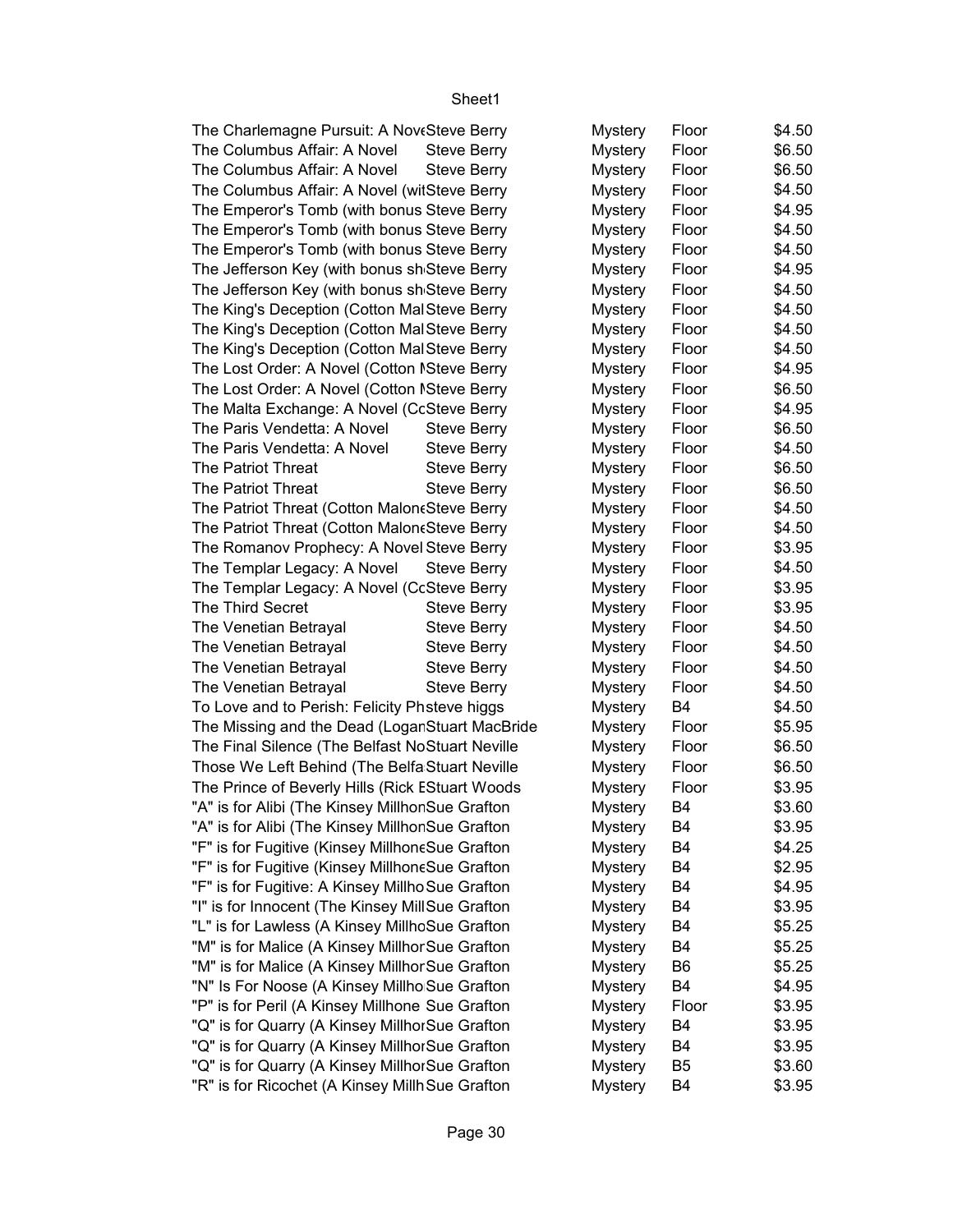| | | | | |
|---|---|---|---|---|
| The Charlemagne Pursuit: A Nove | Steve Berry | Mystery | Floor | $4.50 |
| The Columbus Affair: A Novel | Steve Berry | Mystery | Floor | $6.50 |
| The Columbus Affair: A Novel | Steve Berry | Mystery | Floor | $6.50 |
| The Columbus Affair: A Novel (wit | Steve Berry | Mystery | Floor | $4.50 |
| The Emperor's Tomb (with bonus | Steve Berry | Mystery | Floor | $4.95 |
| The Emperor's Tomb (with bonus | Steve Berry | Mystery | Floor | $4.50 |
| The Emperor's Tomb (with bonus | Steve Berry | Mystery | Floor | $4.50 |
| The Jefferson Key (with bonus sh | Steve Berry | Mystery | Floor | $4.95 |
| The Jefferson Key (with bonus sh | Steve Berry | Mystery | Floor | $4.50 |
| The King's Deception (Cotton Mal | Steve Berry | Mystery | Floor | $4.50 |
| The King's Deception (Cotton Mal | Steve Berry | Mystery | Floor | $4.50 |
| The King's Deception (Cotton Mal | Steve Berry | Mystery | Floor | $4.50 |
| The Lost Order: A Novel (Cotton I | Steve Berry | Mystery | Floor | $4.95 |
| The Lost Order: A Novel (Cotton I | Steve Berry | Mystery | Floor | $6.50 |
| The Malta Exchange: A Novel (Cc | Steve Berry | Mystery | Floor | $4.95 |
| The Paris Vendetta: A Novel | Steve Berry | Mystery | Floor | $6.50 |
| The Paris Vendetta: A Novel | Steve Berry | Mystery | Floor | $4.50 |
| The Patriot Threat | Steve Berry | Mystery | Floor | $6.50 |
| The Patriot Threat | Steve Berry | Mystery | Floor | $6.50 |
| The Patriot Threat (Cotton Malone | Steve Berry | Mystery | Floor | $4.50 |
| The Patriot Threat (Cotton Malone | Steve Berry | Mystery | Floor | $4.50 |
| The Romanov Prophecy: A Novel | Steve Berry | Mystery | Floor | $3.95 |
| The Templar Legacy: A Novel | Steve Berry | Mystery | Floor | $4.50 |
| The Templar Legacy: A Novel (Cc | Steve Berry | Mystery | Floor | $3.95 |
| The Third Secret | Steve Berry | Mystery | Floor | $3.95 |
| The Venetian Betrayal | Steve Berry | Mystery | Floor | $4.50 |
| The Venetian Betrayal | Steve Berry | Mystery | Floor | $4.50 |
| The Venetian Betrayal | Steve Berry | Mystery | Floor | $4.50 |
| The Venetian Betrayal | Steve Berry | Mystery | Floor | $4.50 |
| To Love and to Perish: Felicity Ph | steve higgs | Mystery | B4 | $4.50 |
| The Missing and the Dead (Logan | Stuart MacBride | Mystery | Floor | $5.95 |
| The Final Silence (The Belfast No | Stuart Neville | Mystery | Floor | $6.50 |
| Those We Left Behind (The Belfa | Stuart Neville | Mystery | Floor | $6.50 |
| The Prince of Beverly Hills (Rick E | Stuart Woods | Mystery | Floor | $3.95 |
| "A" is for Alibi (The Kinsey Millhon | Sue Grafton | Mystery | B4 | $3.60 |
| "A" is for Alibi (The Kinsey Millhon | Sue Grafton | Mystery | B4 | $3.95 |
| "F" is for Fugitive (Kinsey Millhone | Sue Grafton | Mystery | B4 | $4.25 |
| "F" is for Fugitive (Kinsey Millhone | Sue Grafton | Mystery | B4 | $2.95 |
| "F" is for Fugitive: A Kinsey Millho | Sue Grafton | Mystery | B4 | $4.95 |
| "I" is for Innocent (The Kinsey Mill | Sue Grafton | Mystery | B4 | $3.95 |
| "L" is for Lawless (A Kinsey Millho | Sue Grafton | Mystery | B4 | $5.25 |
| "M" is for Malice (A Kinsey Millhor | Sue Grafton | Mystery | B4 | $5.25 |
| "M" is for Malice (A Kinsey Millhor | Sue Grafton | Mystery | B6 | $5.25 |
| "N" Is For Noose (A Kinsey Millho | Sue Grafton | Mystery | B4 | $4.95 |
| "P" is for Peril (A Kinsey Millhone | Sue Grafton | Mystery | Floor | $3.95 |
| "Q" is for Quarry (A Kinsey Millhor | Sue Grafton | Mystery | B4 | $3.95 |
| "Q" is for Quarry (A Kinsey Millhor | Sue Grafton | Mystery | B4 | $3.95 |
| "Q" is for Quarry (A Kinsey Millhor | Sue Grafton | Mystery | B5 | $3.60 |
| "R" is for Ricochet (A Kinsey Millh | Sue Grafton | Mystery | B4 | $3.95 |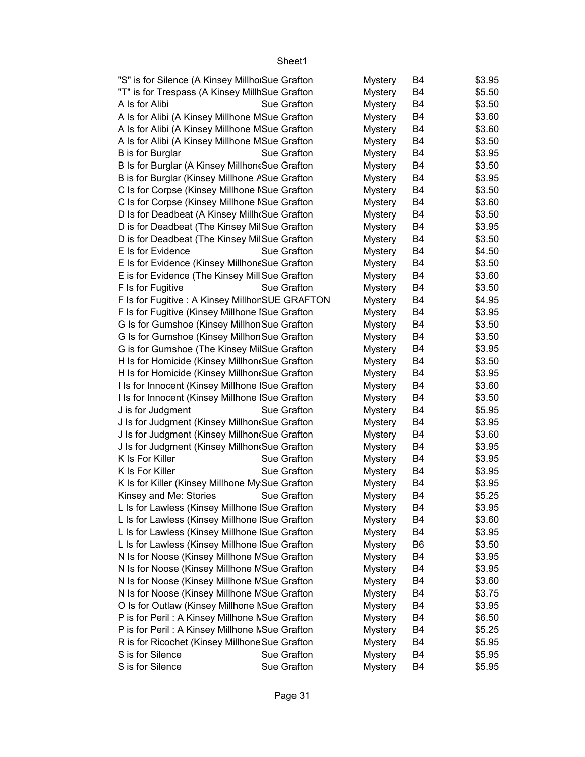| | | | | |
|---|---|---|---|---|
| "S" is for Silence (A Kinsey Millho | Sue Grafton | Mystery | B4 | $3.95 |
| "T" is for Trespass (A Kinsey Millh | Sue Grafton | Mystery | B4 | $5.50 |
| A Is for Alibi | Sue Grafton | Mystery | B4 | $3.50 |
| A Is for Alibi (A Kinsey Millhone M | Sue Grafton | Mystery | B4 | $3.60 |
| A Is for Alibi (A Kinsey Millhone M | Sue Grafton | Mystery | B4 | $3.60 |
| A Is for Alibi (A Kinsey Millhone M | Sue Grafton | Mystery | B4 | $3.50 |
| B is for Burglar | Sue Grafton | Mystery | B4 | $3.95 |
| B Is for Burglar (A Kinsey Millhone | Sue Grafton | Mystery | B4 | $3.50 |
| B is for Burglar (Kinsey Millhone A | Sue Grafton | Mystery | B4 | $3.95 |
| C Is for Corpse (Kinsey Millhone M | Sue Grafton | Mystery | B4 | $3.50 |
| C Is for Corpse (Kinsey Millhone M | Sue Grafton | Mystery | B4 | $3.60 |
| D Is for Deadbeat (A Kinsey Millh | Sue Grafton | Mystery | B4 | $3.50 |
| D is for Deadbeat (The Kinsey Mil | Sue Grafton | Mystery | B4 | $3.95 |
| D is for Deadbeat (The Kinsey Mil | Sue Grafton | Mystery | B4 | $3.50 |
| E Is for Evidence | Sue Grafton | Mystery | B4 | $4.50 |
| E Is for Evidence (Kinsey Millhone | Sue Grafton | Mystery | B4 | $3.50 |
| E is for Evidence (The Kinsey Mill | Sue Grafton | Mystery | B4 | $3.60 |
| F Is for Fugitive | Sue Grafton | Mystery | B4 | $3.50 |
| F Is for Fugitive : A Kinsey Millhon | SUE GRAFTON | Mystery | B4 | $4.95 |
| F Is for Fugitive (Kinsey Millhone | Sue Grafton | Mystery | B4 | $3.95 |
| G Is for Gumshoe (Kinsey Millhon | Sue Grafton | Mystery | B4 | $3.50 |
| G Is for Gumshoe (Kinsey Millhon | Sue Grafton | Mystery | B4 | $3.50 |
| G is for Gumshoe (The Kinsey Mil | Sue Grafton | Mystery | B4 | $3.95 |
| H Is for Homicide (Kinsey Millhone | Sue Grafton | Mystery | B4 | $3.50 |
| H Is for Homicide (Kinsey Millhone | Sue Grafton | Mystery | B4 | $3.95 |
| I Is for Innocent (Kinsey Millhone | Sue Grafton | Mystery | B4 | $3.60 |
| I Is for Innocent (Kinsey Millhone | Sue Grafton | Mystery | B4 | $3.50 |
| J is for Judgment | Sue Grafton | Mystery | B4 | $5.95 |
| J Is for Judgment (Kinsey Millhone | Sue Grafton | Mystery | B4 | $3.95 |
| J Is for Judgment (Kinsey Millhone | Sue Grafton | Mystery | B4 | $3.60 |
| J Is for Judgment (Kinsey Millhone | Sue Grafton | Mystery | B4 | $3.95 |
| K Is For Killer | Sue Grafton | Mystery | B4 | $3.95 |
| K Is For Killer | Sue Grafton | Mystery | B4 | $3.95 |
| K Is for Killer (Kinsey Millhone My | Sue Grafton | Mystery | B4 | $3.95 |
| Kinsey and Me: Stories | Sue Grafton | Mystery | B4 | $5.25 |
| L Is for Lawless (Kinsey Millhone | Sue Grafton | Mystery | B4 | $3.95 |
| L Is for Lawless (Kinsey Millhone | Sue Grafton | Mystery | B4 | $3.60 |
| L Is for Lawless (Kinsey Millhone | Sue Grafton | Mystery | B4 | $3.95 |
| L Is for Lawless (Kinsey Millhone | Sue Grafton | Mystery | B6 | $3.50 |
| N Is for Noose (Kinsey Millhone M | Sue Grafton | Mystery | B4 | $3.95 |
| N Is for Noose (Kinsey Millhone M | Sue Grafton | Mystery | B4 | $3.95 |
| N Is for Noose (Kinsey Millhone M | Sue Grafton | Mystery | B4 | $3.60 |
| N Is for Noose (Kinsey Millhone M | Sue Grafton | Mystery | B4 | $3.75 |
| O Is for Outlaw (Kinsey Millhone M | Sue Grafton | Mystery | B4 | $3.95 |
| P is for Peril : A Kinsey Millhone M | Sue Grafton | Mystery | B4 | $6.50 |
| P is for Peril : A Kinsey Millhone M | Sue Grafton | Mystery | B4 | $5.25 |
| R is for Ricochet (Kinsey Millhone | Sue Grafton | Mystery | B4 | $5.95 |
| S is for Silence | Sue Grafton | Mystery | B4 | $5.95 |
| S is for Silence | Sue Grafton | Mystery | B4 | $5.95 |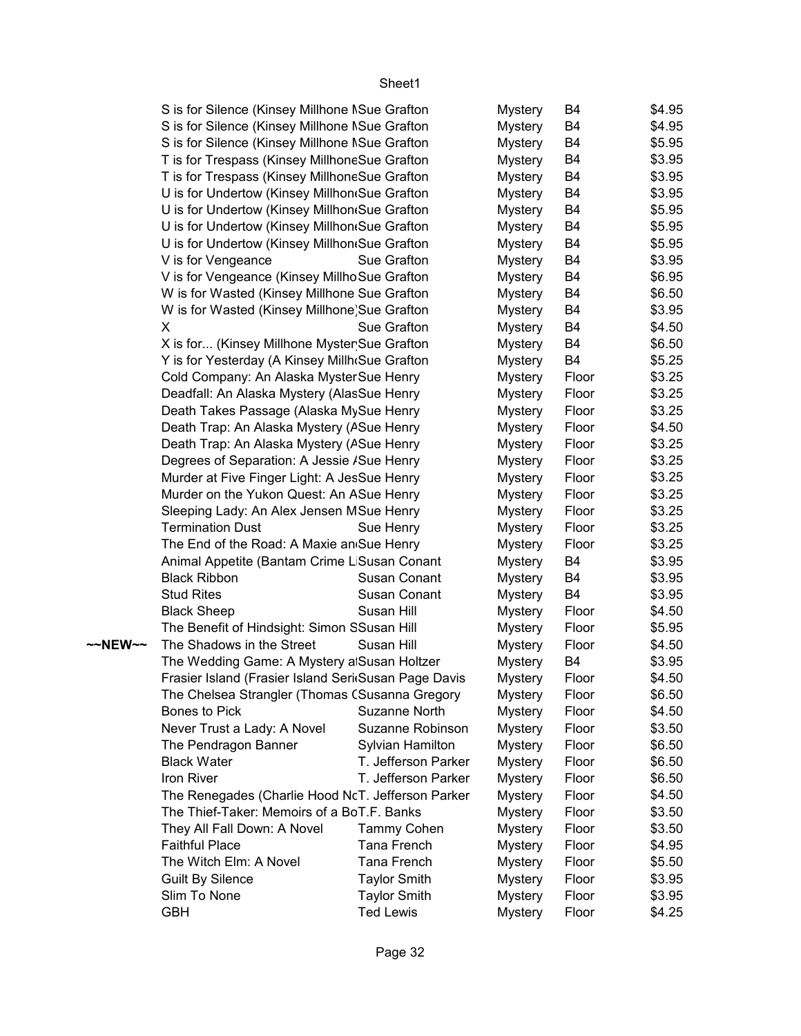| | | | | | |
|---|---|---|---|---|---|
| | S is for Silence (Kinsey Millhone M | Sue Grafton | Mystery | B4 | $4.95 |
| | S is for Silence (Kinsey Millhone M | Sue Grafton | Mystery | B4 | $4.95 |
| | S is for Silence (Kinsey Millhone M | Sue Grafton | Mystery | B4 | $5.95 |
| | T is for Trespass (Kinsey Millhone | Sue Grafton | Mystery | B4 | $3.95 |
| | T is for Trespass (Kinsey Millhone | Sue Grafton | Mystery | B4 | $3.95 |
| | U is for Undertow (Kinsey Millhone | Sue Grafton | Mystery | B4 | $3.95 |
| | U is for Undertow (Kinsey Millhone | Sue Grafton | Mystery | B4 | $5.95 |
| | U is for Undertow (Kinsey Millhone | Sue Grafton | Mystery | B4 | $5.95 |
| | U is for Undertow (Kinsey Millhone | Sue Grafton | Mystery | B4 | $5.95 |
| | V is for Vengeance | Sue Grafton | Mystery | B4 | $3.95 |
| | V is for Vengeance (Kinsey Millho | Sue Grafton | Mystery | B4 | $6.95 |
| | W is for Wasted (Kinsey Millhone | Sue Grafton | Mystery | B4 | $6.50 |
| | W is for Wasted (Kinsey Millhone) | Sue Grafton | Mystery | B4 | $3.95 |
| | X | Sue Grafton | Mystery | B4 | $4.50 |
| | X is for... (Kinsey Millhone Myster | Sue Grafton | Mystery | B4 | $6.50 |
| | Y is for Yesterday (A Kinsey Millh | Sue Grafton | Mystery | B4 | $5.25 |
| | Cold Company: An Alaska Myster | Sue Henry | Mystery | Floor | $3.25 |
| | Deadfall: An Alaska Mystery (Alas | Sue Henry | Mystery | Floor | $3.25 |
| | Death Takes Passage (Alaska My | Sue Henry | Mystery | Floor | $3.25 |
| | Death Trap: An Alaska Mystery (A | Sue Henry | Mystery | Floor | $4.50 |
| | Death Trap: An Alaska Mystery (A | Sue Henry | Mystery | Floor | $3.25 |
| | Degrees of Separation: A Jessie A | Sue Henry | Mystery | Floor | $3.25 |
| | Murder at Five Finger Light: A Jes | Sue Henry | Mystery | Floor | $3.25 |
| | Murder on the Yukon Quest: An A | Sue Henry | Mystery | Floor | $3.25 |
| | Sleeping Lady: An Alex Jensen M | Sue Henry | Mystery | Floor | $3.25 |
| | Termination Dust | Sue Henry | Mystery | Floor | $3.25 |
| | The End of the Road: A Maxie an | Sue Henry | Mystery | Floor | $3.25 |
| | Animal Appetite (Bantam Crime L | Susan Conant | Mystery | B4 | $3.95 |
| | Black Ribbon | Susan Conant | Mystery | B4 | $3.95 |
| | Stud Rites | Susan Conant | Mystery | B4 | $3.95 |
| | Black Sheep | Susan Hill | Mystery | Floor | $4.50 |
| | The Benefit of Hindsight: Simon S | Susan Hill | Mystery | Floor | $5.95 |
| ~~NEW~~ | The Shadows in the Street | Susan Hill | Mystery | Floor | $4.50 |
| | The Wedding Game: A Mystery a | Susan Holtzer | Mystery | B4 | $3.95 |
| | Frasier Island (Frasier Island Seri | Susan Page Davis | Mystery | Floor | $4.50 |
| | The Chelsea Strangler (Thomas C | Susanna Gregory | Mystery | Floor | $6.50 |
| | Bones to Pick | Suzanne North | Mystery | Floor | $4.50 |
| | Never Trust a Lady: A Novel | Suzanne Robinson | Mystery | Floor | $3.50 |
| | The Pendragon Banner | Sylvian Hamilton | Mystery | Floor | $6.50 |
| | Black Water | T. Jefferson Parker | Mystery | Floor | $6.50 |
| | Iron River | T. Jefferson Parker | Mystery | Floor | $6.50 |
| | The Renegades (Charlie Hood No | T. Jefferson Parker | Mystery | Floor | $4.50 |
| | The Thief-Taker: Memoirs of a Bo | T.F. Banks | Mystery | Floor | $3.50 |
| | They All Fall Down: A Novel | Tammy Cohen | Mystery | Floor | $3.50 |
| | Faithful Place | Tana French | Mystery | Floor | $4.95 |
| | The Witch Elm: A Novel | Tana French | Mystery | Floor | $5.50 |
| | Guilt By Silence | Taylor Smith | Mystery | Floor | $3.95 |
| | Slim To None | Taylor Smith | Mystery | Floor | $3.95 |
| | GBH | Ted Lewis | Mystery | Floor | $4.25 |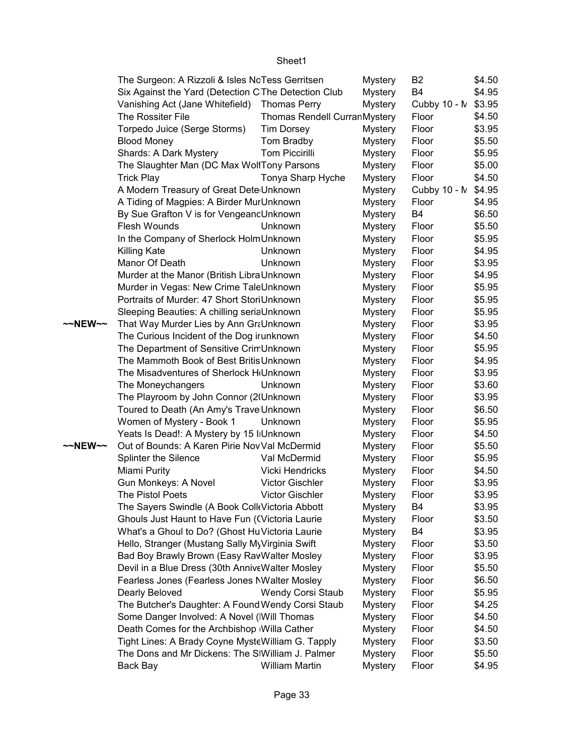| | | | | | |
|---|---|---|---|---|---|
| | The Surgeon: A Rizzoli & Isles NoTess Gerritsen | | Mystery | B2 | $4.50 |
| | Six Against the Yard (Detection CThe Detection Club | | Mystery | B4 | $4.95 |
| | Vanishing Act (Jane Whitefield) | Thomas Perry | Mystery | Cubby 10 - M | $3.95 |
| | The Rossiter File | Thomas Rendell CurranMystery | | Floor | $4.50 |
| | Torpedo Juice (Serge Storms) | Tim Dorsey | Mystery | Floor | $3.95 |
| | Blood Money | Tom Bradby | Mystery | Floor | $5.50 |
| | Shards: A Dark Mystery | Tom Piccirilli | Mystery | Floor | $5.95 |
| | The Slaughter Man (DC Max WolfTony Parsons | | Mystery | Floor | $5.00 |
| | Trick Play | Tonya Sharp Hyche | Mystery | Floor | $4.50 |
| | A Modern Treasury of Great DeteUnknown | | Mystery | Cubby 10 - M | $4.95 |
| | A Tiding of Magpies: A Birder MurUnknown | | Mystery | Floor | $4.95 |
| | By Sue Grafton V is for VengeancUnknown | | Mystery | B4 | $6.50 |
| | Flesh Wounds | Unknown | Mystery | Floor | $5.50 |
| | In the Company of Sherlock HolmUnknown | | Mystery | Floor | $5.95 |
| | Killing Kate | Unknown | Mystery | Floor | $4.95 |
| | Manor Of Death | Unknown | Mystery | Floor | $3.95 |
| | Murder at the Manor (British LibraUnknown | | Mystery | Floor | $4.95 |
| | Murder in Vegas: New Crime TaleUnknown | | Mystery | Floor | $5.95 |
| | Portraits of Murder: 47 Short StoriUnknown | | Mystery | Floor | $5.95 |
| | Sleeping Beauties: A chilling seriaUnknown | | Mystery | Floor | $5.95 |
| ~~NEW~~ | That Way Murder Lies by Ann GraUnknown | | Mystery | Floor | $3.95 |
| | The Curious Incident of the Dog irunknown | | Mystery | Floor | $4.50 |
| | The Department of Sensitive CrimUnknown | | Mystery | Floor | $5.95 |
| | The Mammoth Book of Best BritisUnknown | | Mystery | Floor | $4.95 |
| | The Misadventures of Sherlock HUnknown | | Mystery | Floor | $3.95 |
| | The Moneychangers | Unknown | Mystery | Floor | $3.60 |
| | The Playroom by John Connor (2Unknown | | Mystery | Floor | $3.95 |
| | Toured to Death (An Amy's TravelUnknown | | Mystery | Floor | $6.50 |
| | Women of Mystery - Book 1 | Unknown | Mystery | Floor | $5.95 |
| | Yeats Is Dead!: A Mystery by 15 IUnknown | | Mystery | Floor | $4.50 |
| ~~NEW~~ | Out of Bounds: A Karen Pirie NovVal McDermid | | Mystery | Floor | $5.50 |
| | Splinter the Silence | Val McDermid | Mystery | Floor | $5.95 |
| | Miami Purity | Vicki Hendricks | Mystery | Floor | $4.50 |
| | Gun Monkeys: A Novel | Victor Gischler | Mystery | Floor | $3.95 |
| | The Pistol Poets | Victor Gischler | Mystery | Floor | $3.95 |
| | The Sayers Swindle (A Book ColleVictoria Abbott | | Mystery | B4 | $3.95 |
| | Ghouls Just Haunt to Have Fun (Victoria Laurie | | Mystery | Floor | $3.50 |
| | What's a Ghoul to Do? (Ghost HuVictoria Laurie | | Mystery | B4 | $3.95 |
| | Hello, Stranger (Mustang Sally MyVirginia Swift | | Mystery | Floor | $3.50 |
| | Bad Boy Brawly Brown (Easy RawWalter Mosley | | Mystery | Floor | $3.95 |
| | Devil in a Blue Dress (30th AnniveWalter Mosley | | Mystery | Floor | $5.50 |
| | Fearless Jones (Fearless Jones NWalter Mosley | | Mystery | Floor | $6.50 |
| | Dearly Beloved | Wendy Corsi Staub | Mystery | Floor | $5.95 |
| | The Butcher's Daughter: A FoundWendy Corsi Staub | | Mystery | Floor | $4.25 |
| | Some Danger Involved: A Novel (Will Thomas | | Mystery | Floor | $4.50 |
| | Death Comes for the Archbishop Willa Cather | | Mystery | Floor | $4.50 |
| | Tight Lines: A Brady Coyne MysteWilliam G. Tapply | | Mystery | Floor | $3.50 |
| | The Dons and Mr Dickens: The StWilliam J. Palmer | | Mystery | Floor | $5.50 |
| | Back Bay | William Martin | Mystery | Floor | $4.95 |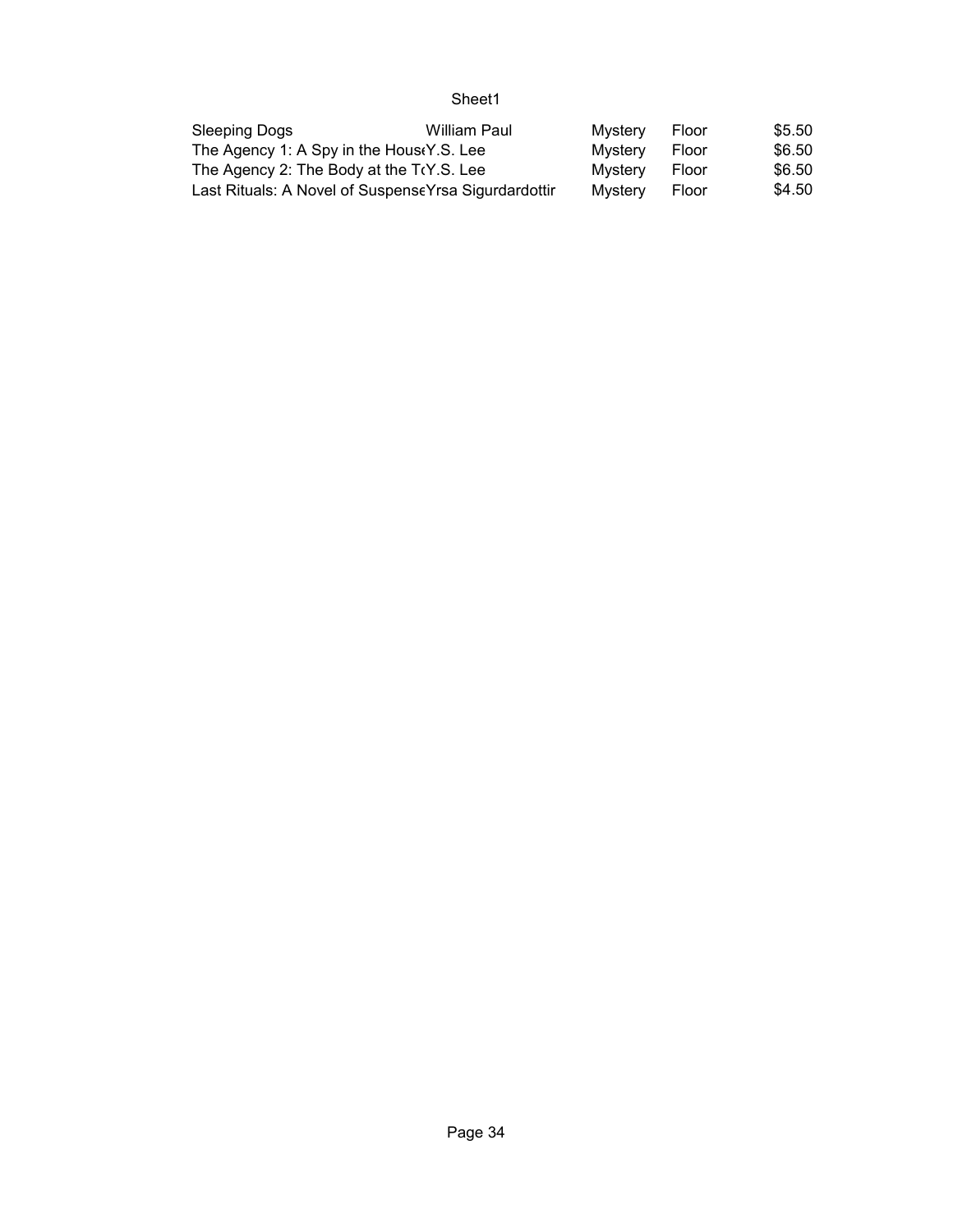Sheet1

| | | | | |
|---|---|---|---|---|
| Sleeping Dogs | William Paul | Mystery | Floor | $5.50 |
| The Agency 1: A Spy in the Hous | Y.S. Lee | Mystery | Floor | $6.50 |
| The Agency 2: The Body at the T | Y.S. Lee | Mystery | Floor | $6.50 |
| Last Rituals: A Novel of Suspens | Yrsa Sigurdardottir | Mystery | Floor | $4.50 |